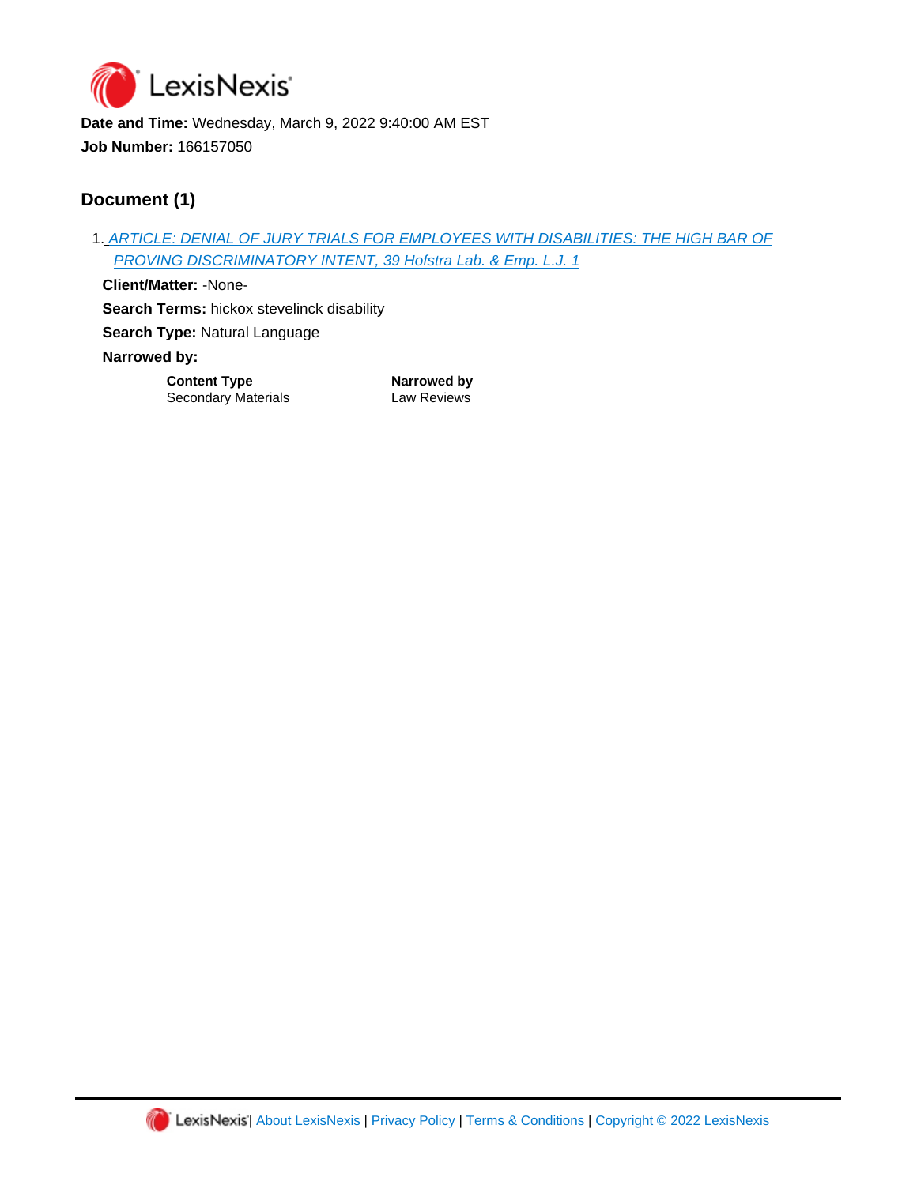LexisNexis®

**Date and Time:** Wednesday, March 9, 2022 9:40:00 AM EST

**Job Number:** 166157050

## Document (1)

1. ARTICLE: DENIAL OF JURY TRIALS FOR EMPLOYEES WITH DISABILITIES: THE HIGH BAR OF PROVING DISCRIMINATORY INTENT, 39 Hofstra Lab. & Emp. L.J. 1

**Client/Matter:** -None-

**Search Terms:** hickox stevelinck disability

**Search Type:** Natural Language

**Narrowed by:**

| **Content Type** | **Narrowed by** |
| --- | --- |
| Secondary Materials | Law Reviews |

LexisNexis | About LexisNexis | Privacy Policy | Terms & Conditions | Copyright © 2022 LexisNexis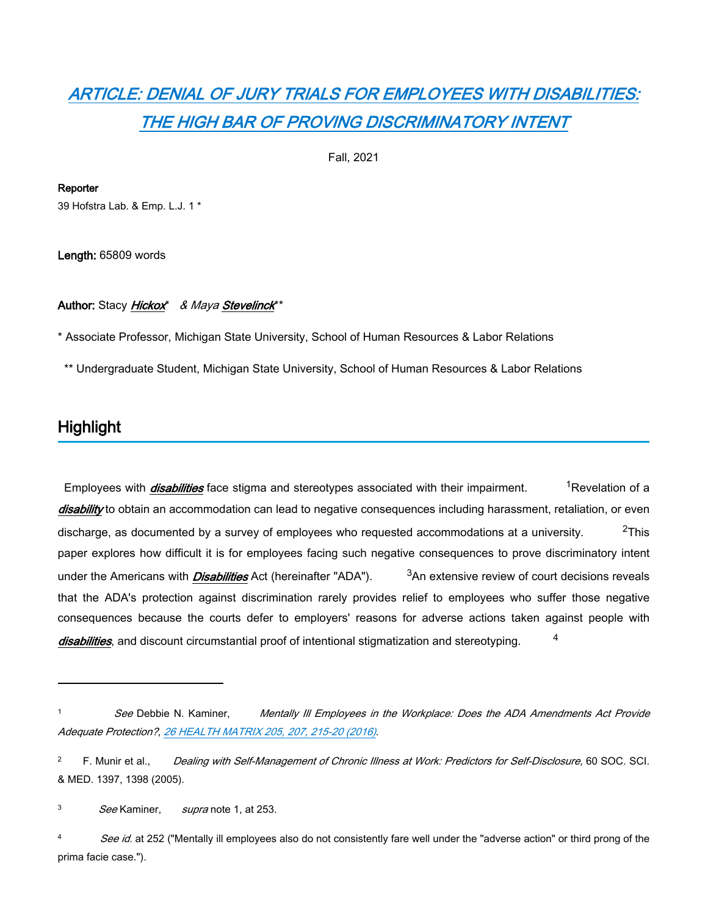# ARTICLE: DENIAL OF JURY TRIALS FOR EMPLOYEES WITH DISABILITIES: THE HIGH BAR OF PROVING DISCRIMINATORY INTENT

Fall, 2021

**Reporter**

39 Hofstra Lab. & Emp. L.J. 1 *

**Length:** 65809 words

**Author:** Stacy ***Hickox***[*] & *Maya* ***Stevelinck***[**]

[*] Associate Professor, Michigan State University, School of Human Resources & Labor Relations

[**] Undergraduate Student, Michigan State University, School of Human Resources & Labor Relations

## Highlight

Employees with ***disabilities*** face stigma and stereotypes associated with their impairment.[1] Revelation of a ***disability*** to obtain an accommodation can lead to negative consequences including harassment, retaliation, or even discharge, as documented by a survey of employees who requested accommodations at a university.[2] This paper explores how difficult it is for employees facing such negative consequences to prove discriminatory intent under the Americans with ***Disabilities*** Act (hereinafter "ADA").[3] An extensive review of court decisions reveals that the ADA's protection against discrimination rarely provides relief to employees who suffer those negative consequences because the courts defer to employers' reasons for adverse actions taken against people with ***disabilities***, and discount circumstantial proof of intentional stigmatization and stereotyping.[4]

---

[1] *See* Debbie N. Kaminer, *Mentally Ill Employees in the Workplace: Does the ADA Amendments Act Provide Adequate Protection?*, 26 HEALTH MATRIX 205, 207, 215-20 (2016).

[2] F. Munir et al., *Dealing with Self-Management of Chronic Illness at Work: Predictors for Self-Disclosure,* 60 SOC. SCI. & MED. 1397, 1398 (2005).

[3] *See* Kaminer, *supra* note 1, at 253.

[4] *See id.* at 252 ("Mentally ill employees also do not consistently fare well under the "adverse action" or third prong of the prima facie case.").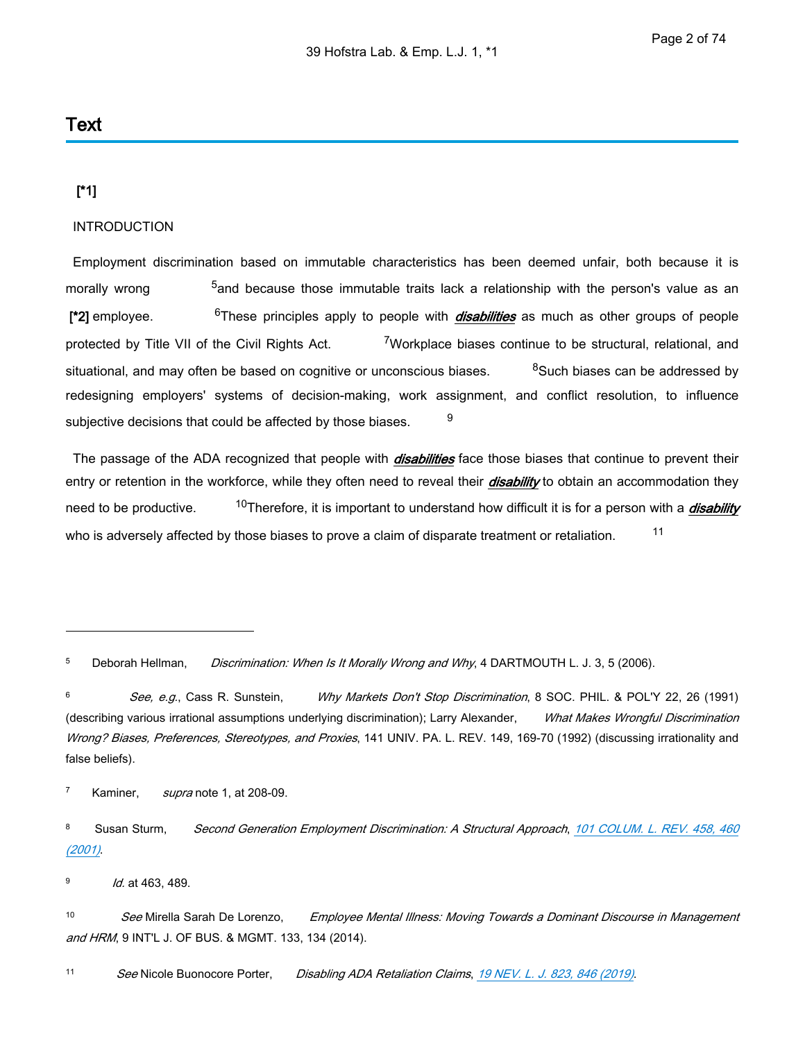## Text

**[*1]**

INTRODUCTION

Employment discrimination based on immutable characteristics has been deemed unfair, both because it is morally wrong [5] and because those immutable traits lack a relationship with the person's value as an **[*2]** employee. [6] These principles apply to people with ***disabilities*** as much as other groups of people protected by Title VII of the Civil Rights Act. [7] Workplace biases continue to be structural, relational, and situational, and may often be based on cognitive or unconscious biases. [8] Such biases can be addressed by redesigning employers' systems of decision-making, work assignment, and conflict resolution, to influence subjective decisions that could be affected by those biases. [9]

The passage of the ADA recognized that people with ***disabilities*** face those biases that continue to prevent their entry or retention in the workforce, while they often need to reveal their ***disability*** to obtain an accommodation they need to be productive. [10] Therefore, it is important to understand how difficult it is for a person with a ***disability*** who is adversely affected by those biases to prove a claim of disparate treatment or retaliation. [11]

---

[5] Deborah Hellman, *Discrimination: When Is It Morally Wrong and Why*, 4 DARTMOUTH L. J. 3, 5 (2006).

[6] *See, e.g.*, Cass R. Sunstein, *Why Markets Don't Stop Discrimination*, 8 SOC. PHIL. & POL'Y 22, 26 (1991) (describing various irrational assumptions underlying discrimination); Larry Alexander, *What Makes Wrongful Discrimination Wrong? Biases, Preferences, Stereotypes, and Proxies*, 141 UNIV. PA. L. REV. 149, 169-70 (1992) (discussing irrationality and false beliefs).

[7] Kaminer, *supra* note 1, at 208-09.

[8] Susan Sturm, *Second Generation Employment Discrimination: A Structural Approach*, 101 COLUM. L. REV. 458, 460 (2001).

[9] *Id.* at 463, 489.

[10] *See* Mirella Sarah De Lorenzo, *Employee Mental Illness: Moving Towards a Dominant Discourse in Management and HRM*, 9 INT'L J. OF BUS. & MGMT. 133, 134 (2014).

[11] *See* Nicole Buonocore Porter, *Disabling ADA Retaliation Claims*, 19 NEV. L. J. 823, 846 (2019).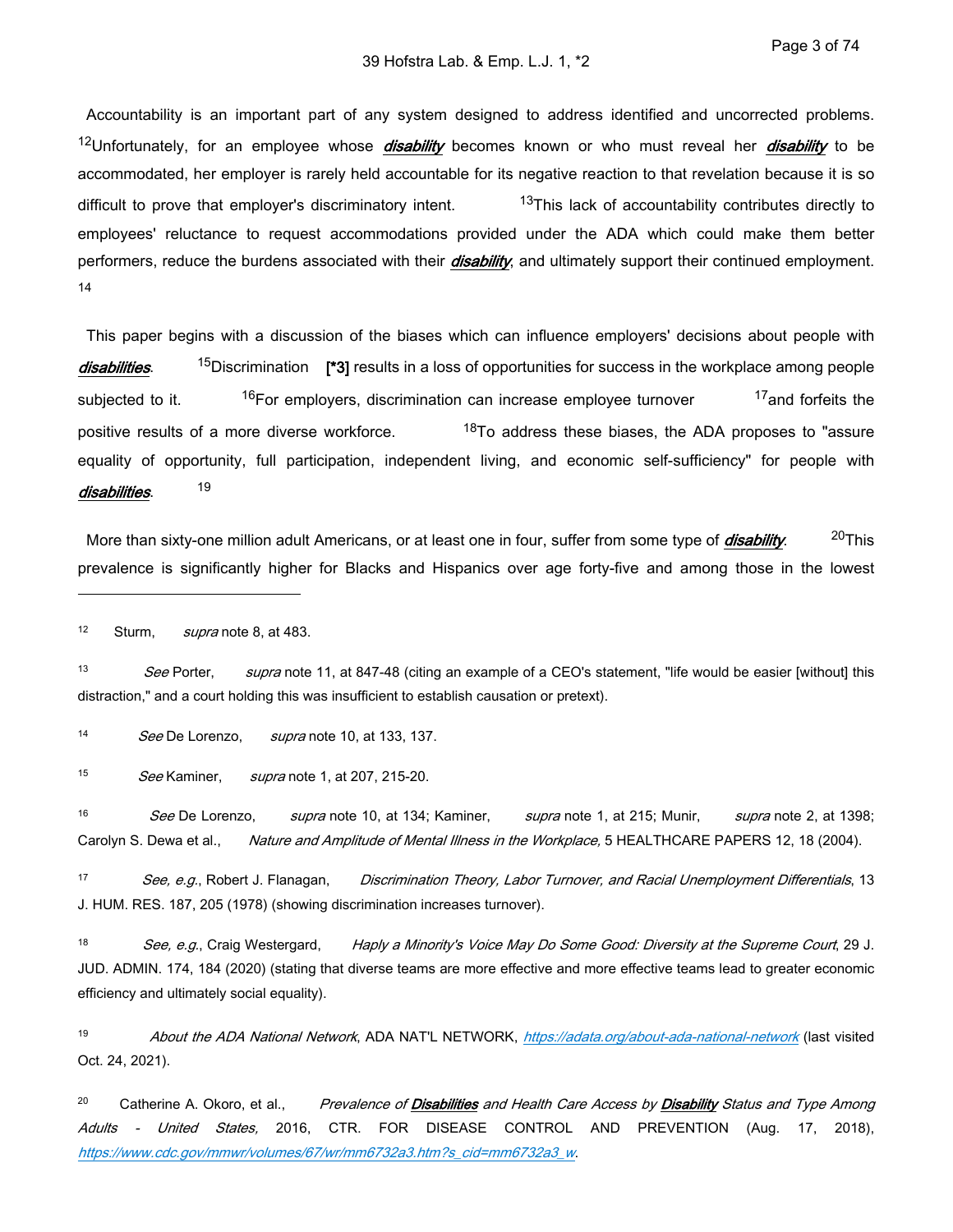Accountability is an important part of any system designed to address identified and uncorrected problems. [12]Unfortunately, for an employee whose ***disability*** becomes known or who must reveal her ***disability*** to be accommodated, her employer is rarely held accountable for its negative reaction to that revelation because it is so difficult to prove that employer's discriminatory intent. [13]This lack of accountability contributes directly to employees' reluctance to request accommodations provided under the ADA which could make them better performers, reduce the burdens associated with their ***disability***, and ultimately support their continued employment. [14]

This paper begins with a discussion of the biases which can influence employers' decisions about people with ***disabilities***. [15]Discrimination **[*3]** results in a loss of opportunities for success in the workplace among people subjected to it. [16]For employers, discrimination can increase employee turnover [17]and forfeits the positive results of a more diverse workforce. [18]To address these biases, the ADA proposes to "assure equality of opportunity, full participation, independent living, and economic self-sufficiency" for people with ***disabilities***. [19]

More than sixty-one million adult Americans, or at least one in four, suffer from some type of ***disability***. [20]This prevalence is significantly higher for Blacks and Hispanics over age forty-five and among those in the lowest

---

[12] Sturm, *supra* note 8, at 483.

[13] *See* Porter, *supra* note 11, at 847-48 (citing an example of a CEO's statement, "life would be easier [without] this distraction," and a court holding this was insufficient to establish causation or pretext).

[14] *See* De Lorenzo, *supra* note 10, at 133, 137.

[15] *See* Kaminer, *supra* note 1, at 207, 215-20.

[16] *See* De Lorenzo, *supra* note 10, at 134; Kaminer, *supra* note 1, at 215; Munir, *supra* note 2, at 1398; Carolyn S. Dewa et al., *Nature and Amplitude of Mental Illness in the Workplace,* 5 HEALTHCARE PAPERS 12, 18 (2004).

[17] *See, e.g.*, Robert J. Flanagan, *Discrimination Theory, Labor Turnover, and Racial Unemployment Differentials*, 13 J. HUM. RES. 187, 205 (1978) (showing discrimination increases turnover).

[18] *See, e.g.*, Craig Westergard, *Haply a Minority's Voice May Do Some Good: Diversity at the Supreme Court*, 29 J. JUD. ADMIN. 174, 184 (2020) (stating that diverse teams are more effective and more effective teams lead to greater economic efficiency and ultimately social equality).

[19] *About the ADA National Network*, ADA NAT'L NETWORK, *https://adata.org/about-ada-national-network* (last visited Oct. 24, 2021).

[20] Catherine A. Okoro, et al., *Prevalence of **Disabilities** and Health Care Access by **Disability** Status and Type Among Adults - United States,* 2016, CTR. FOR DISEASE CONTROL AND PREVENTION (Aug. 17, 2018), *https://www.cdc.gov/mmwr/volumes/67/wr/mm6732a3.htm?s_cid=mm6732a3_w*.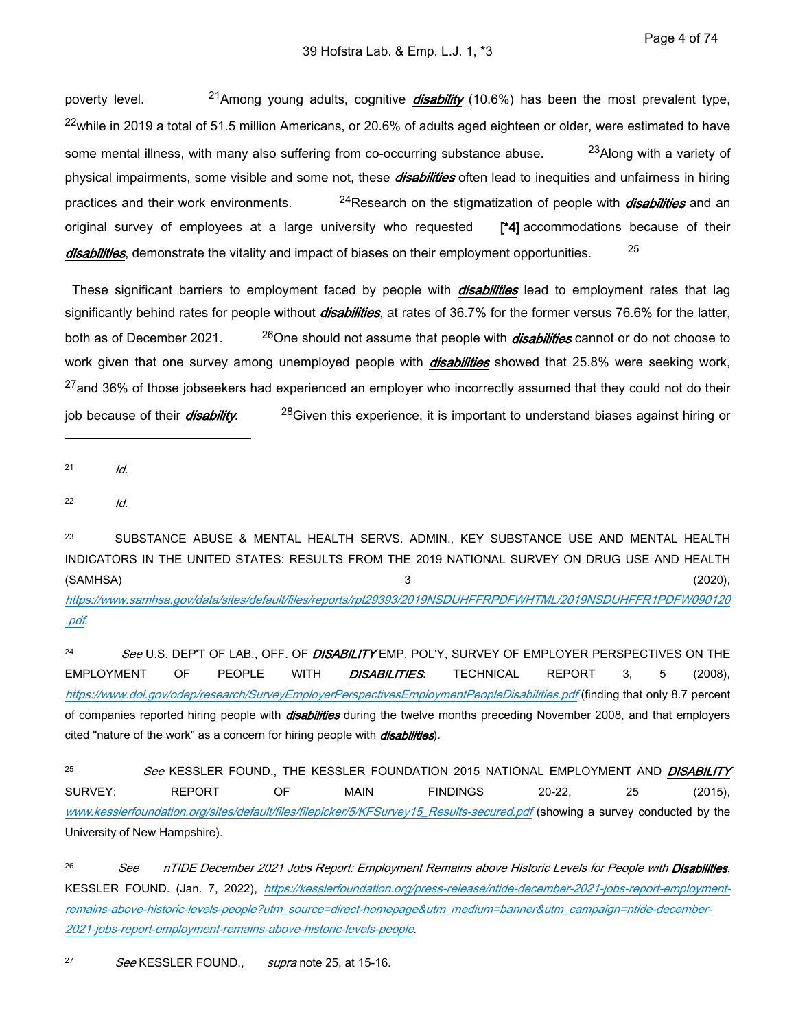poverty level. [21] Among young adults, cognitive ***disability*** (10.6%) has been the most prevalent type, [22] while in 2019 a total of 51.5 million Americans, or 20.6% of adults aged eighteen or older, were estimated to have some mental illness, with many also suffering from co-occurring substance abuse. [23] Along with a variety of physical impairments, some visible and some not, these ***disabilities*** often lead to inequities and unfairness in hiring practices and their work environments. [24] Research on the stigmatization of people with ***disabilities*** and an original survey of employees at a large university who requested **[*4]** accommodations because of their ***disabilities***, demonstrate the vitality and impact of biases on their employment opportunities. [25]

These significant barriers to employment faced by people with ***disabilities*** lead to employment rates that lag significantly behind rates for people without ***disabilities***, at rates of 36.7% for the former versus 76.6% for the latter, both as of December 2021. [26] One should not assume that people with ***disabilities*** cannot or do not choose to work given that one survey among unemployed people with ***disabilities*** showed that 25.8% were seeking work, [27] and 36% of those jobseekers had experienced an employer who incorrectly assumed that they could not do their job because of their ***disability***. [28] Given this experience, it is important to understand biases against hiring or

---

[21] *Id.*

[22] *Id.*

[23] SUBSTANCE ABUSE & MENTAL HEALTH SERVS. ADMIN., KEY SUBSTANCE USE AND MENTAL HEALTH INDICATORS IN THE UNITED STATES: RESULTS FROM THE 2019 NATIONAL SURVEY ON DRUG USE AND HEALTH (SAMHSA) 3 (2020), *https://www.samhsa.gov/data/sites/default/files/reports/rpt29393/2019NSDUHFFRPDFWHTML/2019NSDUHFFR1PDFW090120.pdf*.

[24] *See* U.S. DEP'T OF LAB., OFF. OF ***DISABILITY*** EMP. POL'Y, SURVEY OF EMPLOYER PERSPECTIVES ON THE EMPLOYMENT OF PEOPLE WITH ***DISABILITIES***: TECHNICAL REPORT 3, 5 (2008), *https://www.dol.gov/odep/research/SurveyEmployerPerspectivesEmploymentPeopleDisabilities.pdf* (finding that only 8.7 percent of companies reported hiring people with ***disabilities*** during the twelve months preceding November 2008, and that employers cited "nature of the work" as a concern for hiring people with ***disabilities***).

[25] *See* KESSLER FOUND., THE KESSLER FOUNDATION 2015 NATIONAL EMPLOYMENT AND ***DISABILITY*** SURVEY: REPORT OF MAIN FINDINGS 20-22, 25 (2015), *www.kesslerfoundation.org/sites/default/files/filepicker/5/KFSurvey15_Results-secured.pdf* (showing a survey conducted by the University of New Hampshire).

[26] *See* *nTIDE December 2021 Jobs Report: Employment Remains above Historic Levels for People with* ***Disabilities***, KESSLER FOUND. (Jan. 7, 2022), *https://kesslerfoundation.org/press-release/ntide-december-2021-jobs-report-employment-remains-above-historic-levels-people?utm_source=direct-homepage&utm_medium=banner&utm_campaign=ntide-december-2021-jobs-report-employment-remains-above-historic-levels-people*.

[27] *See* KESSLER FOUND., *supra* note 25, at 15-16.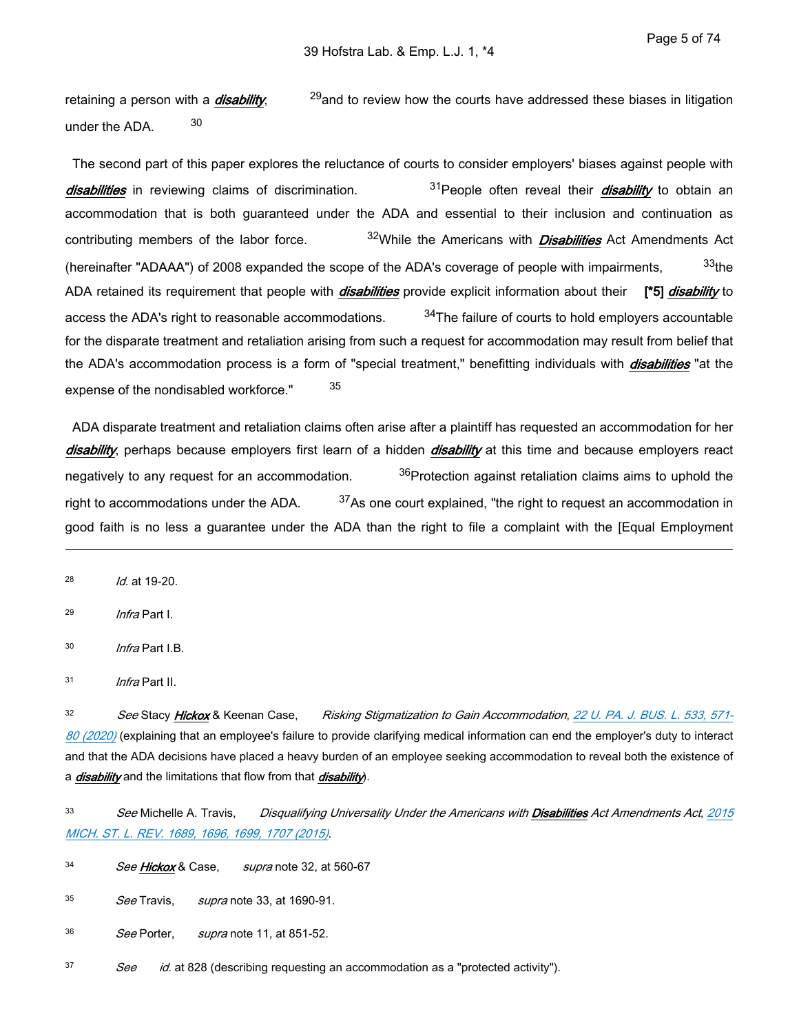retaining a person with a ***disability***, [29] and to review how the courts have addressed these biases in litigation under the ADA. [30]

The second part of this paper explores the reluctance of courts to consider employers' biases against people with ***disabilities*** in reviewing claims of discrimination. [31] People often reveal their ***disability*** to obtain an accommodation that is both guaranteed under the ADA and essential to their inclusion and continuation as contributing members of the labor force. [32] While the Americans with ***Disabilities*** Act Amendments Act (hereinafter "ADAAA") of 2008 expanded the scope of the ADA's coverage of people with impairments, [33] the ADA retained its requirement that people with ***disabilities*** provide explicit information about their **[*5]** ***disability*** to access the ADA's right to reasonable accommodations. [34] The failure of courts to hold employers accountable for the disparate treatment and retaliation arising from such a request for accommodation may result from belief that the ADA's accommodation process is a form of "special treatment," benefitting individuals with ***disabilities*** "at the expense of the nondisabled workforce." [35]

ADA disparate treatment and retaliation claims often arise after a plaintiff has requested an accommodation for her ***disability***, perhaps because employers first learn of a hidden ***disability*** at this time and because employers react negatively to any request for an accommodation. [36] Protection against retaliation claims aims to uphold the right to accommodations under the ADA. [37] As one court explained, "the right to request an accommodation in good faith is no less a guarantee under the ADA than the right to file a complaint with the [Equal Employment

---

[28] *Id.* at 19-20.

[29] *Infra* Part I.

[30] *Infra* Part I.B.

[31] *Infra* Part II.

[32] *See* Stacy ***Hickox*** & Keenan Case, *Risking Stigmatization to Gain Accommodation*, *22 U. PA. J. BUS. L. 533, 571-80 (2020)* (explaining that an employee's failure to provide clarifying medical information can end the employer's duty to interact and that the ADA decisions have placed a heavy burden of an employee seeking accommodation to reveal both the existence of a ***disability*** and the limitations that flow from that ***disability***).

[33] *See* Michelle A. Travis, *Disqualifying Universality Under the Americans with **Disabilities** Act Amendments Act*, *2015 MICH. ST. L. REV. 1689, 1696, 1699, 1707 (2015)*.

[34] *See* ***Hickox*** & Case, *supra* note 32, at 560-67

[35] *See* Travis, *supra* note 33, at 1690-91.

[36] *See* Porter, *supra* note 11, at 851-52.

[37] *See* *id.* at 828 (describing requesting an accommodation as a "protected activity").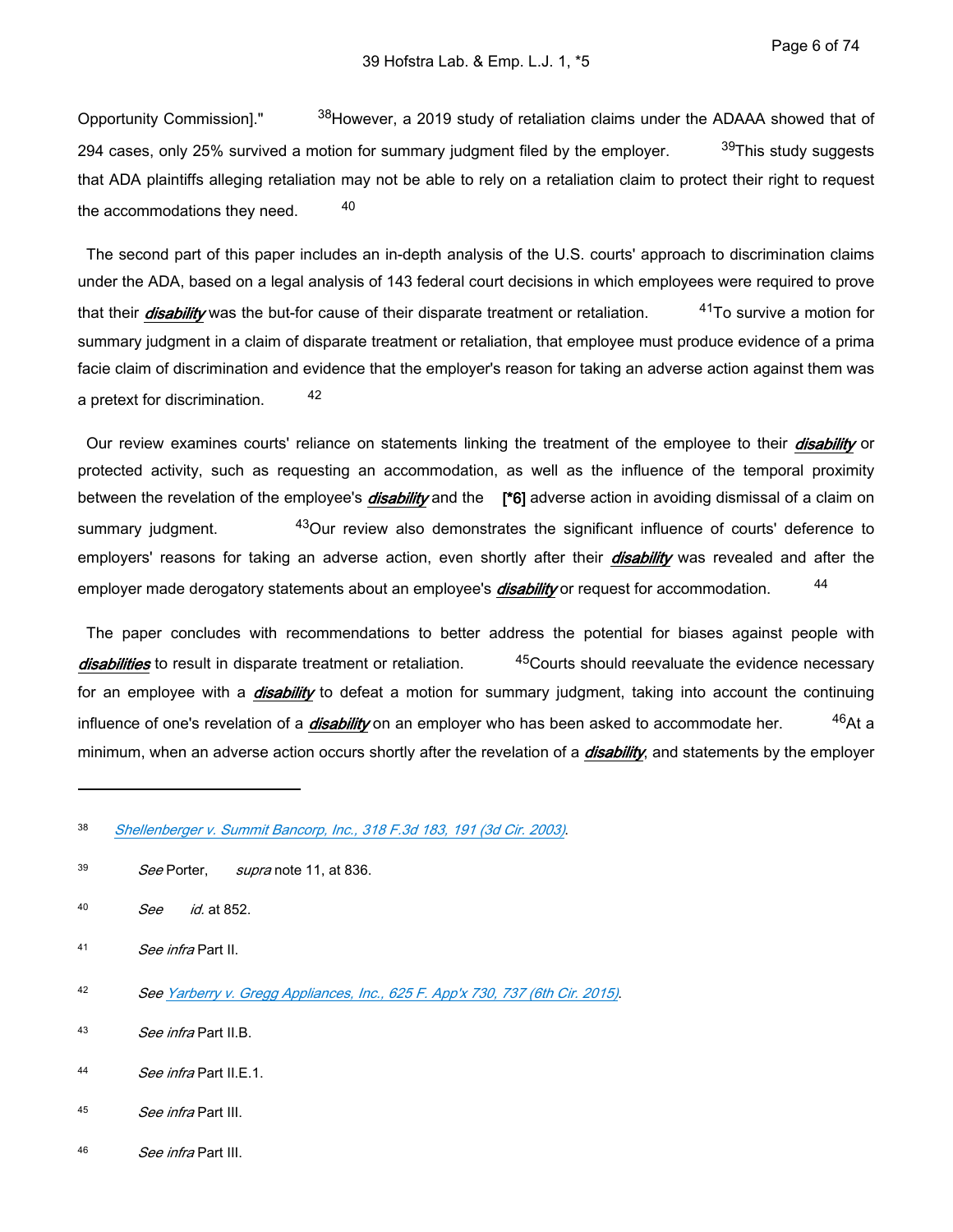Opportunity Commission]."[38] However, a 2019 study of retaliation claims under the ADAAA showed that of 294 cases, only 25% survived a motion for summary judgment filed by the employer.[39] This study suggests that ADA plaintiffs alleging retaliation may not be able to rely on a retaliation claim to protect their right to request the accommodations they need.[40]

The second part of this paper includes an in-depth analysis of the U.S. courts' approach to discrimination claims under the ADA, based on a legal analysis of 143 federal court decisions in which employees were required to prove that their ***disability*** was the but-for cause of their disparate treatment or retaliation.[41] To survive a motion for summary judgment in a claim of disparate treatment or retaliation, that employee must produce evidence of a prima facie claim of discrimination and evidence that the employer's reason for taking an adverse action against them was a pretext for discrimination.[42]

Our review examines courts' reliance on statements linking the treatment of the employee to their ***disability*** or protected activity, such as requesting an accommodation, as well as the influence of the temporal proximity between the revelation of the employee's ***disability*** and the **[*6]** adverse action in avoiding dismissal of a claim on summary judgment.[43] Our review also demonstrates the significant influence of courts' deference to employers' reasons for taking an adverse action, even shortly after their ***disability*** was revealed and after the employer made derogatory statements about an employee's ***disability*** or request for accommodation.[44]

The paper concludes with recommendations to better address the potential for biases against people with ***disabilities*** to result in disparate treatment or retaliation.[45] Courts should reevaluate the evidence necessary for an employee with a ***disability*** to defeat a motion for summary judgment, taking into account the continuing influence of one's revelation of a ***disability*** on an employer who has been asked to accommodate her.[46] At a minimum, when an adverse action occurs shortly after the revelation of a ***disability***, and statements by the employer

---

[38] *Shellenberger v. Summit Bancorp, Inc., 318 F.3d 183, 191 (3d Cir. 2003)*.

[39] *See* Porter, *supra* note 11, at 836.

[40] *See id.* at 852.

[41] *See infra* Part II.

[42] *See Yarberry v. Gregg Appliances, Inc., 625 F. App'x 730, 737 (6th Cir. 2015)*.

[43] *See infra* Part II.B.

[44] *See infra* Part II.E.1.

[45] *See infra* Part III.

[46] *See infra* Part III.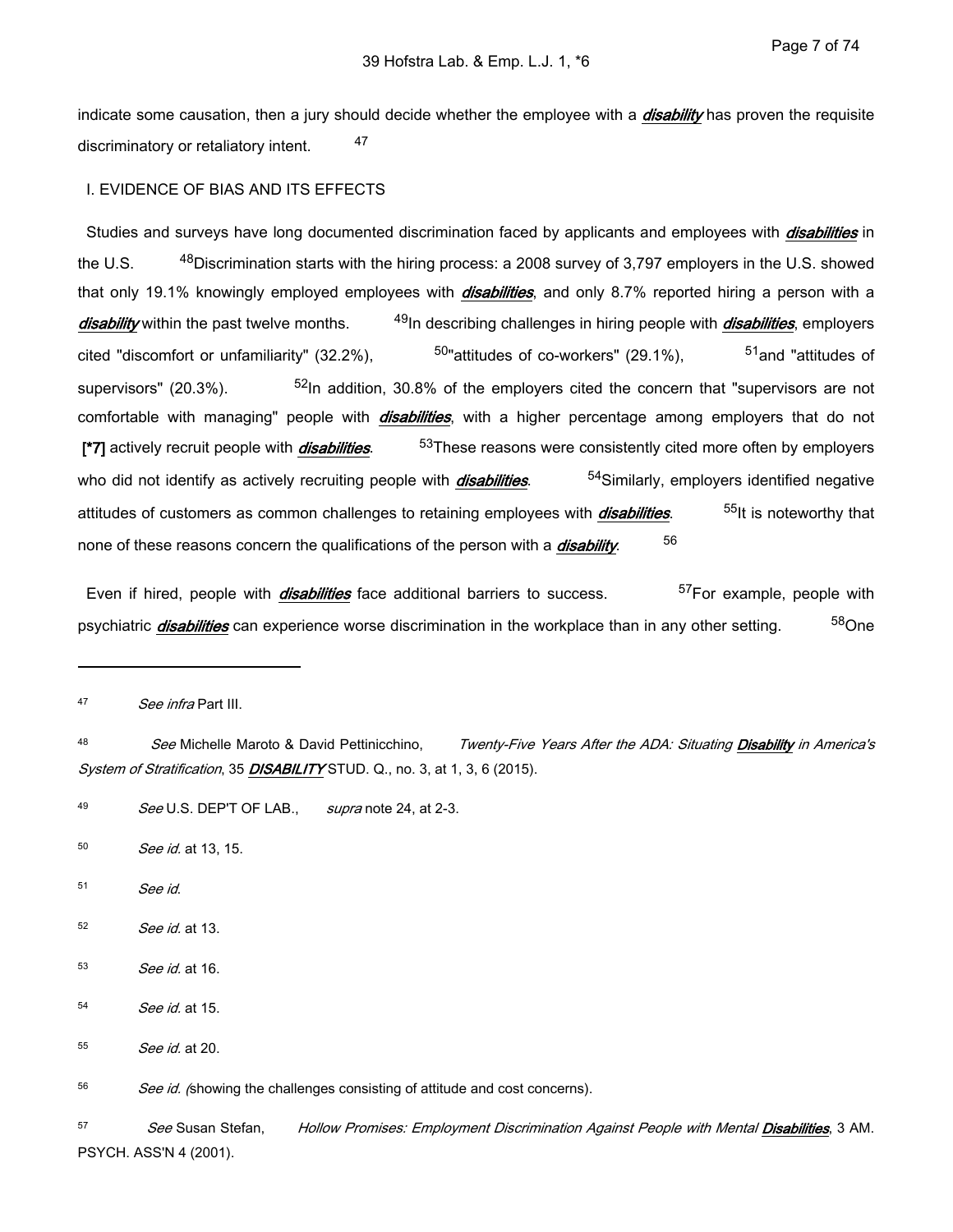indicate some causation, then a jury should decide whether the employee with a ***disability*** has proven the requisite discriminatory or retaliatory intent. [47]

## I. EVIDENCE OF BIAS AND ITS EFFECTS

Studies and surveys have long documented discrimination faced by applicants and employees with ***disabilities*** in the U.S. [48] Discrimination starts with the hiring process: a 2008 survey of 3,797 employers in the U.S. showed that only 19.1% knowingly employed employees with ***disabilities***, and only 8.7% reported hiring a person with a ***disability*** within the past twelve months. [49] In describing challenges in hiring people with ***disabilities***, employers cited "discomfort or unfamiliarity" (32.2%), [50] "attitudes of co-workers" (29.1%), [51] and "attitudes of supervisors" (20.3%). [52] In addition, 30.8% of the employers cited the concern that "supervisors are not comfortable with managing" people with ***disabilities***, with a higher percentage among employers that do not **[*7]** actively recruit people with ***disabilities***. [53] These reasons were consistently cited more often by employers who did not identify as actively recruiting people with ***disabilities***. [54] Similarly, employers identified negative attitudes of customers as common challenges to retaining employees with ***disabilities***. [55] It is noteworthy that none of these reasons concern the qualifications of the person with a ***disability***. [56]

Even if hired, people with ***disabilities*** face additional barriers to success. [57] For example, people with psychiatric ***disabilities*** can experience worse discrimination in the workplace than in any other setting. [58] One

---

[47] *See infra* Part III.

[48] *See* Michelle Maroto & David Pettinicchino, *Twenty-Five Years After the ADA: Situating **Disability** in America's System of Stratification*, 35 ***DISABILITY*** STUD. Q., no. 3, at 1, 3, 6 (2015).

[49] *See* U.S. DEP'T OF LAB., *supra* note 24, at 2-3.

[50] *See id.* at 13, 15.

[51] *See id.*

[52] *See id.* at 13.

[53] *See id.* at 16.

[54] *See id.* at 15.

[55] *See id.* at 20.

[56] *See id.* (showing the challenges consisting of attitude and cost concerns).

[57] *See* Susan Stefan, *Hollow Promises: Employment Discrimination Against People with Mental **Disabilities***, 3 AM. PSYCH. ASS'N 4 (2001).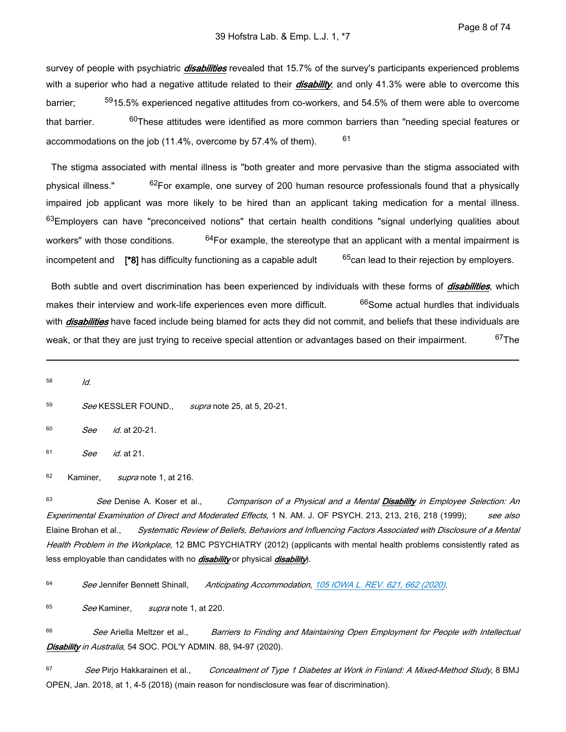survey of people with psychiatric ***disabilities*** revealed that 15.7% of the survey's participants experienced problems with a superior who had a negative attitude related to their ***disability***, and only 41.3% were able to overcome this barrier; [59] 15.5% experienced negative attitudes from co-workers, and 54.5% of them were able to overcome that barrier. [60] These attitudes were identified as more common barriers than "needing special features or accommodations on the job (11.4%, overcome by 57.4% of them). [61]

The stigma associated with mental illness is "both greater and more pervasive than the stigma associated with physical illness." [62] For example, one survey of 200 human resource professionals found that a physically impaired job applicant was more likely to be hired than an applicant taking medication for a mental illness. [63] Employers can have "preconceived notions" that certain health conditions "signal underlying qualities about workers" with those conditions. [64] For example, the stereotype that an applicant with a mental impairment is incompetent and **[*8]** has difficulty functioning as a capable adult [65] can lead to their rejection by employers.

Both subtle and overt discrimination has been experienced by individuals with these forms of ***disabilities***, which makes their interview and work-life experiences even more difficult. [66] Some actual hurdles that individuals with ***disabilities*** have faced include being blamed for acts they did not commit, and beliefs that these individuals are weak, or that they are just trying to receive special attention or advantages based on their impairment. [67] The

---

[58] *Id.*

[59] *See* KESSLER FOUND., *supra* note 25, at 5, 20-21.

[60] *See* *id.* at 20-21.

[61] *See* *id.* at 21.

[62] Kaminer, *supra* note 1, at 216.

[63] *See* Denise A. Koser et al., *Comparison of a Physical and a Mental **Disability** in Employee Selection: An Experimental Examination of Direct and Moderated Effects*, 1 N. AM. J. OF PSYCH. 213, 213, 216, 218 (1999); *see also* Elaine Brohan et al., *Systematic Review of Beliefs, Behaviors and Influencing Factors Associated with Disclosure of a Mental Health Problem in the Workplace*, 12 BMC PSYCHIATRY (2012) (applicants with mental health problems consistently rated as less employable than candidates with no ***disability*** or physical ***disability***).

[64] *See* Jennifer Bennett Shinall, *Anticipating Accommodation*, 105 IOWA L. REV. 621, 662 (2020).

[65] *See* Kaminer, *supra* note 1, at 220.

[66] *See* Ariella Meltzer et al., *Barriers to Finding and Maintaining Open Employment for People with Intellectual **Disability** in Australia*, 54 SOC. POL'Y ADMIN. 88, 94-97 (2020).

[67] *See* Pirjo Hakkarainen et al., *Concealment of Type 1 Diabetes at Work in Finland: A Mixed-Method Study*, 8 BMJ OPEN, Jan. 2018, at 1, 4-5 (2018) (main reason for nondisclosure was fear of discrimination).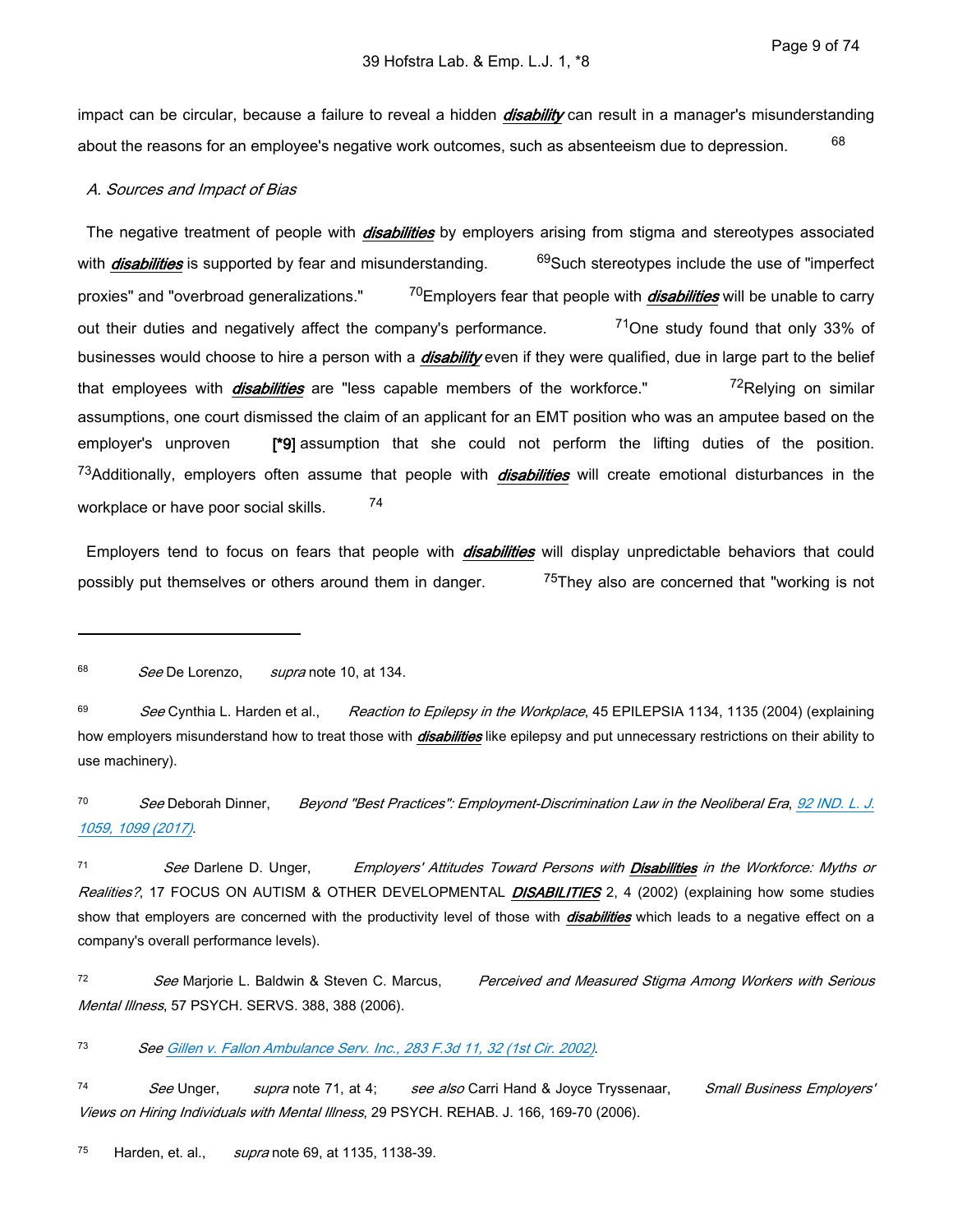impact can be circular, because a failure to reveal a hidden ***disability*** can result in a manager's misunderstanding about the reasons for an employee's negative work outcomes, such as absenteeism due to depression. [68]

*A. Sources and Impact of Bias*

The negative treatment of people with ***disabilities*** by employers arising from stigma and stereotypes associated with ***disabilities*** is supported by fear and misunderstanding. [69] Such stereotypes include the use of "imperfect proxies" and "overbroad generalizations." [70] Employers fear that people with ***disabilities*** will be unable to carry out their duties and negatively affect the company's performance. [71] One study found that only 33% of businesses would choose to hire a person with a ***disability*** even if they were qualified, due in large part to the belief that employees with ***disabilities*** are "less capable members of the workforce." [72] Relying on similar assumptions, one court dismissed the claim of an applicant for an EMT position who was an amputee based on the employer's unproven **[*9]** assumption that she could not perform the lifting duties of the position. [73] Additionally, employers often assume that people with ***disabilities*** will create emotional disturbances in the workplace or have poor social skills. [74]

Employers tend to focus on fears that people with ***disabilities*** will display unpredictable behaviors that could possibly put themselves or others around them in danger. [75] They also are concerned that "working is not

---

[68] *See* De Lorenzo, *supra* note 10, at 134.

[69] *See* Cynthia L. Harden et al., *Reaction to Epilepsy in the Workplace*, 45 EPILEPSIA 1134, 1135 (2004) (explaining how employers misunderstand how to treat those with ***disabilities*** like epilepsy and put unnecessary restrictions on their ability to use machinery).

[70] *See* Deborah Dinner, *Beyond "Best Practices": Employment-Discrimination Law in the Neoliberal Era*, *92 IND. L. J. 1059, 1099 (2017)*.

[71] *See* Darlene D. Unger, *Employers' Attitudes Toward Persons with **Disabilities** in the Workforce: Myths or Realities?*, 17 FOCUS ON AUTISM & OTHER DEVELOPMENTAL ***DISABILITIES*** 2, 4 (2002) (explaining how some studies show that employers are concerned with the productivity level of those with ***disabilities*** which leads to a negative effect on a company's overall performance levels).

[72] *See* Marjorie L. Baldwin & Steven C. Marcus, *Perceived and Measured Stigma Among Workers with Serious Mental Illness*, 57 PSYCH. SERVS. 388, 388 (2006).

[73] *See Gillen v. Fallon Ambulance Serv. Inc., 283 F.3d 11, 32 (1st Cir. 2002)*.

[74] *See* Unger, *supra* note 71, at 4; *see also* Carri Hand & Joyce Tryssenaar, *Small Business Employers' Views on Hiring Individuals with Mental Illness*, 29 PSYCH. REHAB. J. 166, 169-70 (2006).

[75] Harden, et. al., *supra* note 69, at 1135, 1138-39.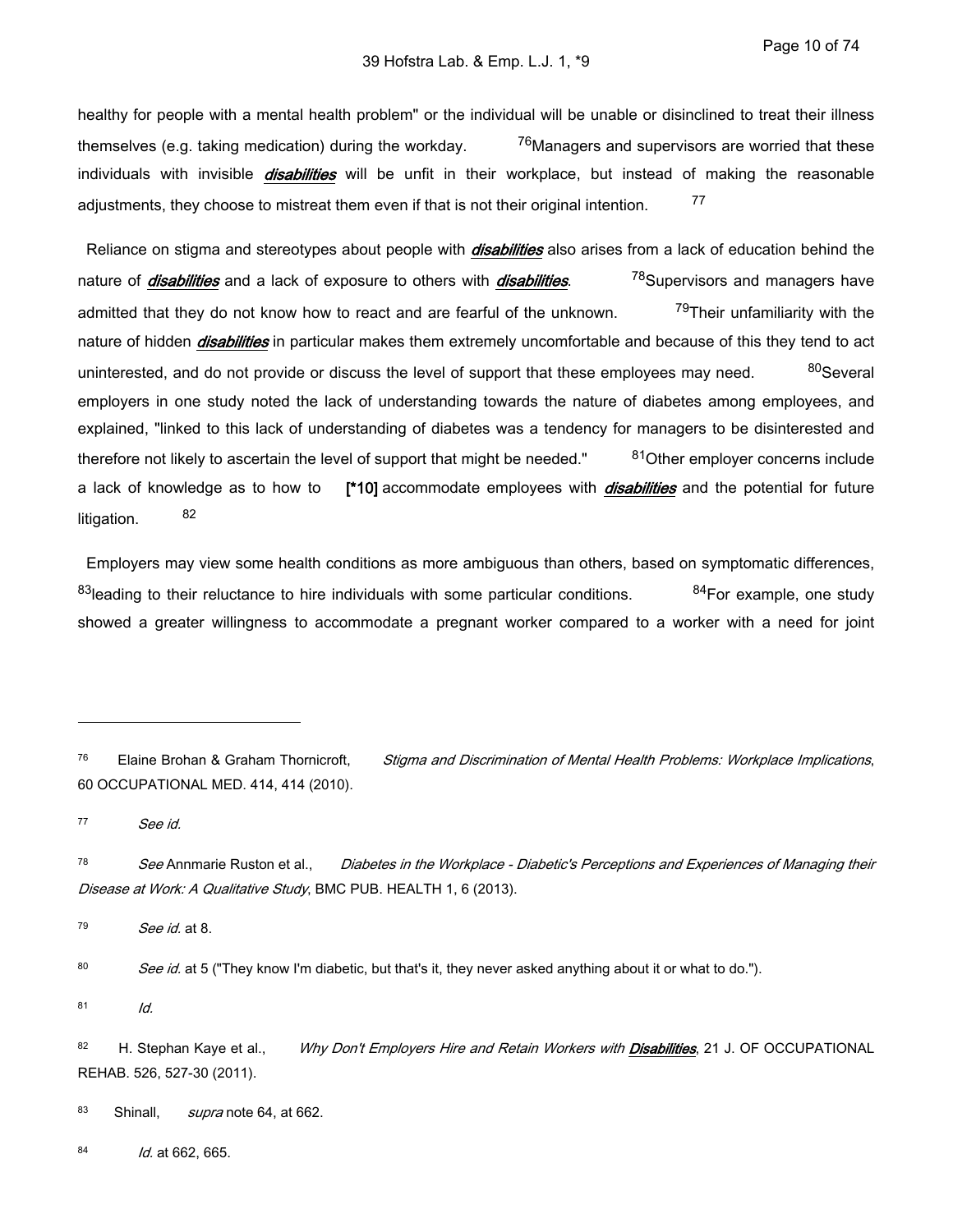healthy for people with a mental health problem" or the individual will be unable or disinclined to treat their illness themselves (e.g. taking medication) during the workday. [76] Managers and supervisors are worried that these individuals with invisible ***disabilities*** will be unfit in their workplace, but instead of making the reasonable adjustments, they choose to mistreat them even if that is not their original intention. [77]

Reliance on stigma and stereotypes about people with ***disabilities*** also arises from a lack of education behind the nature of ***disabilities*** and a lack of exposure to others with ***disabilities***. [78] Supervisors and managers have admitted that they do not know how to react and are fearful of the unknown. [79] Their unfamiliarity with the nature of hidden ***disabilities*** in particular makes them extremely uncomfortable and because of this they tend to act uninterested, and do not provide or discuss the level of support that these employees may need. [80] Several employers in one study noted the lack of understanding towards the nature of diabetes among employees, and explained, "linked to this lack of understanding of diabetes was a tendency for managers to be disinterested and therefore not likely to ascertain the level of support that might be needed." [81] Other employer concerns include a lack of knowledge as to how to **[*10]** accommodate employees with ***disabilities*** and the potential for future litigation. [82]

Employers may view some health conditions as more ambiguous than others, based on symptomatic differences, [83] leading to their reluctance to hire individuals with some particular conditions. [84] For example, one study showed a greater willingness to accommodate a pregnant worker compared to a worker with a need for joint

---

[76] Elaine Brohan & Graham Thornicroft, *Stigma and Discrimination of Mental Health Problems: Workplace Implications*, 60 OCCUPATIONAL MED. 414, 414 (2010).

[77] *See id.*

[78] *See* Annmarie Ruston et al., *Diabetes in the Workplace - Diabetic's Perceptions and Experiences of Managing their Disease at Work: A Qualitative Study*, BMC PUB. HEALTH 1, 6 (2013).

[79] *See id.* at 8.

[80] *See id.* at 5 ("They know I'm diabetic, but that's it, they never asked anything about it or what to do.").

[81] *Id.*

[82] H. Stephan Kaye et al., *Why Don't Employers Hire and Retain Workers with* ***Disabilities***, 21 J. OF OCCUPATIONAL REHAB. 526, 527-30 (2011).

[83] Shinall, *supra* note 64, at 662.

[84] *Id.* at 662, 665.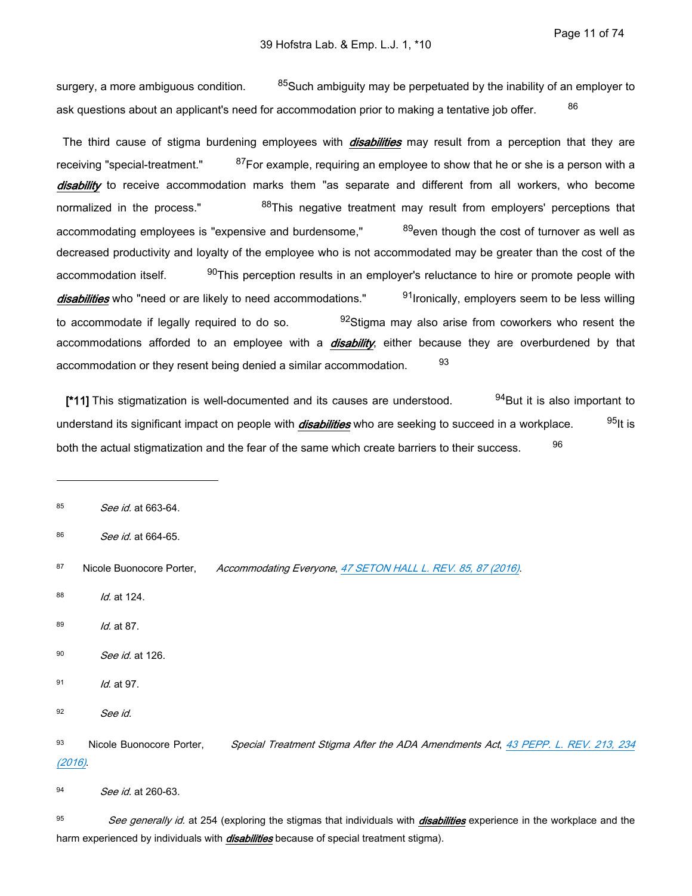surgery, a more ambiguous condition. [85] Such ambiguity may be perpetuated by the inability of an employer to ask questions about an applicant's need for accommodation prior to making a tentative job offer. [86]

The third cause of stigma burdening employees with ***disabilities*** may result from a perception that they are receiving "special-treatment." [87] For example, requiring an employee to show that he or she is a person with a ***disability*** to receive accommodation marks them "as separate and different from all workers, who become normalized in the process." [88] This negative treatment may result from employers' perceptions that accommodating employees is "expensive and burdensome," [89] even though the cost of turnover as well as decreased productivity and loyalty of the employee who is not accommodated may be greater than the cost of the accommodation itself. [90] This perception results in an employer's reluctance to hire or promote people with ***disabilities*** who "need or are likely to need accommodations." [91] Ironically, employers seem to be less willing to accommodate if legally required to do so. [92] Stigma may also arise from coworkers who resent the accommodations afforded to an employee with a ***disability***, either because they are overburdened by that accommodation or they resent being denied a similar accommodation. [93]

**[*11]** This stigmatization is well-documented and its causes are understood. [94] But it is also important to understand its significant impact on people with ***disabilities*** who are seeking to succeed in a workplace. [95] It is both the actual stigmatization and the fear of the same which create barriers to their success. [96]

---

[85] *See id.* at 663-64.

[86] *See id.* at 664-65.

[87] Nicole Buonocore Porter, *Accommodating Everyone*, 47 SETON HALL L. REV. 85, 87 (2016).

[88] *Id.* at 124.

[89] *Id.* at 87.

[90] *See id.* at 126.

[91] *Id.* at 97.

[92] *See id.*

[93] Nicole Buonocore Porter, *Special Treatment Stigma After the ADA Amendments Act*, 43 PEPP. L. REV. 213, 234 (2016).

[94] *See id.* at 260-63.

[95] *See generally id.* at 254 (exploring the stigmas that individuals with ***disabilities*** experience in the workplace and the harm experienced by individuals with ***disabilities*** because of special treatment stigma).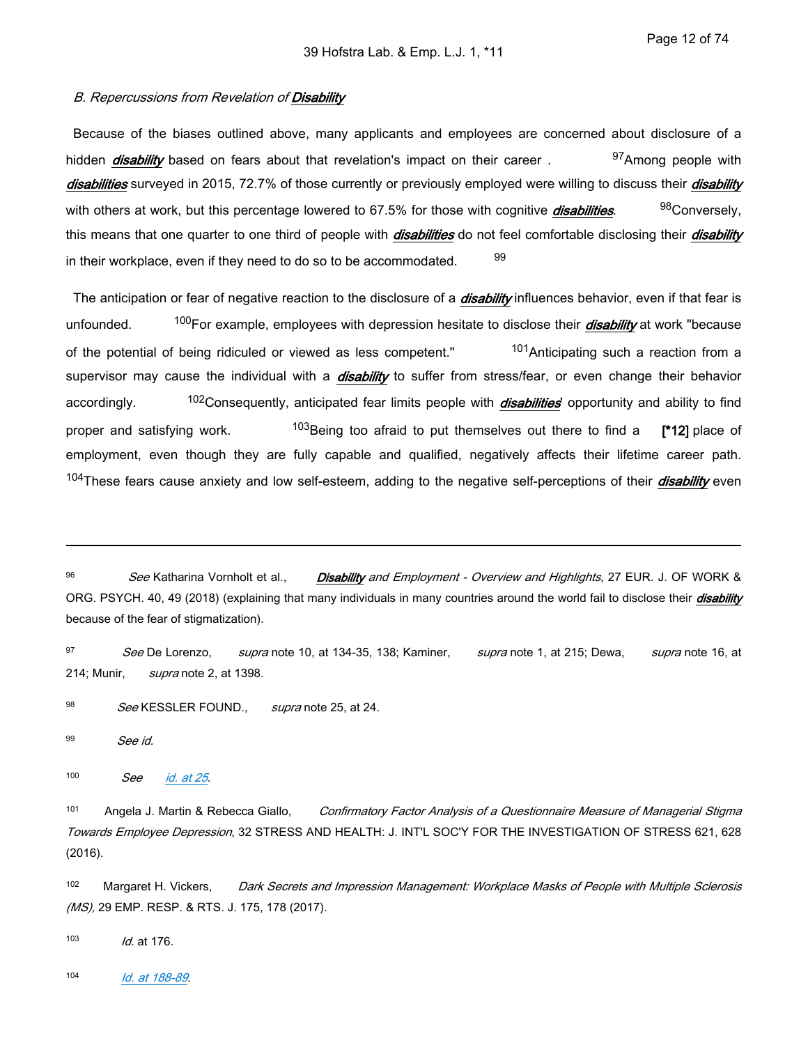*B. Repercussions from Revelation of **Disability***

Because of the biases outlined above, many applicants and employees are concerned about disclosure of a hidden ***disability*** based on fears about that revelation's impact on their career . [97] Among people with ***disabilities*** surveyed in 2015, 72.7% of those currently or previously employed were willing to discuss their ***disability*** with others at work, but this percentage lowered to 67.5% for those with cognitive ***disabilities***. [98] Conversely, this means that one quarter to one third of people with ***disabilities*** do not feel comfortable disclosing their ***disability*** in their workplace, even if they need to do so to be accommodated. [99]

The anticipation or fear of negative reaction to the disclosure of a ***disability*** influences behavior, even if that fear is unfounded. [100] For example, employees with depression hesitate to disclose their ***disability*** at work "because of the potential of being ridiculed or viewed as less competent." [101] Anticipating such a reaction from a supervisor may cause the individual with a ***disability*** to suffer from stress/fear, or even change their behavior accordingly. [102] Consequently, anticipated fear limits people with ***disabilities***' opportunity and ability to find proper and satisfying work. [103] Being too afraid to put themselves out there to find a **[*12]** place of employment, even though they are fully capable and qualified, negatively affects their lifetime career path. [104] These fears cause anxiety and low self-esteem, adding to the negative self-perceptions of their ***disability*** even

---

[96] *See* Katharina Vornholt et al., ***Disability** and Employment - Overview and Highlights*, 27 EUR. J. OF WORK & ORG. PSYCH. 40, 49 (2018) (explaining that many individuals in many countries around the world fail to disclose their ***disability*** because of the fear of stigmatization).

[97] *See* De Lorenzo, *supra* note 10, at 134-35, 138; Kaminer, *supra* note 1, at 215; Dewa, *supra* note 16, at 214; Munir, *supra* note 2, at 1398.

[98] *See* KESSLER FOUND., *supra* note 25, at 24.

[99] *See id.*

[100] *See id. at 25*.

[101] Angela J. Martin & Rebecca Giallo, *Confirmatory Factor Analysis of a Questionnaire Measure of Managerial Stigma Towards Employee Depression*, 32 STRESS AND HEALTH: J. INT'L SOC'Y FOR THE INVESTIGATION OF STRESS 621, 628 (2016).

[102] Margaret H. Vickers, *Dark Secrets and Impression Management: Workplace Masks of People with Multiple Sclerosis (MS),* 29 EMP. RESP. & RTS. J. 175, 178 (2017).

[103] *Id.* at 176.

[104] *Id. at 188-89*.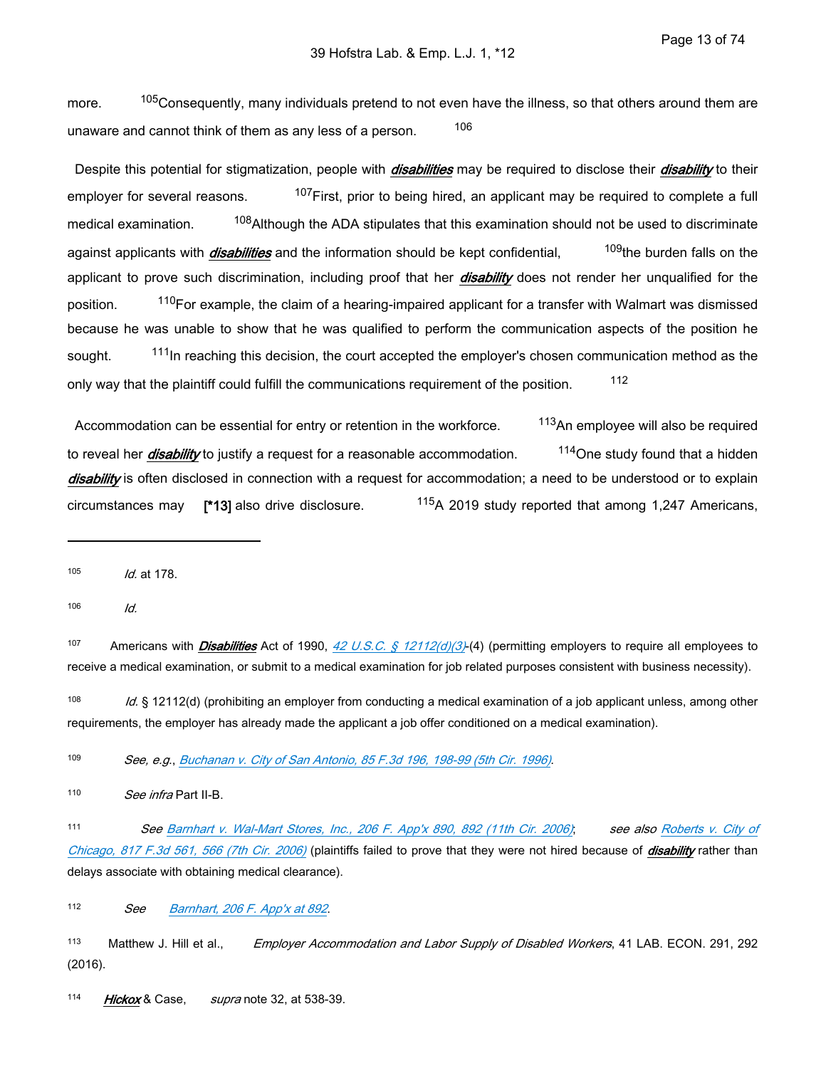more. [105] Consequently, many individuals pretend to not even have the illness, so that others around them are unaware and cannot think of them as any less of a person. [106]

Despite this potential for stigmatization, people with ***disabilities*** may be required to disclose their ***disability*** to their employer for several reasons. [107] First, prior to being hired, an applicant may be required to complete a full medical examination. [108] Although the ADA stipulates that this examination should not be used to discriminate against applicants with ***disabilities*** and the information should be kept confidential, [109] the burden falls on the applicant to prove such discrimination, including proof that her ***disability*** does not render her unqualified for the position. [110] For example, the claim of a hearing-impaired applicant for a transfer with Walmart was dismissed because he was unable to show that he was qualified to perform the communication aspects of the position he sought. [111] In reaching this decision, the court accepted the employer's chosen communication method as the only way that the plaintiff could fulfill the communications requirement of the position. [112]

Accommodation can be essential for entry or retention in the workforce. [113] An employee will also be required to reveal her ***disability*** to justify a request for a reasonable accommodation. [114] One study found that a hidden ***disability*** is often disclosed in connection with a request for accommodation; a need to be understood or to explain circumstances may **[*13]** also drive disclosure. [115] A 2019 study reported that among 1,247 Americans,

---

[105] *Id.* at 178.

[106] *Id.*

[107] Americans with ***Disabilities*** Act of 1990, *42 U.S.C. § 12112(d)(3)*-(4) (permitting employers to require all employees to receive a medical examination, or submit to a medical examination for job related purposes consistent with business necessity).

[108] *Id.* § 12112(d) (prohibiting an employer from conducting a medical examination of a job applicant unless, among other requirements, the employer has already made the applicant a job offer conditioned on a medical examination).

[109] *See, e.g.*, *Buchanan v. City of San Antonio, 85 F.3d 196, 198-99 (5th Cir. 1996)*.

[110] *See infra* Part II-B.

[111] *See Barnhart v. Wal-Mart Stores, Inc., 206 F. App'x 890, 892 (11th Cir. 2006)*; *see also Roberts v. City of Chicago, 817 F.3d 561, 566 (7th Cir. 2006)* (plaintiffs failed to prove that they were not hired because of ***disability*** rather than delays associate with obtaining medical clearance).

[112] *See Barnhart, 206 F. App'x at 892*.

[113] Matthew J. Hill et al., *Employer Accommodation and Labor Supply of Disabled Workers*, 41 LAB. ECON. 291, 292 (2016).

[114] ***Hickox*** & Case, *supra* note 32, at 538-39.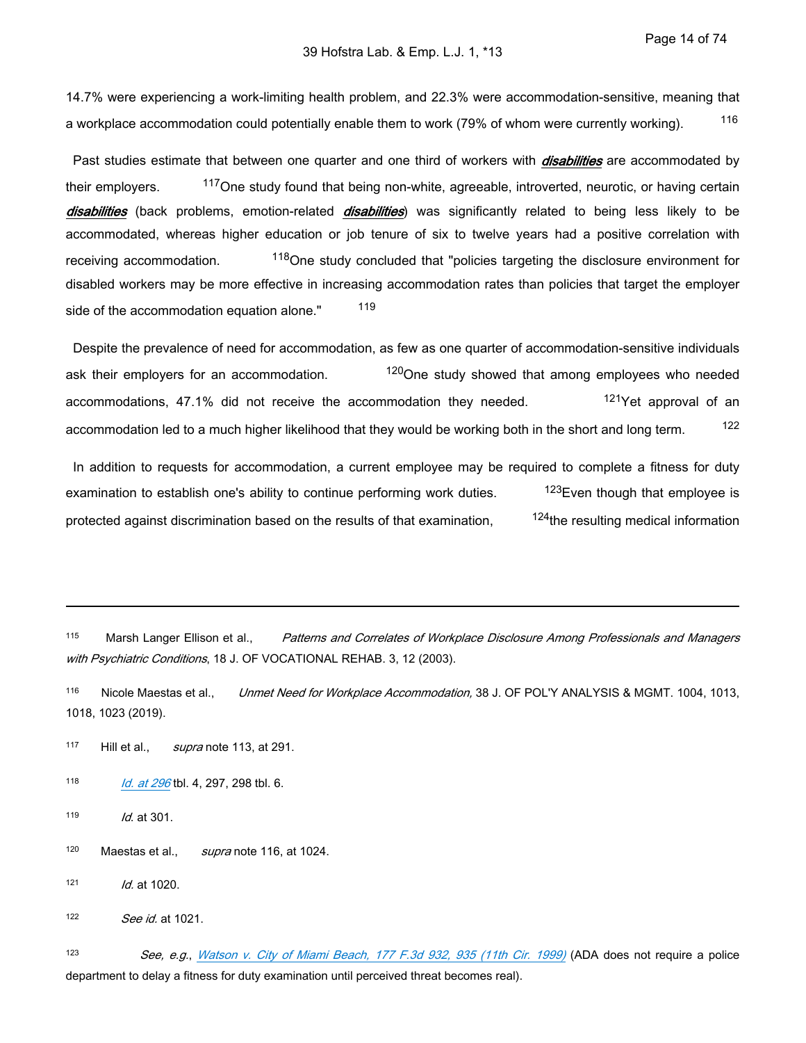14.7% were experiencing a work-limiting health problem, and 22.3% were accommodation-sensitive, meaning that a workplace accommodation could potentially enable them to work (79% of whom were currently working).[116]

Past studies estimate that between one quarter and one third of workers with ***disabilities*** are accommodated by their employers.[117] One study found that being non-white, agreeable, introverted, neurotic, or having certain ***disabilities*** (back problems, emotion-related ***disabilities***) was significantly related to being less likely to be accommodated, whereas higher education or job tenure of six to twelve years had a positive correlation with receiving accommodation.[118] One study concluded that "policies targeting the disclosure environment for disabled workers may be more effective in increasing accommodation rates than policies that target the employer side of the accommodation equation alone."[119]

Despite the prevalence of need for accommodation, as few as one quarter of accommodation-sensitive individuals ask their employers for an accommodation.[120] One study showed that among employees who needed accommodations, 47.1% did not receive the accommodation they needed.[121] Yet approval of an accommodation led to a much higher likelihood that they would be working both in the short and long term.[122]

In addition to requests for accommodation, a current employee may be required to complete a fitness for duty examination to establish one's ability to continue performing work duties.[123] Even though that employee is protected against discrimination based on the results of that examination,[124] the resulting medical information

---

[115] Marsh Langer Ellison et al., *Patterns and Correlates of Workplace Disclosure Among Professionals and Managers with Psychiatric Conditions*, 18 J. OF VOCATIONAL REHAB. 3, 12 (2003).

[116] Nicole Maestas et al., *Unmet Need for Workplace Accommodation,* 38 J. OF POL'Y ANALYSIS & MGMT. 1004, 1013, 1018, 1023 (2019).

[117] Hill et al., *supra* note 113, at 291.

[118] *Id. at 296* tbl. 4, 297, 298 tbl. 6.

[119] *Id.* at 301.

[120] Maestas et al., *supra* note 116, at 1024.

[121] *Id.* at 1020.

[122] *See id.* at 1021.

[123] *See, e.g.*, *Watson v. City of Miami Beach, 177 F.3d 932, 935 (11th Cir. 1999)* (ADA does not require a police department to delay a fitness for duty examination until perceived threat becomes real).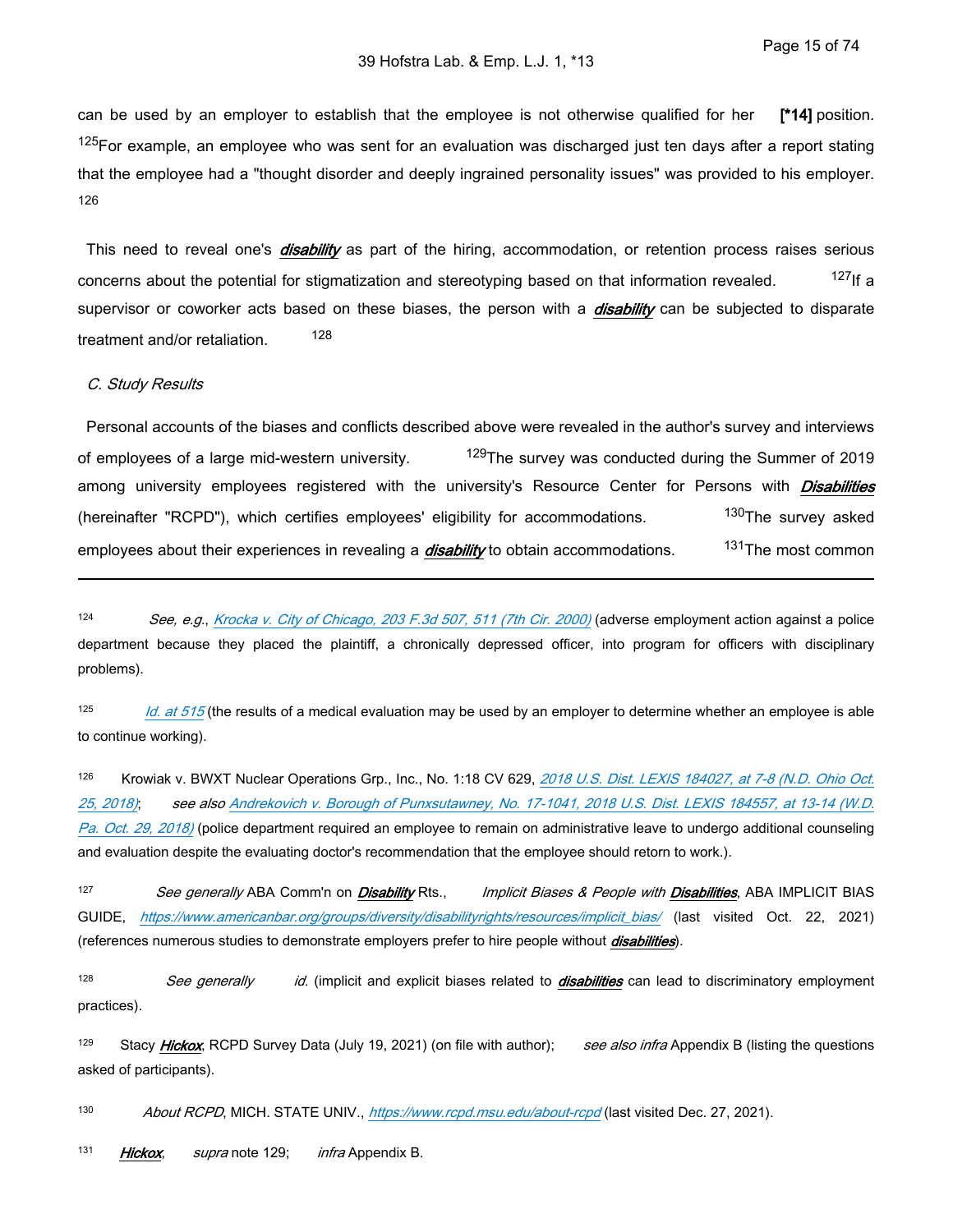can be used by an employer to establish that the employee is not otherwise qualified for her **[*14]** position.[125] For example, an employee who was sent for an evaluation was discharged just ten days after a report stating that the employee had a "thought disorder and deeply ingrained personality issues" was provided to his employer.[126]

This need to reveal one's ***disability*** as part of the hiring, accommodation, or retention process raises serious concerns about the potential for stigmatization and stereotyping based on that information revealed.[127] If a supervisor or coworker acts based on these biases, the person with a ***disability*** can be subjected to disparate treatment and/or retaliation.[128]

*C. Study Results*

Personal accounts of the biases and conflicts described above were revealed in the author's survey and interviews of employees of a large mid-western university.[129] The survey was conducted during the Summer of 2019 among university employees registered with the university's Resource Center for Persons with ***Disabilities*** (hereinafter "RCPD"), which certifies employees' eligibility for accommodations.[130] The survey asked employees about their experiences in revealing a ***disability*** to obtain accommodations.[131] The most common

---

[124] *See, e.g.*, *Krocka v. City of Chicago, 203 F.3d 507, 511 (7th Cir. 2000)* (adverse employment action against a police department because they placed the plaintiff, a chronically depressed officer, into program for officers with disciplinary problems).

[125] *Id. at 515* (the results of a medical evaluation may be used by an employer to determine whether an employee is able to continue working).

[126] Krowiak v. BWXT Nuclear Operations Grp., Inc., No. 1:18 CV 629, *2018 U.S. Dist. LEXIS 184027, at 7-8 (N.D. Ohio Oct. 25, 2018)*; *see also* *Andrekovich v. Borough of Punxsutawney, No. 17-1041, 2018 U.S. Dist. LEXIS 184557, at 13-14 (W.D. Pa. Oct. 29, 2018)* (police department required an employee to remain on administrative leave to undergo additional counseling and evaluation despite the evaluating doctor's recommendation that the employee should retorn to work.).

[127] *See generally* ABA Comm'n on ***Disability*** Rts., *Implicit Biases & People with **Disabilities***, ABA IMPLICIT BIAS GUIDE, *https://www.americanbar.org/groups/diversity/disabilityrights/resources/implicit_bias/* (last visited Oct. 22, 2021) (references numerous studies to demonstrate employers prefer to hire people without ***disabilities***).

[128] *See generally* *id.* (implicit and explicit biases related to ***disabilities*** can lead to discriminatory employment practices).

[129] Stacy ***Hickox***, RCPD Survey Data (July 19, 2021) (on file with author); *see also infra* Appendix B (listing the questions asked of participants).

[130] *About RCPD*, MICH. STATE UNIV., *https://www.rcpd.msu.edu/about-rcpd* (last visited Dec. 27, 2021).

[131] ***Hickox***, *supra* note 129; *infra* Appendix B.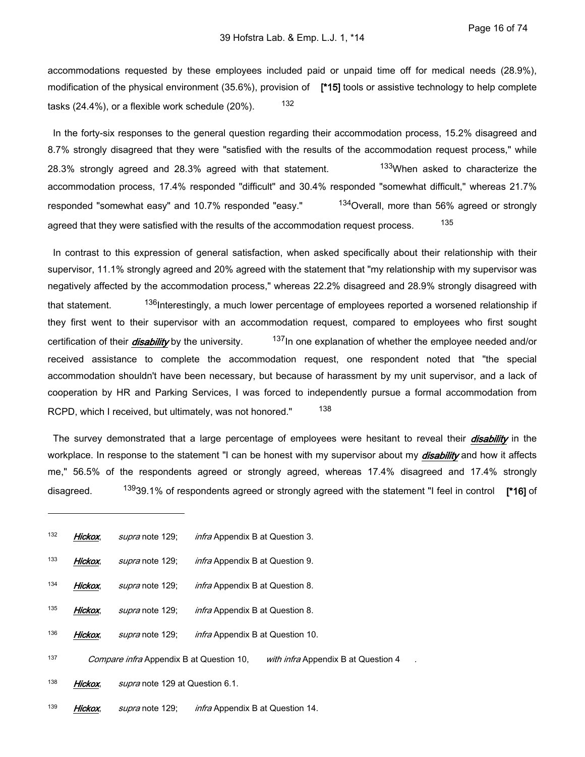accommodations requested by these employees included paid or unpaid time off for medical needs (28.9%), modification of the physical environment (35.6%), provision of **[*15]** tools or assistive technology to help complete tasks (24.4%), or a flexible work schedule (20%). [132]

In the forty-six responses to the general question regarding their accommodation process, 15.2% disagreed and 8.7% strongly disagreed that they were "satisfied with the results of the accommodation request process," while 28.3% strongly agreed and 28.3% agreed with that statement. [133] When asked to characterize the accommodation process, 17.4% responded "difficult" and 30.4% responded "somewhat difficult," whereas 21.7% responded "somewhat easy" and 10.7% responded "easy." [134] Overall, more than 56% agreed or strongly agreed that they were satisfied with the results of the accommodation request process. [135]

In contrast to this expression of general satisfaction, when asked specifically about their relationship with their supervisor, 11.1% strongly agreed and 20% agreed with the statement that "my relationship with my supervisor was negatively affected by the accommodation process," whereas 22.2% disagreed and 28.9% strongly disagreed with that statement. [136] Interestingly, a much lower percentage of employees reported a worsened relationship if they first went to their supervisor with an accommodation request, compared to employees who first sought certification of their ***disability*** by the university. [137] In one explanation of whether the employee needed and/or received assistance to complete the accommodation request, one respondent noted that "the special accommodation shouldn't have been necessary, but because of harassment by my unit supervisor, and a lack of cooperation by HR and Parking Services, I was forced to independently pursue a formal accommodation from RCPD, which I received, but ultimately, was not honored." [138]

The survey demonstrated that a large percentage of employees were hesitant to reveal their ***disability*** in the workplace. In response to the statement "I can be honest with my supervisor about my ***disability*** and how it affects me," 56.5% of the respondents agreed or strongly agreed, whereas 17.4% disagreed and 17.4% strongly disagreed. [139] 39.1% of respondents agreed or strongly agreed with the statement "I feel in control **[*16]** of

---

[132] ***Hickox***, *supra* note 129; *infra* Appendix B at Question 3.

[133] ***Hickox***, *supra* note 129; *infra* Appendix B at Question 9.

[134] ***Hickox***, *supra* note 129; *infra* Appendix B at Question 8.

[135] ***Hickox***, *supra* note 129; *infra* Appendix B at Question 8.

[136] ***Hickox***, *supra* note 129; *infra* Appendix B at Question 10.

[137] *Compare infra* Appendix B at Question 10, *with infra* Appendix B at Question 4 .

[138] ***Hickox***, *supra* note 129 at Question 6.1.

[139] ***Hickox***, *supra* note 129; *infra* Appendix B at Question 14.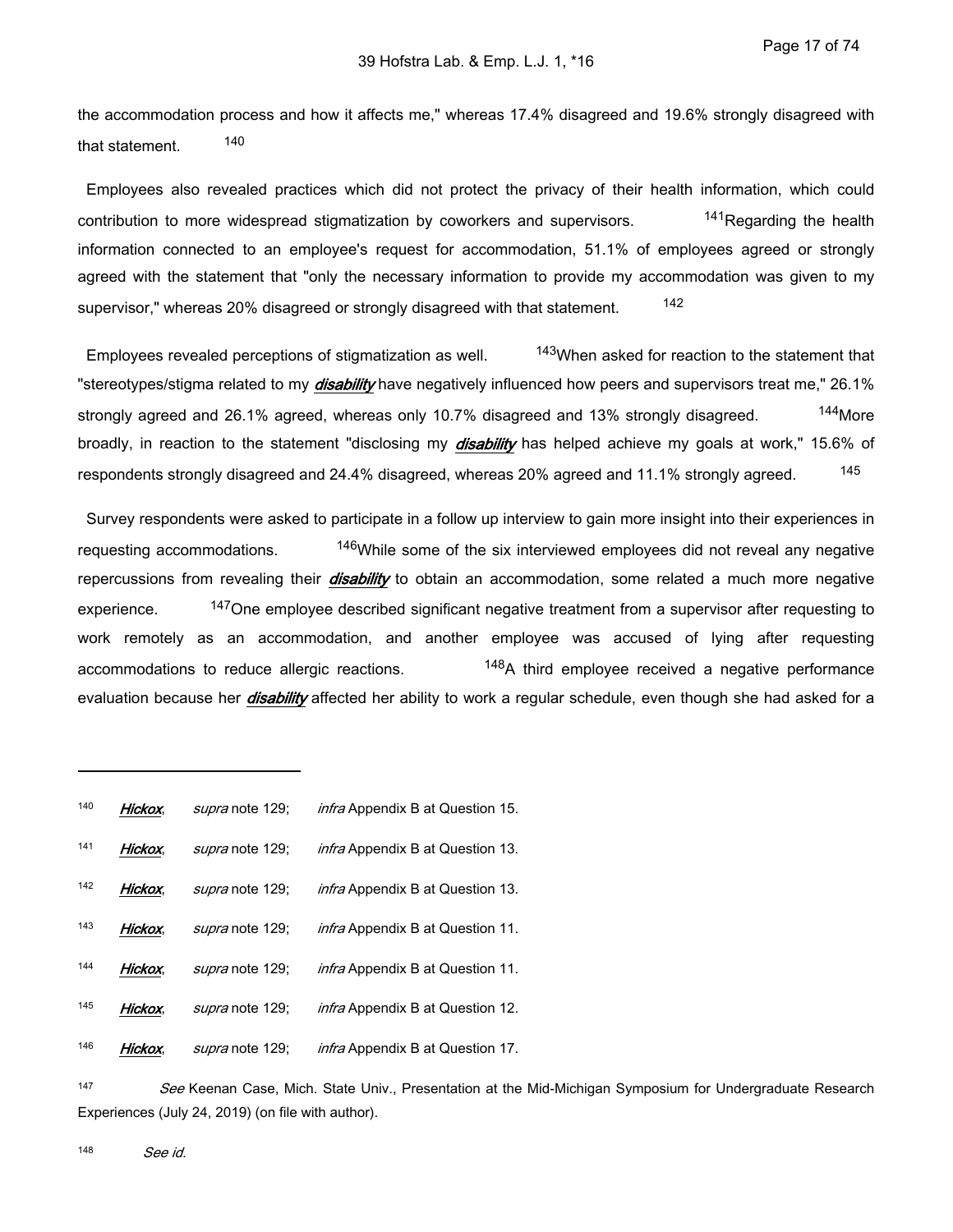the accommodation process and how it affects me," whereas 17.4% disagreed and 19.6% strongly disagreed with that statement. [140]

Employees also revealed practices which did not protect the privacy of their health information, which could contribution to more widespread stigmatization by coworkers and supervisors. [141] Regarding the health information connected to an employee's request for accommodation, 51.1% of employees agreed or strongly agreed with the statement that "only the necessary information to provide my accommodation was given to my supervisor," whereas 20% disagreed or strongly disagreed with that statement. [142]

Employees revealed perceptions of stigmatization as well. [143] When asked for reaction to the statement that "stereotypes/stigma related to my ***disability*** have negatively influenced how peers and supervisors treat me," 26.1% strongly agreed and 26.1% agreed, whereas only 10.7% disagreed and 13% strongly disagreed. [144] More broadly, in reaction to the statement "disclosing my ***disability*** has helped achieve my goals at work," 15.6% of respondents strongly disagreed and 24.4% disagreed, whereas 20% agreed and 11.1% strongly agreed. [145]

Survey respondents were asked to participate in a follow up interview to gain more insight into their experiences in requesting accommodations. [146] While some of the six interviewed employees did not reveal any negative repercussions from revealing their ***disability*** to obtain an accommodation, some related a much more negative experience. [147] One employee described significant negative treatment from a supervisor after requesting to work remotely as an accommodation, and another employee was accused of lying after requesting accommodations to reduce allergic reactions. [148] A third employee received a negative performance evaluation because her ***disability*** affected her ability to work a regular schedule, even though she had asked for a

---

[140] ***Hickox***, *supra* note 129; *infra* Appendix B at Question 15.

[141] ***Hickox***, *supra* note 129; *infra* Appendix B at Question 13.

[142] ***Hickox***, *supra* note 129; *infra* Appendix B at Question 13.

[143] ***Hickox***, *supra* note 129; *infra* Appendix B at Question 11.

[144] ***Hickox***, *supra* note 129; *infra* Appendix B at Question 11.

[145] ***Hickox***, *supra* note 129; *infra* Appendix B at Question 12.

[146] ***Hickox***, *supra* note 129; *infra* Appendix B at Question 17.

[147] *See* Keenan Case, Mich. State Univ., Presentation at the Mid-Michigan Symposium for Undergraduate Research Experiences (July 24, 2019) (on file with author).

[148] *See id.*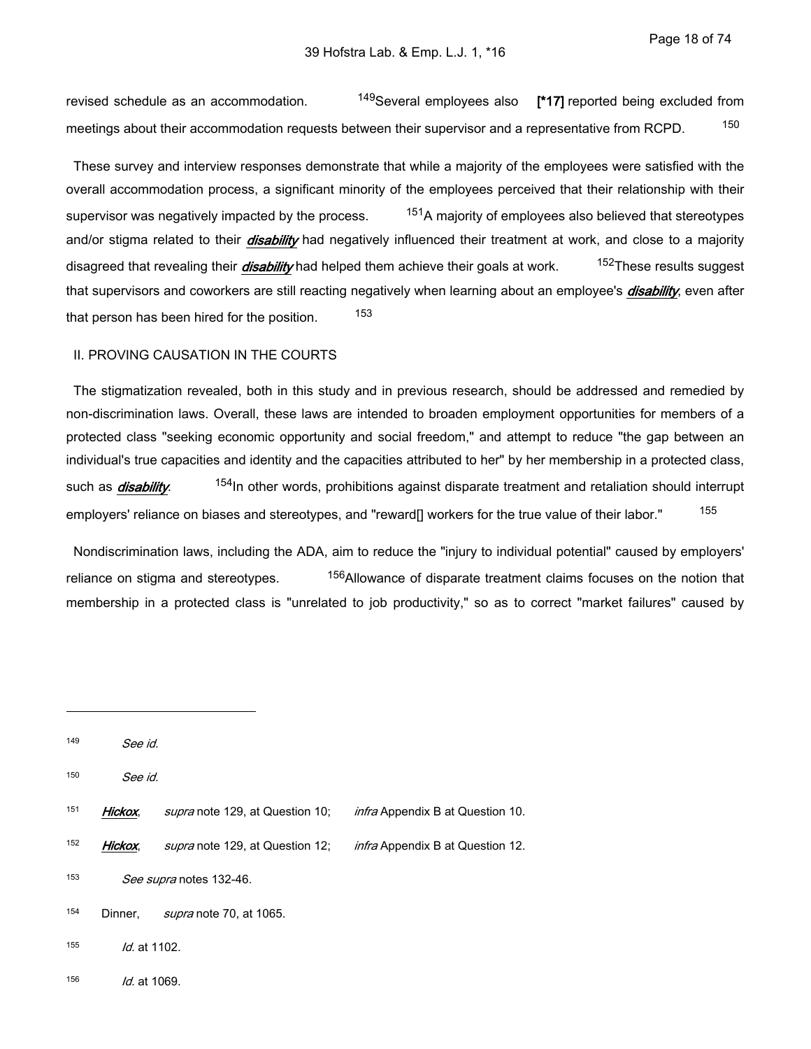revised schedule as an accommodation. [149] Several employees also **[*17]** reported being excluded from meetings about their accommodation requests between their supervisor and a representative from RCPD. [150]

These survey and interview responses demonstrate that while a majority of the employees were satisfied with the overall accommodation process, a significant minority of the employees perceived that their relationship with their supervisor was negatively impacted by the process. [151] A majority of employees also believed that stereotypes and/or stigma related to their ***disability*** had negatively influenced their treatment at work, and close to a majority disagreed that revealing their ***disability*** had helped them achieve their goals at work. [152] These results suggest that supervisors and coworkers are still reacting negatively when learning about an employee's ***disability***, even after that person has been hired for the position. [153]

## II. PROVING CAUSATION IN THE COURTS

The stigmatization revealed, both in this study and in previous research, should be addressed and remedied by non-discrimination laws. Overall, these laws are intended to broaden employment opportunities for members of a protected class "seeking economic opportunity and social freedom," and attempt to reduce "the gap between an individual's true capacities and identity and the capacities attributed to her" by her membership in a protected class, such as ***disability***. [154] In other words, prohibitions against disparate treatment and retaliation should interrupt employers' reliance on biases and stereotypes, and "reward[] workers for the true value of their labor." [155]

Nondiscrimination laws, including the ADA, aim to reduce the "injury to individual potential" caused by employers' reliance on stigma and stereotypes. [156] Allowance of disparate treatment claims focuses on the notion that membership in a protected class is "unrelated to job productivity," so as to correct "market failures" caused by

---

[149] *See id.*

[150] *See id.*

[151] ***Hickox***, *supra* note 129, at Question 10; *infra* Appendix B at Question 10.

[152] ***Hickox***, *supra* note 129, at Question 12; *infra* Appendix B at Question 12.

[153] *See supra* notes 132-46.

[154] Dinner, *supra* note 70, at 1065.

[155] *Id.* at 1102.

[156] *Id.* at 1069.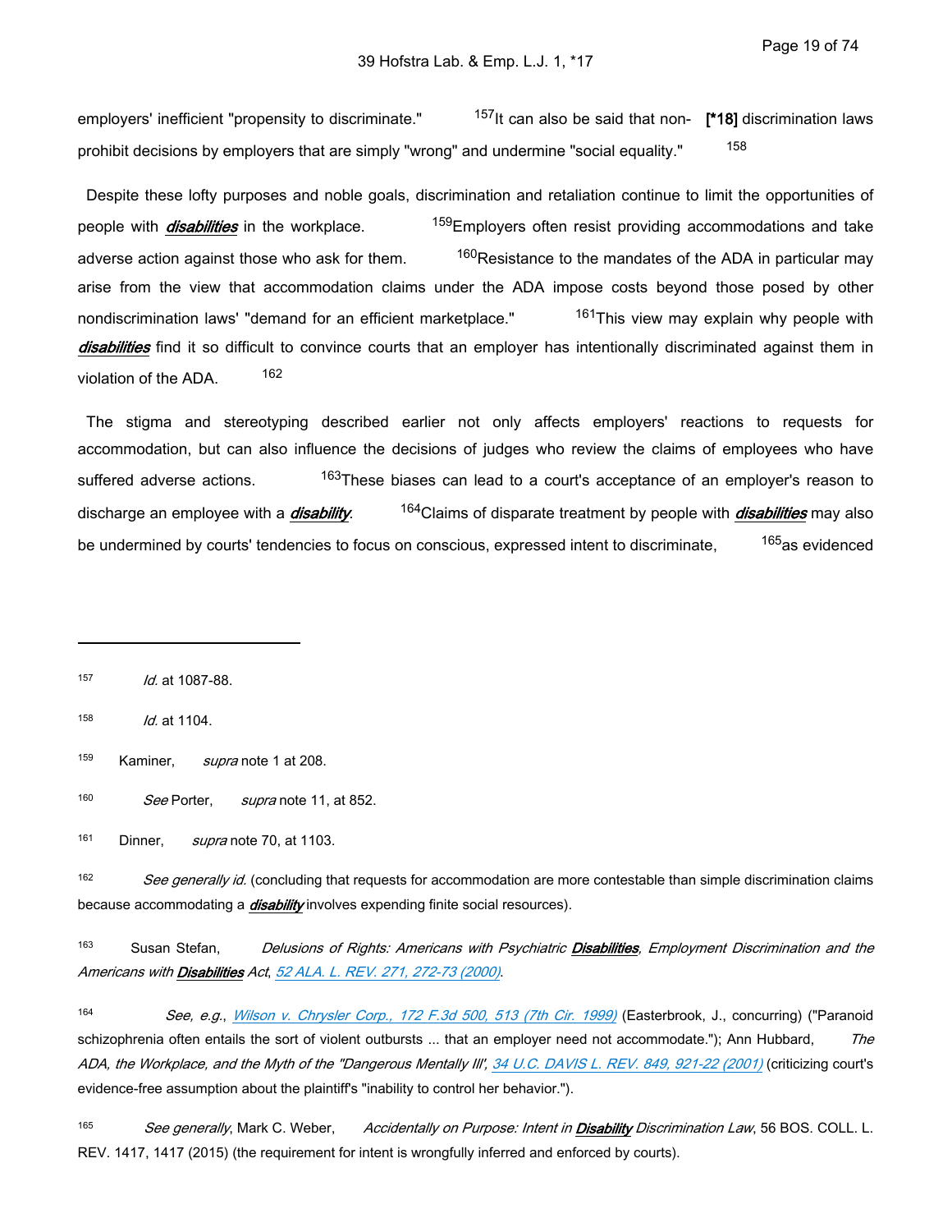employers' inefficient "propensity to discriminate." [157] It can also be said that non- **[*18]** discrimination laws prohibit decisions by employers that are simply "wrong" and undermine "social equality." [158]

Despite these lofty purposes and noble goals, discrimination and retaliation continue to limit the opportunities of people with ***disabilities*** in the workplace. [159] Employers often resist providing accommodations and take adverse action against those who ask for them. [160] Resistance to the mandates of the ADA in particular may arise from the view that accommodation claims under the ADA impose costs beyond those posed by other nondiscrimination laws' "demand for an efficient marketplace." [161] This view may explain why people with ***disabilities*** find it so difficult to convince courts that an employer has intentionally discriminated against them in violation of the ADA. [162]

The stigma and stereotyping described earlier not only affects employers' reactions to requests for accommodation, but can also influence the decisions of judges who review the claims of employees who have suffered adverse actions. [163] These biases can lead to a court's acceptance of an employer's reason to discharge an employee with a ***disability***. [164] Claims of disparate treatment by people with ***disabilities*** may also be undermined by courts' tendencies to focus on conscious, expressed intent to discriminate, [165] as evidenced

---

[157] *Id.* at 1087-88.

[158] *Id.* at 1104.

[159] Kaminer, *supra* note 1 at 208.

[160] *See* Porter, *supra* note 11, at 852.

[161] Dinner, *supra* note 70, at 1103.

[162] *See generally id.* (concluding that requests for accommodation are more contestable than simple discrimination claims because accommodating a ***disability*** involves expending finite social resources).

[163] Susan Stefan, *Delusions of Rights: Americans with Psychiatric **Disabilities**, Employment Discrimination and the Americans with **Disabilities** Act*, 52 ALA. L. REV. 271, 272-73 (2000).

[164] *See, e.g.*, Wilson v. Chrysler Corp., 172 F.3d 500, 513 (7th Cir. 1999) (Easterbrook, J., concurring) ("Paranoid schizophrenia often entails the sort of violent outbursts ... that an employer need not accommodate."); Ann Hubbard, *The ADA, the Workplace, and the Myth of the "Dangerous Mentally Ill"*, 34 U.C. DAVIS L. REV. 849, 921-22 (2001) (criticizing court's evidence-free assumption about the plaintiff's "inability to control her behavior.").

[165] *See generally*, Mark C. Weber, *Accidentally on Purpose: Intent in **Disability** Discrimination Law*, 56 BOS. COLL. L. REV. 1417, 1417 (2015) (the requirement for intent is wrongfully inferred and enforced by courts).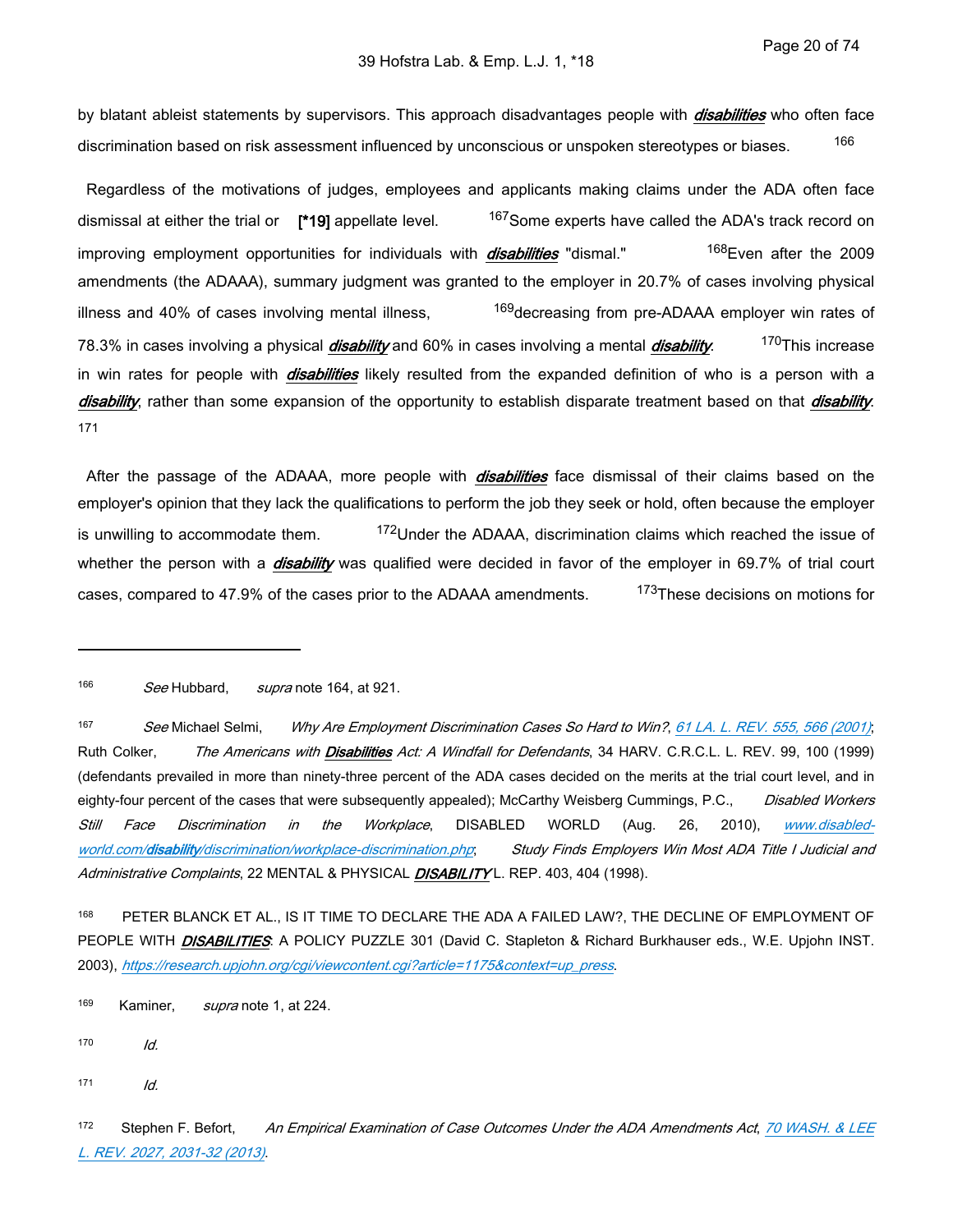by blatant ableist statements by supervisors. This approach disadvantages people with ***disabilities*** who often face discrimination based on risk assessment influenced by unconscious or unspoken stereotypes or biases. [166]

Regardless of the motivations of judges, employees and applicants making claims under the ADA often face dismissal at either the trial or **[*19]** appellate level. [167] Some experts have called the ADA's track record on improving employment opportunities for individuals with ***disabilities*** "dismal." [168] Even after the 2009 amendments (the ADAAA), summary judgment was granted to the employer in 20.7% of cases involving physical illness and 40% of cases involving mental illness, [169] decreasing from pre-ADAAA employer win rates of 78.3% in cases involving a physical ***disability*** and 60% in cases involving a mental ***disability***. [170] This increase in win rates for people with ***disabilities*** likely resulted from the expanded definition of who is a person with a ***disability***, rather than some expansion of the opportunity to establish disparate treatment based on that ***disability***. [171]

After the passage of the ADAAA, more people with ***disabilities*** face dismissal of their claims based on the employer's opinion that they lack the qualifications to perform the job they seek or hold, often because the employer is unwilling to accommodate them. [172] Under the ADAAA, discrimination claims which reached the issue of whether the person with a ***disability*** was qualified were decided in favor of the employer in 69.7% of trial court cases, compared to 47.9% of the cases prior to the ADAAA amendments. [173] These decisions on motions for

---

[166] *See* Hubbard, *supra* note 164, at 921.

[167] *See* Michael Selmi, *Why Are Employment Discrimination Cases So Hard to Win?*, *61 LA. L. REV. 555, 566 (2001)*; Ruth Colker, *The Americans with* ***Disabilities*** *Act: A Windfall for Defendants*, 34 HARV. C.R.C.L. L. REV. 99, 100 (1999) (defendants prevailed in more than ninety-three percent of the ADA cases decided on the merits at the trial court level, and in eighty-four percent of the cases that were subsequently appealed); McCarthy Weisberg Cummings, P.C., *Disabled Workers Still Face Discrimination in the Workplace*, DISABLED WORLD (Aug. 26, 2010), *www.disabled-world.com/****disability****/discrimination/workplace-discrimination.php*; *Study Finds Employers Win Most ADA Title I Judicial and Administrative Complaints*, 22 MENTAL & PHYSICAL ***DISABILITY*** L. REP. 403, 404 (1998).

[168] PETER BLANCK ET AL., IS IT TIME TO DECLARE THE ADA A FAILED LAW?, THE DECLINE OF EMPLOYMENT OF PEOPLE WITH ***DISABILITIES***: A POLICY PUZZLE 301 (David C. Stapleton & Richard Burkhauser eds., W.E. Upjohn INST. 2003), *https://research.upjohn.org/cgi/viewcontent.cgi?article=1175&context=up_press*.

[169] Kaminer, *supra* note 1, at 224.

[170] *Id.*

[171] *Id.*

[172] Stephen F. Befort, *An Empirical Examination of Case Outcomes Under the ADA Amendments Act*, *70 WASH. & LEE L. REV. 2027, 2031-32 (2013)*.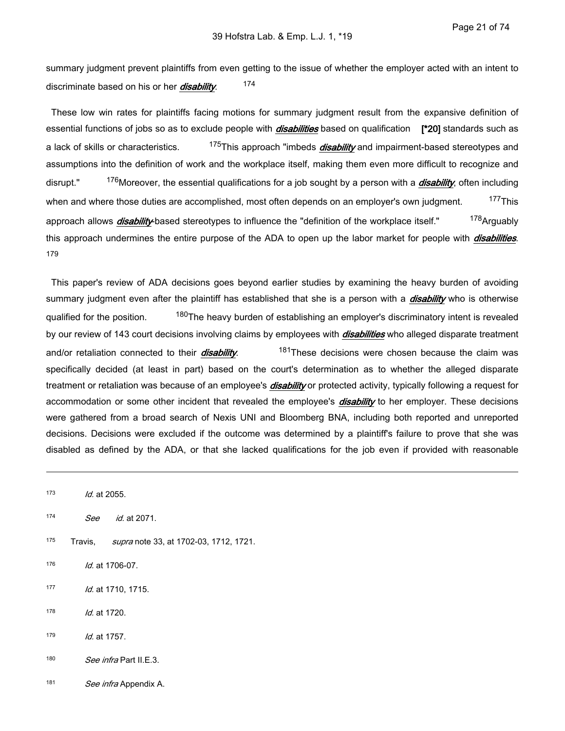summary judgment prevent plaintiffs from even getting to the issue of whether the employer acted with an intent to discriminate based on his or her ***disability***.[174]

These low win rates for plaintiffs facing motions for summary judgment result from the expansive definition of essential functions of jobs so as to exclude people with ***disabilities*** based on qualification **[*20]** standards such as a lack of skills or characteristics.[175] This approach "imbeds ***disability*** and impairment-based stereotypes and assumptions into the definition of work and the workplace itself, making them even more difficult to recognize and disrupt."[176] Moreover, the essential qualifications for a job sought by a person with a ***disability***, often including when and where those duties are accomplished, most often depends on an employer's own judgment.[177] This approach allows ***disability***-based stereotypes to influence the "definition of the workplace itself."[178] Arguably this approach undermines the entire purpose of the ADA to open up the labor market for people with ***disabilities***.[179]

This paper's review of ADA decisions goes beyond earlier studies by examining the heavy burden of avoiding summary judgment even after the plaintiff has established that she is a person with a ***disability*** who is otherwise qualified for the position.[180] The heavy burden of establishing an employer's discriminatory intent is revealed by our review of 143 court decisions involving claims by employees with ***disabilities*** who alleged disparate treatment and/or retaliation connected to their ***disability***.[181] These decisions were chosen because the claim was specifically decided (at least in part) based on the court's determination as to whether the alleged disparate treatment or retaliation was because of an employee's ***disability*** or protected activity, typically following a request for accommodation or some other incident that revealed the employee's ***disability*** to her employer. These decisions were gathered from a broad search of Nexis UNI and Bloomberg BNA, including both reported and unreported decisions. Decisions were excluded if the outcome was determined by a plaintiff's failure to prove that she was disabled as defined by the ADA, or that she lacked qualifications for the job even if provided with reasonable

---

173 *Id.* at 2055.

174 *See id.* at 2071.

175 Travis, *supra* note 33, at 1702-03, 1712, 1721.

176 *Id.* at 1706-07.

177 *Id.* at 1710, 1715.

178 *Id.* at 1720.

179 *Id.* at 1757.

180 *See infra* Part II.E.3.

181 *See infra* Appendix A.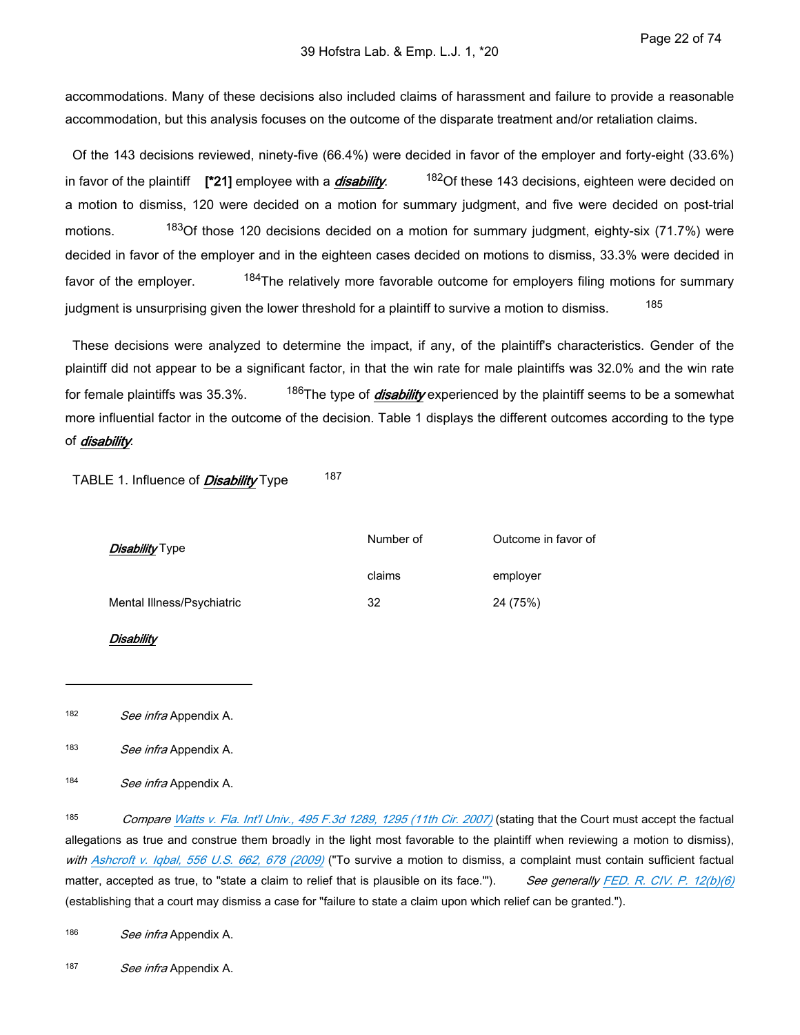accommodations. Many of these decisions also included claims of harassment and failure to provide a reasonable accommodation, but this analysis focuses on the outcome of the disparate treatment and/or retaliation claims.

Of the 143 decisions reviewed, ninety-five (66.4%) were decided in favor of the employer and forty-eight (33.6%) in favor of the plaintiff **[*21]** employee with a ***disability***. [182] Of these 143 decisions, eighteen were decided on a motion to dismiss, 120 were decided on a motion for summary judgment, and five were decided on post-trial motions. [183] Of those 120 decisions decided on a motion for summary judgment, eighty-six (71.7%) were decided in favor of the employer and in the eighteen cases decided on motions to dismiss, 33.3% were decided in favor of the employer. [184] The relatively more favorable outcome for employers filing motions for summary judgment is unsurprising given the lower threshold for a plaintiff to survive a motion to dismiss. [185]

These decisions were analyzed to determine the impact, if any, of the plaintiff's characteristics. Gender of the plaintiff did not appear to be a significant factor, in that the win rate for male plaintiffs was 32.0% and the win rate for female plaintiffs was 35.3%. [186] The type of ***disability*** experienced by the plaintiff seems to be a somewhat more influential factor in the outcome of the decision. Table 1 displays the different outcomes according to the type of ***disability***.

TABLE 1. Influence of ***Disability*** Type [187]

| ***Disability*** Type | Number of claims | Outcome in favor of employer |
| --- | --- | --- |
| Mental Illness/Psychiatric ***Disability*** | 32 | 24 (75%) |

---

[182] *See infra* Appendix A.

[183] *See infra* Appendix A.

[184] *See infra* Appendix A.

[185] *Compare* Watts v. Fla. Int'l Univ., 495 F.3d 1289, 1295 (11th Cir. 2007) (stating that the Court must accept the factual allegations as true and construe them broadly in the light most favorable to the plaintiff when reviewing a motion to dismiss), *with* Ashcroft v. Iqbal, 556 U.S. 662, 678 (2009) ("To survive a motion to dismiss, a complaint must contain sufficient factual matter, accepted as true, to "state a claim to relief that is plausible on its face.'"). *See generally* FED. R. CIV. P. 12(b)(6) (establishing that a court may dismiss a case for "failure to state a claim upon which relief can be granted.").

[186] *See infra* Appendix A.

[187] *See infra* Appendix A.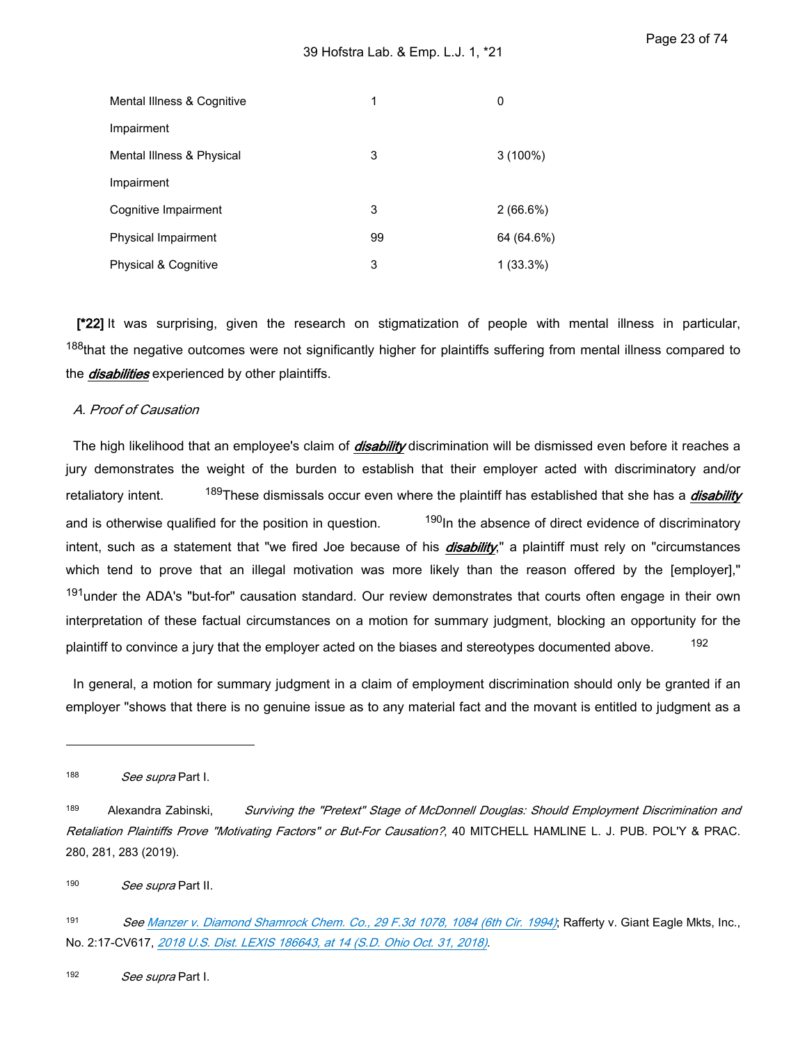| | | |
|---|---|---|
| Mental Illness & Cognitive Impairment | 1 | 0 |
| Mental Illness & Physical Impairment | 3 | 3 (100%) |
| Cognitive Impairment | 3 | 2 (66.6%) |
| Physical Impairment | 99 | 64 (64.6%) |
| Physical & Cognitive | 3 | 1 (33.3%) |

**[*22]** It was surprising, given the research on stigmatization of people with mental illness in particular, [188] that the negative outcomes were not significantly higher for plaintiffs suffering from mental illness compared to the ***disabilities*** experienced by other plaintiffs.

*A. Proof of Causation*

The high likelihood that an employee's claim of ***disability*** discrimination will be dismissed even before it reaches a jury demonstrates the weight of the burden to establish that their employer acted with discriminatory and/or retaliatory intent. [189] These dismissals occur even where the plaintiff has established that she has a ***disability*** and is otherwise qualified for the position in question. [190] In the absence of direct evidence of discriminatory intent, such as a statement that "we fired Joe because of his ***disability***," a plaintiff must rely on "circumstances which tend to prove that an illegal motivation was more likely than the reason offered by the [employer]," [191] under the ADA's "but-for" causation standard. Our review demonstrates that courts often engage in their own interpretation of these factual circumstances on a motion for summary judgment, blocking an opportunity for the plaintiff to convince a jury that the employer acted on the biases and stereotypes documented above. [192]

In general, a motion for summary judgment in a claim of employment discrimination should only be granted if an employer "shows that there is no genuine issue as to any material fact and the movant is entitled to judgment as a

---

[188] *See supra* Part I.

[189] Alexandra Zabinski, *Surviving the "Pretext" Stage of McDonnell Douglas: Should Employment Discrimination and Retaliation Plaintiffs Prove "Motivating Factors" or But-For Causation?*, 40 MITCHELL HAMLINE L. J. PUB. POL'Y & PRAC. 280, 281, 283 (2019).

[190] *See supra* Part II.

[191] *See Manzer v. Diamond Shamrock Chem. Co., 29 F.3d 1078, 1084 (6th Cir. 1994)*; Rafferty v. Giant Eagle Mkts, Inc., No. 2:17-CV617, *2018 U.S. Dist. LEXIS 186643, at 14 (S.D. Ohio Oct. 31, 2018)*.

[192] *See supra* Part I.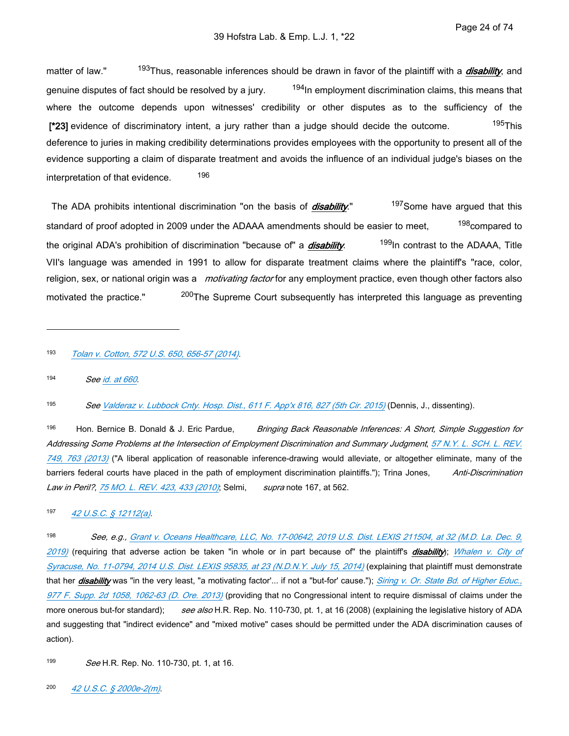matter of law."[193] Thus, reasonable inferences should be drawn in favor of the plaintiff with a ***disability***, and genuine disputes of fact should be resolved by a jury.[194] In employment discrimination claims, this means that where the outcome depends upon witnesses' credibility or other disputes as to the sufficiency of the **[*23]** evidence of discriminatory intent, a jury rather than a judge should decide the outcome.[195] This deference to juries in making credibility determinations provides employees with the opportunity to present all of the evidence supporting a claim of disparate treatment and avoids the influence of an individual judge's biases on the interpretation of that evidence.[196]

The ADA prohibits intentional discrimination "on the basis of ***disability***."[197] Some have argued that this standard of proof adopted in 2009 under the ADAAA amendments should be easier to meet,[198] compared to the original ADA's prohibition of discrimination "because of" a ***disability***.[199] In contrast to the ADAAA, Title VII's language was amended in 1991 to allow for disparate treatment claims where the plaintiff's "race, color, religion, sex, or national origin was a *motivating factor* for any employment practice, even though other factors also motivated the practice."[200] The Supreme Court subsequently has interpreted this language as preventing

---

193 *Tolan v. Cotton, 572 U.S. 650, 656-57 (2014)*.

194 *See id. at 660*.

195 *See Valderaz v. Lubbock Cnty. Hosp. Dist., 611 F. App'x 816, 827 (5th Cir. 2015)* (Dennis, J., dissenting).

196 Hon. Bernice B. Donald & J. Eric Pardue, *Bringing Back Reasonable Inferences: A Short, Simple Suggestion for Addressing Some Problems at the Intersection of Employment Discrimination and Summary Judgment*, *57 N.Y. L. SCH. L. REV. 749, 763 (2013)* ("A liberal application of reasonable inference-drawing would alleviate, or altogether eliminate, many of the barriers federal courts have placed in the path of employment discrimination plaintiffs."); Trina Jones, *Anti-Discrimination Law in Peril?*, *75 MO. L. REV. 423, 433 (2010)*; Selmi, *supra* note 167, at 562.

197 *42 U.S.C. § 12112(a)*.

198 *See, e.g., Grant v. Oceans Healthcare, LLC, No. 17-00642, 2019 U.S. Dist. LEXIS 211504, at 32 (M.D. La. Dec. 9, 2019)* (requiring that adverse action be taken "in whole or in part because of" the plaintiff's ***disability***); *Whalen v. City of Syracuse, No. 11-0794, 2014 U.S. Dist. LEXIS 95835, at 23 (N.D.N.Y. July 15, 2014)* (explaining that plaintiff must demonstrate that her ***disability*** was "in the very least, "a motivating factor'... if not a "but-for' cause."); *Siring v. Or. State Bd. of Higher Educ., 977 F. Supp. 2d 1058, 1062-63 (D. Ore. 2013)* (providing that no Congressional intent to require dismissal of claims under the more onerous but-for standard); *see also* H.R. Rep. No. 110-730, pt. 1, at 16 (2008) (explaining the legislative history of ADA and suggesting that "indirect evidence" and "mixed motive" cases should be permitted under the ADA discrimination causes of action).

199 *See* H.R. Rep. No. 110-730, pt. 1, at 16.

200 *42 U.S.C. § 2000e-2(m)*.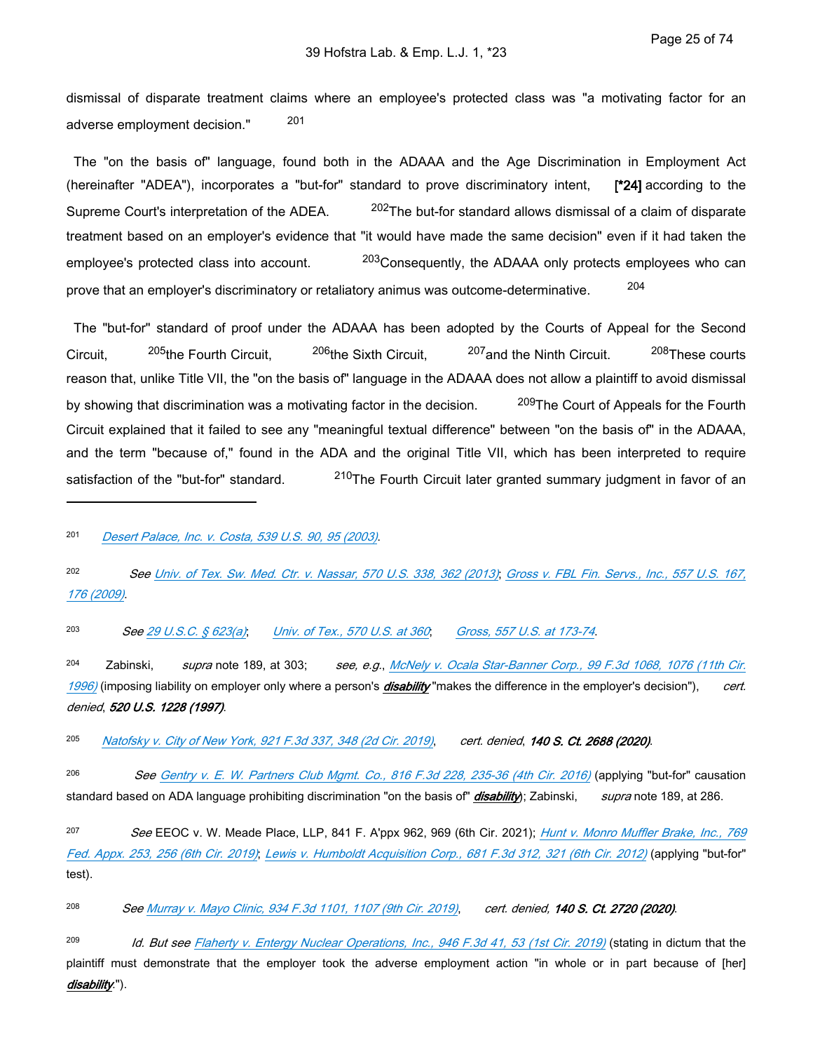dismissal of disparate treatment claims where an employee's protected class was "a motivating factor for an adverse employment decision." [201]

The "on the basis of" language, found both in the ADAAA and the Age Discrimination in Employment Act (hereinafter "ADEA"), incorporates a "but-for" standard to prove discriminatory intent, **[*24]** according to the Supreme Court's interpretation of the ADEA. [202] The but-for standard allows dismissal of a claim of disparate treatment based on an employer's evidence that "it would have made the same decision" even if it had taken the employee's protected class into account. [203] Consequently, the ADAAA only protects employees who can prove that an employer's discriminatory or retaliatory animus was outcome-determinative. [204]

The "but-for" standard of proof under the ADAAA has been adopted by the Courts of Appeal for the Second Circuit, [205] the Fourth Circuit, [206] the Sixth Circuit, [207] and the Ninth Circuit. [208] These courts reason that, unlike Title VII, the "on the basis of" language in the ADAAA does not allow a plaintiff to avoid dismissal by showing that discrimination was a motivating factor in the decision. [209] The Court of Appeals for the Fourth Circuit explained that it failed to see any "meaningful textual difference" between "on the basis of" in the ADAAA, and the term "because of," found in the ADA and the original Title VII, which has been interpreted to require satisfaction of the "but-for" standard. [210] The Fourth Circuit later granted summary judgment in favor of an

---

[201] *Desert Palace, Inc. v. Costa, 539 U.S. 90, 95 (2003)*.

[202] *See Univ. of Tex. Sw. Med. Ctr. v. Nassar, 570 U.S. 338, 362 (2013)*; *Gross v. FBL Fin. Servs., Inc., 557 U.S. 167, 176 (2009)*.

[203] *See 29 U.S.C. § 623(a)*; *Univ. of Tex., 570 U.S. at 360*; *Gross, 557 U.S. at 173-74*.

[204] Zabinski, *supra* note 189, at 303; *see, e.g.*, *McNely v. Ocala Star-Banner Corp., 99 F.3d 1068, 1076 (11th Cir. 1996)* (imposing liability on employer only where a person's ***disability*** "makes the difference in the employer's decision"), *cert. denied*, ***520 U.S. 1228 (1997)***.

[205] *Natofsky v. City of New York, 921 F.3d 337, 348 (2d Cir. 2019)*, *cert. denied*, ***140 S. Ct. 2688 (2020)***.

[206] *See Gentry v. E. W. Partners Club Mgmt. Co., 816 F.3d 228, 235-36 (4th Cir. 2016)* (applying "but-for" causation standard based on ADA language prohibiting discrimination "on the basis of" ***disability***); Zabinski, *supra* note 189, at 286.

[207] *See* EEOC v. W. Meade Place, LLP, 841 F. A'ppx 962, 969 (6th Cir. 2021); *Hunt v. Monro Muffler Brake, Inc., 769 Fed. Appx. 253, 256 (6th Cir. 2019)*; *Lewis v. Humboldt Acquisition Corp., 681 F.3d 312, 321 (6th Cir. 2012)* (applying "but-for" test).

[208] *See Murray v. Mayo Clinic, 934 F.3d 1101, 1107 (9th Cir. 2019)*, *cert. denied*, ***140 S. Ct. 2720 (2020)***.

[209] *Id. But see Flaherty v. Entergy Nuclear Operations, Inc., 946 F.3d 41, 53 (1st Cir. 2019)* (stating in dictum that the plaintiff must demonstrate that the employer took the adverse employment action "in whole or in part because of [her] ***disability***.").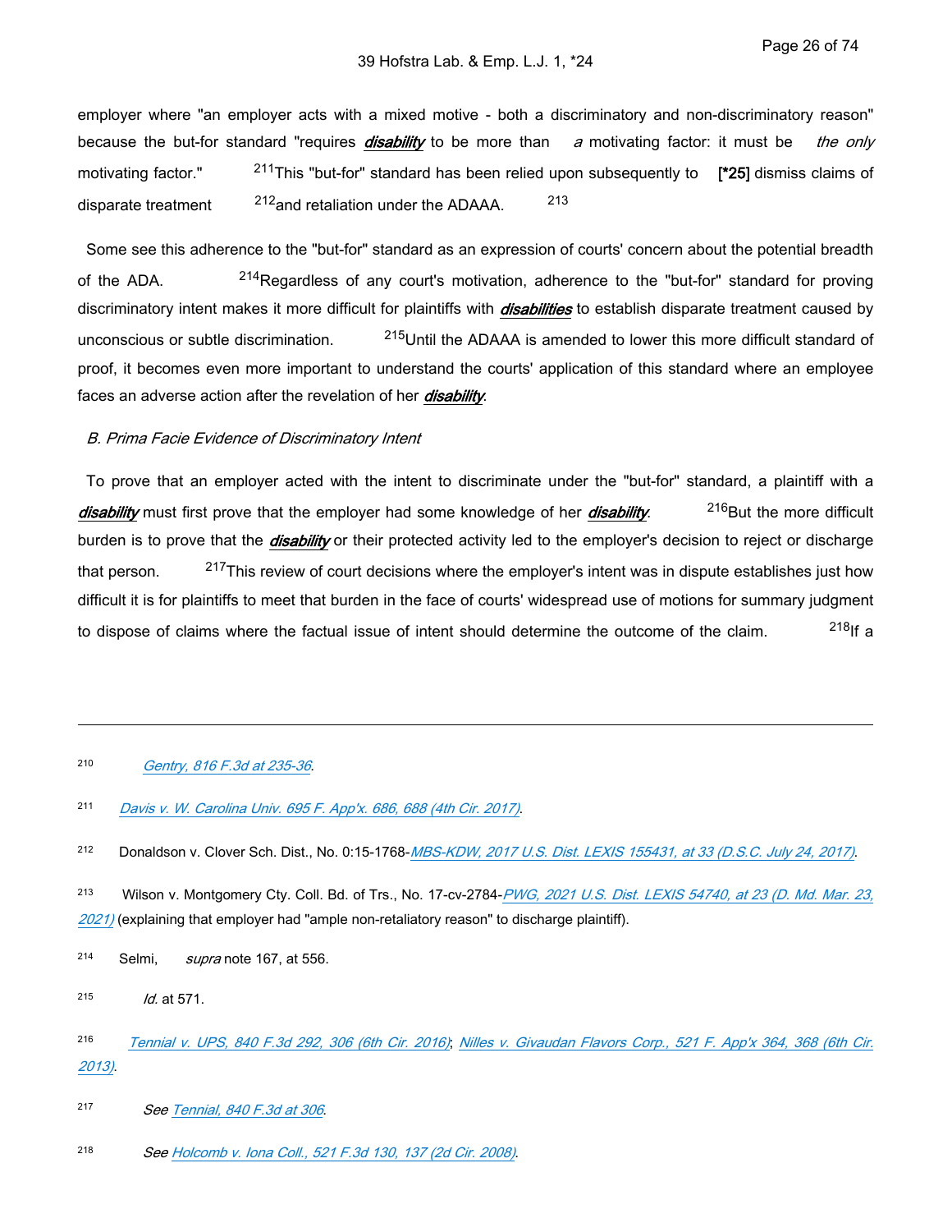employer where "an employer acts with a mixed motive - both a discriminatory and non-discriminatory reason" because the but-for standard "requires ***disability*** to be more than *a* motivating factor: it must be *the only* motivating factor." [211] This "but-for" standard has been relied upon subsequently to **[*25]** dismiss claims of disparate treatment [212] and retaliation under the ADAAA. [213]

Some see this adherence to the "but-for" standard as an expression of courts' concern about the potential breadth of the ADA. [214] Regardless of any court's motivation, adherence to the "but-for" standard for proving discriminatory intent makes it more difficult for plaintiffs with ***disabilities*** to establish disparate treatment caused by unconscious or subtle discrimination. [215] Until the ADAAA is amended to lower this more difficult standard of proof, it becomes even more important to understand the courts' application of this standard where an employee faces an adverse action after the revelation of her ***disability***.

*B. Prima Facie Evidence of Discriminatory Intent*

To prove that an employer acted with the intent to discriminate under the "but-for" standard, a plaintiff with a ***disability*** must first prove that the employer had some knowledge of her ***disability***. [216] But the more difficult burden is to prove that the ***disability*** or their protected activity led to the employer's decision to reject or discharge that person. [217] This review of court decisions where the employer's intent was in dispute establishes just how difficult it is for plaintiffs to meet that burden in the face of courts' widespread use of motions for summary judgment to dispose of claims where the factual issue of intent should determine the outcome of the claim. [218] If a

---

[210] *Gentry, 816 F.3d at 235-36*.

[211] *Davis v. W. Carolina Univ. 695 F. App'x. 686, 688 (4th Cir. 2017)*.

[212] Donaldson v. Clover Sch. Dist., No. 0:15-1768-*MBS-KDW, 2017 U.S. Dist. LEXIS 155431, at 33 (D.S.C. July 24, 2017)*.

[213] Wilson v. Montgomery Cty. Coll. Bd. of Trs., No. 17-cv-2784-*PWG, 2021 U.S. Dist. LEXIS 54740, at 23 (D. Md. Mar. 23, 2021)* (explaining that employer had "ample non-retaliatory reason" to discharge plaintiff).

[214] Selmi, *supra* note 167, at 556.

[215] *Id.* at 571.

[216] *Tennial v. UPS, 840 F.3d 292, 306 (6th Cir. 2016)*; *Nilles v. Givaudan Flavors Corp., 521 F. App'x 364, 368 (6th Cir. 2013)*.

[217] *See Tennial, 840 F.3d at 306*.

[218] *See Holcomb v. Iona Coll., 521 F.3d 130, 137 (2d Cir. 2008)*.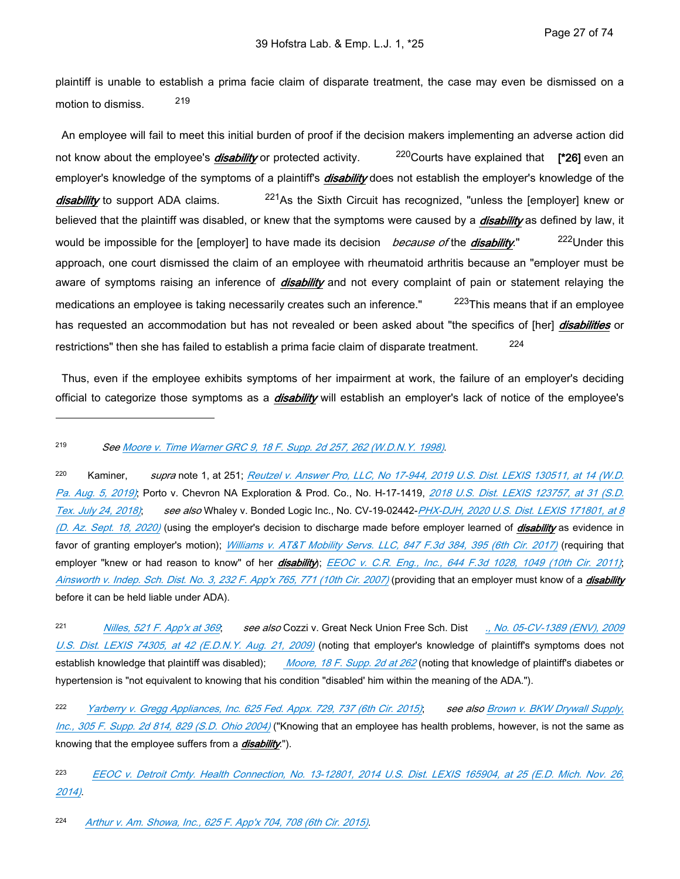plaintiff is unable to establish a prima facie claim of disparate treatment, the case may even be dismissed on a motion to dismiss. [219]

An employee will fail to meet this initial burden of proof if the decision makers implementing an adverse action did not know about the employee's ***disability*** or protected activity. [220] Courts have explained that **[*26]** even an employer's knowledge of the symptoms of a plaintiff's ***disability*** does not establish the employer's knowledge of the ***disability*** to support ADA claims. [221] As the Sixth Circuit has recognized, "unless the [employer] knew or believed that the plaintiff was disabled, or knew that the symptoms were caused by a ***disability*** as defined by law, it would be impossible for the [employer] to have made its decision *because of* the ***disability***." [222] Under this approach, one court dismissed the claim of an employee with rheumatoid arthritis because an "employer must be aware of symptoms raising an inference of ***disability*** and not every complaint of pain or statement relaying the medications an employee is taking necessarily creates such an inference." [223] This means that if an employee has requested an accommodation but has not revealed or been asked about "the specifics of [her] ***disabilities*** or restrictions" then she has failed to establish a prima facie claim of disparate treatment. [224]

Thus, even if the employee exhibits symptoms of her impairment at work, the failure of an employer's deciding official to categorize those symptoms as a ***disability*** will establish an employer's lack of notice of the employee's

---

[219] *See* Moore v. Time Warner GRC 9, 18 F. Supp. 2d 257, 262 (W.D.N.Y. 1998).

[220] Kaminer, *supra* note 1, at 251; Reutzel v. Answer Pro, LLC, No 17-944, 2019 U.S. Dist. LEXIS 130511, at 14 (W.D. Pa. Aug. 5, 2019); Porto v. Chevron NA Exploration & Prod. Co., No. H-17-1419, 2018 U.S. Dist. LEXIS 123757, at 31 (S.D. Tex. July 24, 2018); *see also* Whaley v. Bonded Logic Inc., No. CV-19-02442-PHX-DJH, 2020 U.S. Dist. LEXIS 171801, at 8 (D. Az. Sept. 18, 2020) (using the employer's decision to discharge made before employer learned of ***disability*** as evidence in favor of granting employer's motion); Williams v. AT&T Mobility Servs. LLC, 847 F.3d 384, 395 (6th Cir. 2017) (requiring that employer "knew or had reason to know" of her ***disability***); EEOC v. C.R. Eng., Inc., 644 F.3d 1028, 1049 (10th Cir. 2011); Ainsworth v. Indep. Sch. Dist. No. 3, 232 F. App'x 765, 771 (10th Cir. 2007) (providing that an employer must know of a ***disability*** before it can be held liable under ADA).

[221] Nilles, 521 F. App'x at 369; *see also* Cozzi v. Great Neck Union Free Sch. Dist., No. 05-CV-1389 (ENV), 2009 U.S. Dist. LEXIS 74305, at 42 (E.D.N.Y. Aug. 21, 2009) (noting that employer's knowledge of plaintiff's symptoms does not establish knowledge that plaintiff was disabled); Moore, 18 F. Supp. 2d at 262 (noting that knowledge of plaintiff's diabetes or hypertension is "not equivalent to knowing that his condition "disabled' him within the meaning of the ADA.").

[222] Yarberry v. Gregg Appliances, Inc. 625 Fed. Appx. 729, 737 (6th Cir. 2015); *see also* Brown v. BKW Drywall Supply, Inc., 305 F. Supp. 2d 814, 829 (S.D. Ohio 2004) ("Knowing that an employee has health problems, however, is not the same as knowing that the employee suffers from a ***disability***.").

[223] EEOC v. Detroit Cmty. Health Connection, No. 13-12801, 2014 U.S. Dist. LEXIS 165904, at 25 (E.D. Mich. Nov. 26, 2014).

[224] Arthur v. Am. Showa, Inc., 625 F. App'x 704, 708 (6th Cir. 2015).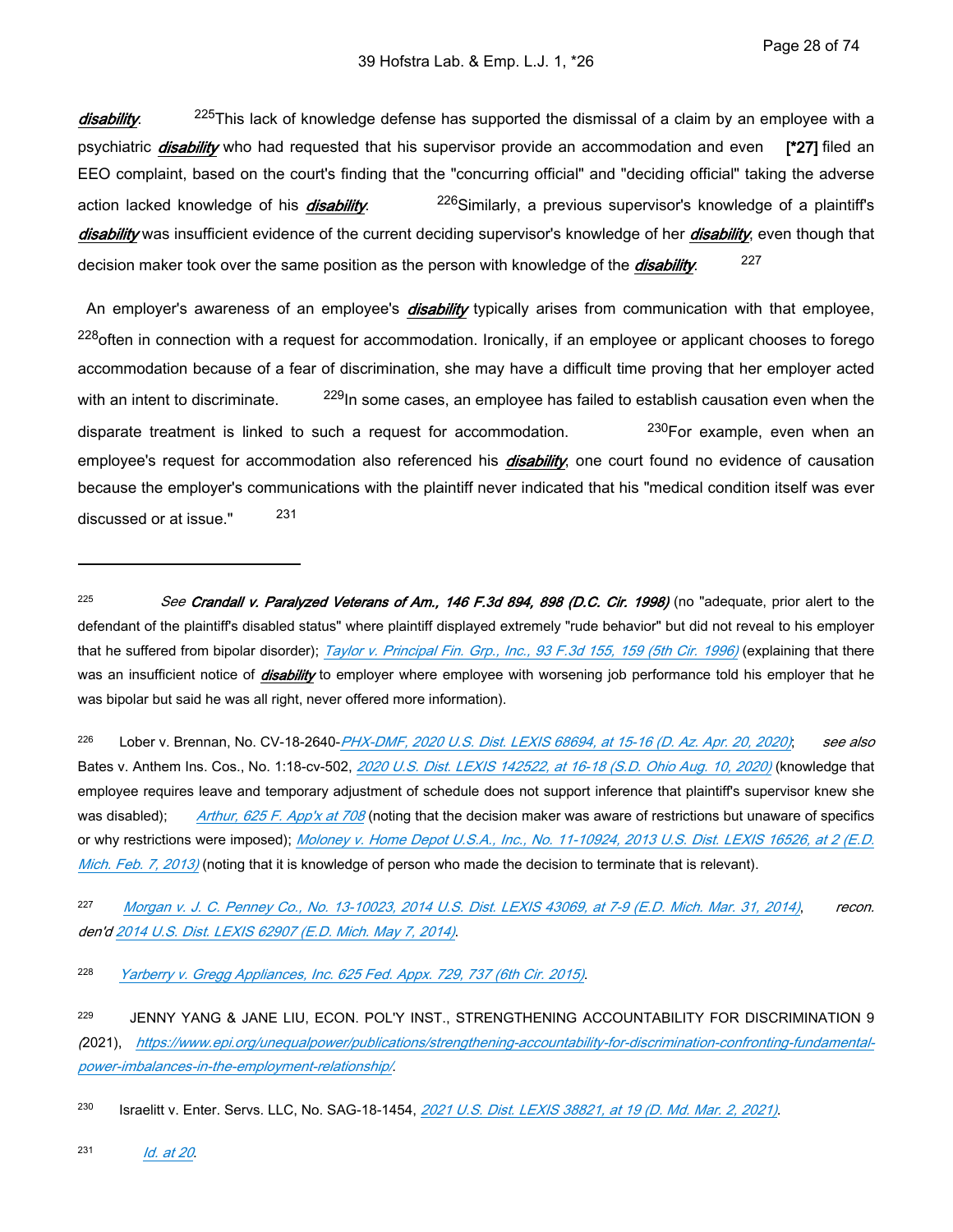***disability***. [225] This lack of knowledge defense has supported the dismissal of a claim by an employee with a psychiatric ***disability*** who had requested that his supervisor provide an accommodation and even **[*27]** filed an EEO complaint, based on the court's finding that the "concurring official" and "deciding official" taking the adverse action lacked knowledge of his ***disability***. [226] Similarly, a previous supervisor's knowledge of a plaintiff's ***disability*** was insufficient evidence of the current deciding supervisor's knowledge of her ***disability***, even though that decision maker took over the same position as the person with knowledge of the ***disability***. [227]

An employer's awareness of an employee's ***disability*** typically arises from communication with that employee, [228] often in connection with a request for accommodation. Ironically, if an employee or applicant chooses to forego accommodation because of a fear of discrimination, she may have a difficult time proving that her employer acted with an intent to discriminate. [229] In some cases, an employee has failed to establish causation even when the disparate treatment is linked to such a request for accommodation. [230] For example, even when an employee's request for accommodation also referenced his ***disability***, one court found no evidence of causation because the employer's communications with the plaintiff never indicated that his "medical condition itself was ever discussed or at issue." [231]

---

[225] *See* ***Crandall v. Paralyzed Veterans of Am., 146 F.3d 894, 898 (D.C. Cir. 1998)*** (no "adequate, prior alert to the defendant of the plaintiff's disabled status" where plaintiff displayed extremely "rude behavior" but did not reveal to his employer that he suffered from bipolar disorder); *Taylor v. Principal Fin. Grp., Inc., 93 F.3d 155, 159 (5th Cir. 1996)* (explaining that there was an insufficient notice of ***disability*** to employer where employee with worsening job performance told his employer that he was bipolar but said he was all right, never offered more information).

[226] Lober v. Brennan, No. CV-18-2640-*PHX-DMF, 2020 U.S. Dist. LEXIS 68694, at 15-16 (D. Az. Apr. 20, 2020)*; *see also* Bates v. Anthem Ins. Cos., No. 1:18-cv-502, *2020 U.S. Dist. LEXIS 142522, at 16-18 (S.D. Ohio Aug. 10, 2020)* (knowledge that employee requires leave and temporary adjustment of schedule does not support inference that plaintiff's supervisor knew she was disabled); *Arthur, 625 F. App'x at 708* (noting that the decision maker was aware of restrictions but unaware of specifics or why restrictions were imposed); *Moloney v. Home Depot U.S.A., Inc., No. 11-10924, 2013 U.S. Dist. LEXIS 16526, at 2 (E.D. Mich. Feb. 7, 2013)* (noting that it is knowledge of person who made the decision to terminate that is relevant).

[227] *Morgan v. J. C. Penney Co., No. 13-10023, 2014 U.S. Dist. LEXIS 43069, at 7-9 (E.D. Mich. Mar. 31, 2014)*, *recon. den'd* *2014 U.S. Dist. LEXIS 62907 (E.D. Mich. May 7, 2014)*.

[228] *Yarberry v. Gregg Appliances, Inc. 625 Fed. Appx. 729, 737 (6th Cir. 2015)*.

[229] JENNY YANG & JANE LIU, ECON. POL'Y INST., STRENGTHENING ACCOUNTABILITY FOR DISCRIMINATION 9 *(*2021), *https://www.epi.org/unequalpower/publications/strengthening-accountability-for-discrimination-confronting-fundamental-power-imbalances-in-the-employment-relationship/*.

[230] Israelitt v. Enter. Servs. LLC, No. SAG-18-1454, *2021 U.S. Dist. LEXIS 38821, at 19 (D. Md. Mar. 2, 2021)*.

[231] *Id. at 20*.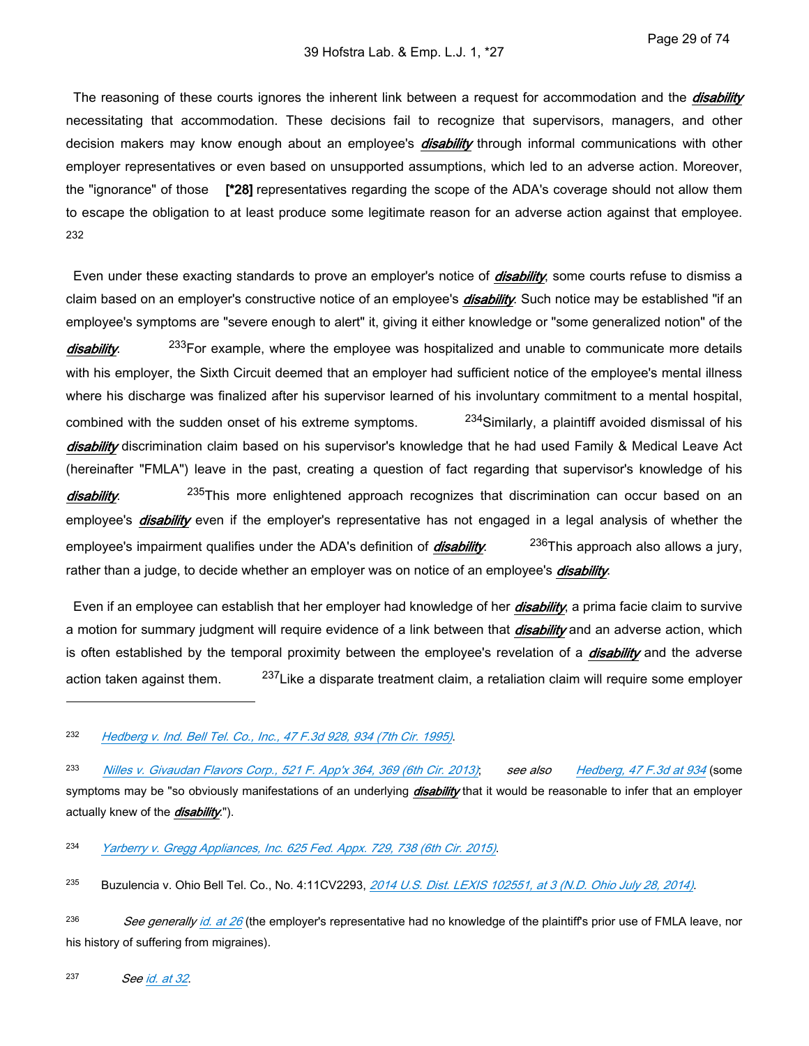The reasoning of these courts ignores the inherent link between a request for accommodation and the ***disability*** necessitating that accommodation. These decisions fail to recognize that supervisors, managers, and other decision makers may know enough about an employee's ***disability*** through informal communications with other employer representatives or even based on unsupported assumptions, which led to an adverse action. Moreover, the "ignorance" of those **[*28]** representatives regarding the scope of the ADA's coverage should not allow them to escape the obligation to at least produce some legitimate reason for an adverse action against that employee. [232]

Even under these exacting standards to prove an employer's notice of ***disability***, some courts refuse to dismiss a claim based on an employer's constructive notice of an employee's ***disability***. Such notice may be established "if an employee's symptoms are "severe enough to alert" it, giving it either knowledge or "some generalized notion" of the ***disability***. [233]For example, where the employee was hospitalized and unable to communicate more details with his employer, the Sixth Circuit deemed that an employer had sufficient notice of the employee's mental illness where his discharge was finalized after his supervisor learned of his involuntary commitment to a mental hospital, combined with the sudden onset of his extreme symptoms. [234]Similarly, a plaintiff avoided dismissal of his ***disability*** discrimination claim based on his supervisor's knowledge that he had used Family & Medical Leave Act (hereinafter "FMLA") leave in the past, creating a question of fact regarding that supervisor's knowledge of his ***disability***. [235]This more enlightened approach recognizes that discrimination can occur based on an employee's ***disability*** even if the employer's representative has not engaged in a legal analysis of whether the employee's impairment qualifies under the ADA's definition of ***disability***. [236]This approach also allows a jury, rather than a judge, to decide whether an employer was on notice of an employee's ***disability***.

Even if an employee can establish that her employer had knowledge of her ***disability***, a prima facie claim to survive a motion for summary judgment will require evidence of a link between that ***disability*** and an adverse action, which is often established by the temporal proximity between the employee's revelation of a ***disability*** and the adverse action taken against them. [237]Like a disparate treatment claim, a retaliation claim will require some employer

---

[232] *Hedberg v. Ind. Bell Tel. Co., Inc., 47 F.3d 928, 934 (7th Cir. 1995)*.

[233] *Nilles v. Givaudan Flavors Corp., 521 F. App'x 364, 369 (6th Cir. 2013)*; *see also* *Hedberg, 47 F.3d at 934* (some symptoms may be "so obviously manifestations of an underlying ***disability*** that it would be reasonable to infer that an employer actually knew of the ***disability***.").

[234] *Yarberry v. Gregg Appliances, Inc. 625 Fed. Appx. 729, 738 (6th Cir. 2015)*.

[235] Buzulencia v. Ohio Bell Tel. Co., No. 4:11CV2293, *2014 U.S. Dist. LEXIS 102551, at 3 (N.D. Ohio July 28, 2014)*.

[236] *See generally id. at 26* (the employer's representative had no knowledge of the plaintiff's prior use of FMLA leave, nor his history of suffering from migraines).

[237] *See id. at 32*.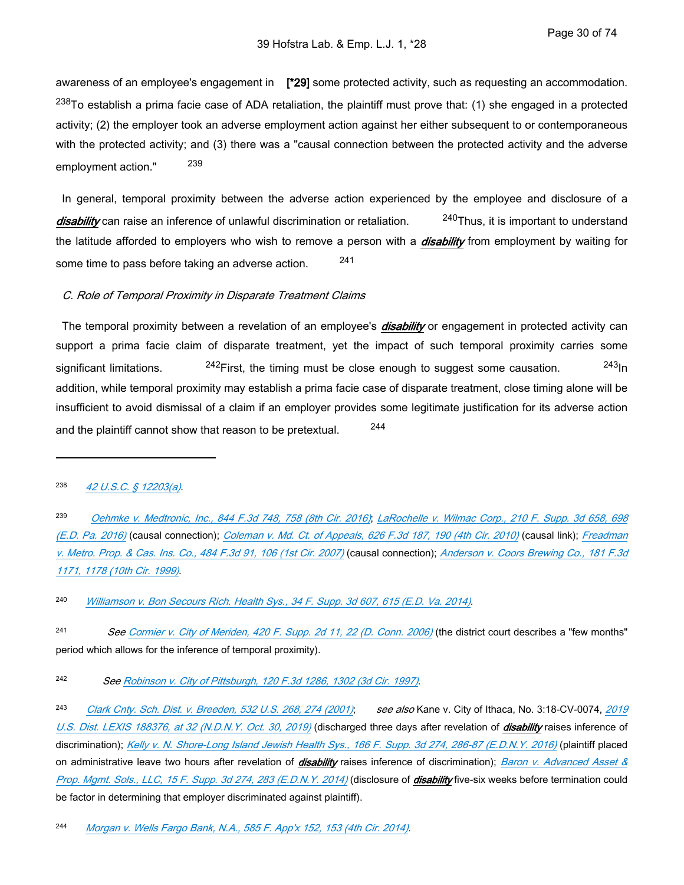awareness of an employee's engagement in **[*29]** some protected activity, such as requesting an accommodation. [238] To establish a prima facie case of ADA retaliation, the plaintiff must prove that: (1) she engaged in a protected activity; (2) the employer took an adverse employment action against her either subsequent to or contemporaneous with the protected activity; and (3) there was a "causal connection between the protected activity and the adverse employment action." [239]

In general, temporal proximity between the adverse action experienced by the employee and disclosure of a ***disability*** can raise an inference of unlawful discrimination or retaliation. [240] Thus, it is important to understand the latitude afforded to employers who wish to remove a person with a ***disability*** from employment by waiting for some time to pass before taking an adverse action. [241]

*C. Role of Temporal Proximity in Disparate Treatment Claims*

The temporal proximity between a revelation of an employee's ***disability*** or engagement in protected activity can support a prima facie claim of disparate treatment, yet the impact of such temporal proximity carries some significant limitations. [242] First, the timing must be close enough to suggest some causation. [243] In addition, while temporal proximity may establish a prima facie case of disparate treatment, close timing alone will be insufficient to avoid dismissal of a claim if an employer provides some legitimate justification for its adverse action and the plaintiff cannot show that reason to be pretextual. [244]

---

[238] *42 U.S.C. § 12203(a)*.

[239] *Oehmke v. Medtronic, Inc., 844 F.3d 748, 758 (8th Cir. 2016)*; *LaRochelle v. Wilmac Corp., 210 F. Supp. 3d 658, 698 (E.D. Pa. 2016)* (causal connection); *Coleman v. Md. Ct. of Appeals, 626 F.3d 187, 190 (4th Cir. 2010)* (causal link); *Freadman v. Metro. Prop. & Cas. Ins. Co., 484 F.3d 91, 106 (1st Cir. 2007)* (causal connection); *Anderson v. Coors Brewing Co., 181 F.3d 1171, 1178 (10th Cir. 1999)*.

[240] *Williamson v. Bon Secours Rich. Health Sys., 34 F. Supp. 3d 607, 615 (E.D. Va. 2014)*.

[241] *See* *Cormier v. City of Meriden, 420 F. Supp. 2d 11, 22 (D. Conn. 2006)* (the district court describes a "few months" period which allows for the inference of temporal proximity).

[242] *See* *Robinson v. City of Pittsburgh, 120 F.3d 1286, 1302 (3d Cir. 1997)*.

[243] *Clark Cnty. Sch. Dist. v. Breeden, 532 U.S. 268, 274 (2001)*; *see also* Kane v. City of Ithaca, No. 3:18-CV-0074, *2019 U.S. Dist. LEXIS 188376, at 32 (N.D.N.Y. Oct. 30, 2019)* (discharged three days after revelation of ***disability*** raises inference of discrimination); *Kelly v. N. Shore-Long Island Jewish Health Sys., 166 F. Supp. 3d 274, 286-87 (E.D.N.Y. 2016)* (plaintiff placed on administrative leave two hours after revelation of ***disability*** raises inference of discrimination); *Baron v. Advanced Asset & Prop. Mgmt. Sols., LLC, 15 F. Supp. 3d 274, 283 (E.D.N.Y. 2014)* (disclosure of ***disability*** five-six weeks before termination could be factor in determining that employer discriminated against plaintiff).

[244] *Morgan v. Wells Fargo Bank, N.A., 585 F. App'x 152, 153 (4th Cir. 2014)*.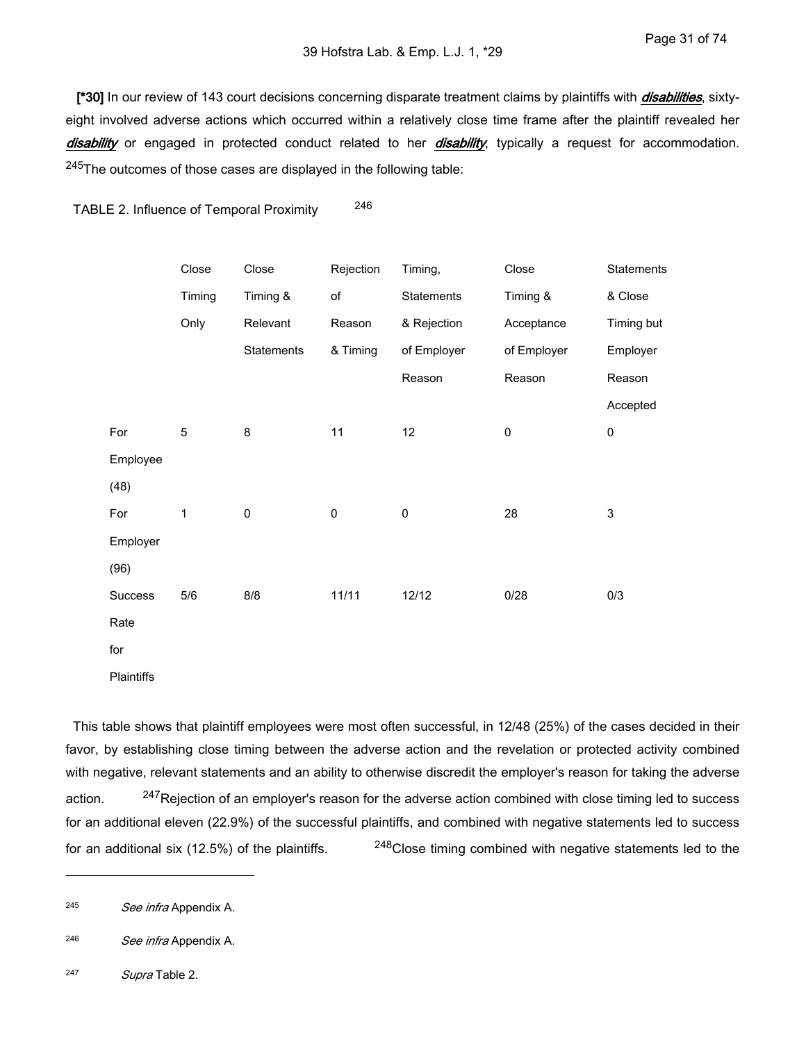**[*30]** In our review of 143 court decisions concerning disparate treatment claims by plaintiffs with ***disabilities***, sixty-eight involved adverse actions which occurred within a relatively close time frame after the plaintiff revealed her ***disability*** or engaged in protected conduct related to her ***disability***, typically a request for accommodation. [245]The outcomes of those cases are displayed in the following table:

TABLE 2. Influence of Temporal Proximity [246]

| | Close Timing Only | Close Timing & Relevant Statements | Rejection of Reason & Timing | Timing, Statements & Rejection of Employer Reason | Close Timing & Acceptance of Employer Reason | Statements & Close Timing but Employer Reason Accepted |
|---|---|---|---|---|---|---|
| For Employee (48) | 5 | 8 | 11 | 12 | 0 | 0 |
| For Employer (96) | 1 | 0 | 0 | 0 | 28 | 3 |
| Success Rate for Plaintiffs | 5/6 | 8/8 | 11/11 | 12/12 | 0/28 | 0/3 |

This table shows that plaintiff employees were most often successful, in 12/48 (25%) of the cases decided in their favor, by establishing close timing between the adverse action and the revelation or protected activity combined with negative, relevant statements and an ability to otherwise discredit the employer's reason for taking the adverse action. [247]Rejection of an employer's reason for the adverse action combined with close timing led to success for an additional eleven (22.9%) of the successful plaintiffs, and combined with negative statements led to success for an additional six (12.5%) of the plaintiffs. [248]Close timing combined with negative statements led to the

---

245 *See infra* Appendix A.

246 *See infra* Appendix A.

247 *Supra* Table 2.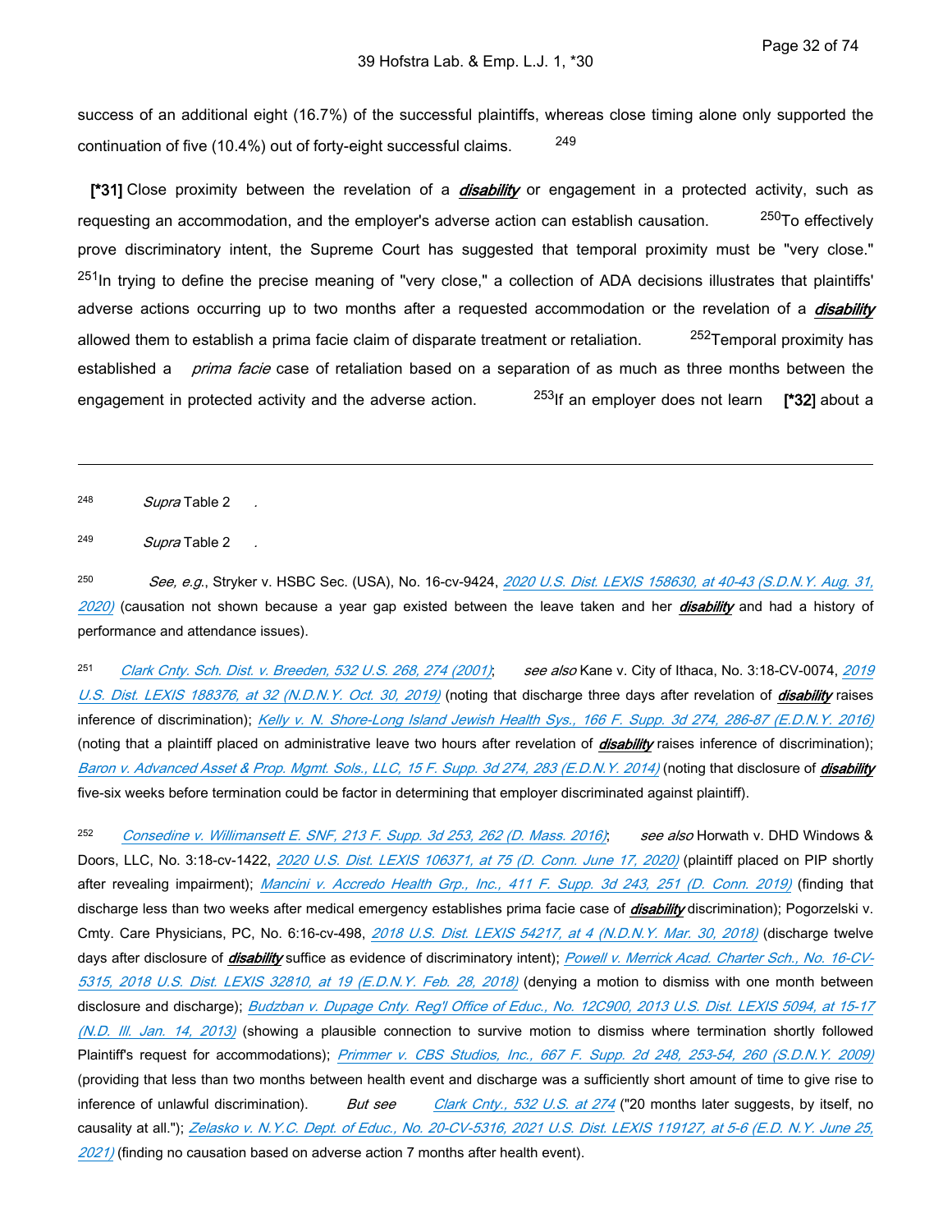success of an additional eight (16.7%) of the successful plaintiffs, whereas close timing alone only supported the continuation of five (10.4%) out of forty-eight successful claims.[249]

**[*31]** Close proximity between the revelation of a ***disability*** or engagement in a protected activity, such as requesting an accommodation, and the employer's adverse action can establish causation.[250] To effectively prove discriminatory intent, the Supreme Court has suggested that temporal proximity must be "very close."[251] In trying to define the precise meaning of "very close," a collection of ADA decisions illustrates that plaintiffs' adverse actions occurring up to two months after a requested accommodation or the revelation of a ***disability*** allowed them to establish a prima facie claim of disparate treatment or retaliation.[252] Temporal proximity has established a *prima facie* case of retaliation based on a separation of as much as three months between the engagement in protected activity and the adverse action.[253] If an employer does not learn **[*32]** about a

---

[248] *Supra* Table 2 .

[249] *Supra* Table 2 .

[250] *See, e.g.*, Stryker v. HSBC Sec. (USA), No. 16-cv-9424, *2020 U.S. Dist. LEXIS 158630, at 40-43 (S.D.N.Y. Aug. 31, 2020)* (causation not shown because a year gap existed between the leave taken and her ***disability*** and had a history of performance and attendance issues).

[251] *Clark Cnty. Sch. Dist. v. Breeden, 532 U.S. 268, 274 (2001)*; *see also* Kane v. City of Ithaca, No. 3:18-CV-0074, *2019 U.S. Dist. LEXIS 188376, at 32 (N.D.N.Y. Oct. 30, 2019)* (noting that discharge three days after revelation of ***disability*** raises inference of discrimination); *Kelly v. N. Shore-Long Island Jewish Health Sys., 166 F. Supp. 3d 274, 286-87 (E.D.N.Y. 2016)* (noting that a plaintiff placed on administrative leave two hours after revelation of ***disability*** raises inference of discrimination); *Baron v. Advanced Asset & Prop. Mgmt. Sols., LLC, 15 F. Supp. 3d 274, 283 (E.D.N.Y. 2014)* (noting that disclosure of ***disability*** five-six weeks before termination could be factor in determining that employer discriminated against plaintiff).

[252] *Consedine v. Willimansett E. SNF, 213 F. Supp. 3d 253, 262 (D. Mass. 2016)*; *see also* Horwath v. DHD Windows & Doors, LLC, No. 3:18-cv-1422, *2020 U.S. Dist. LEXIS 106371, at 75 (D. Conn. June 17, 2020)* (plaintiff placed on PIP shortly after revealing impairment); *Mancini v. Accredo Health Grp., Inc., 411 F. Supp. 3d 243, 251 (D. Conn. 2019)* (finding that discharge less than two weeks after medical emergency establishes prima facie case of ***disability*** discrimination); Pogorzelski v. Cmty. Care Physicians, PC, No. 6:16-cv-498, *2018 U.S. Dist. LEXIS 54217, at 4 (N.D.N.Y. Mar. 30, 2018)* (discharge twelve days after disclosure of ***disability*** suffice as evidence of discriminatory intent); *Powell v. Merrick Acad. Charter Sch., No. 16-CV-5315, 2018 U.S. Dist. LEXIS 32810, at 19 (E.D.N.Y. Feb. 28, 2018)* (denying a motion to dismiss with one month between disclosure and discharge); *Budzban v. Dupage Cnty. Reg'l Office of Educ., No. 12C900, 2013 U.S. Dist. LEXIS 5094, at 15-17 (N.D. Ill. Jan. 14, 2013)* (showing a plausible connection to survive motion to dismiss where termination shortly followed Plaintiff's request for accommodations); *Primmer v. CBS Studios, Inc., 667 F. Supp. 2d 248, 253-54, 260 (S.D.N.Y. 2009)* (providing that less than two months between health event and discharge was a sufficiently short amount of time to give rise to inference of unlawful discrimination). *But see* *Clark Cnty., 532 U.S. at 274* ("20 months later suggests, by itself, no causality at all."); *Zelasko v. N.Y.C. Dept. of Educ., No. 20-CV-5316, 2021 U.S. Dist. LEXIS 119127, at 5-6 (E.D. N.Y. June 25, 2021)* (finding no causation based on adverse action 7 months after health event).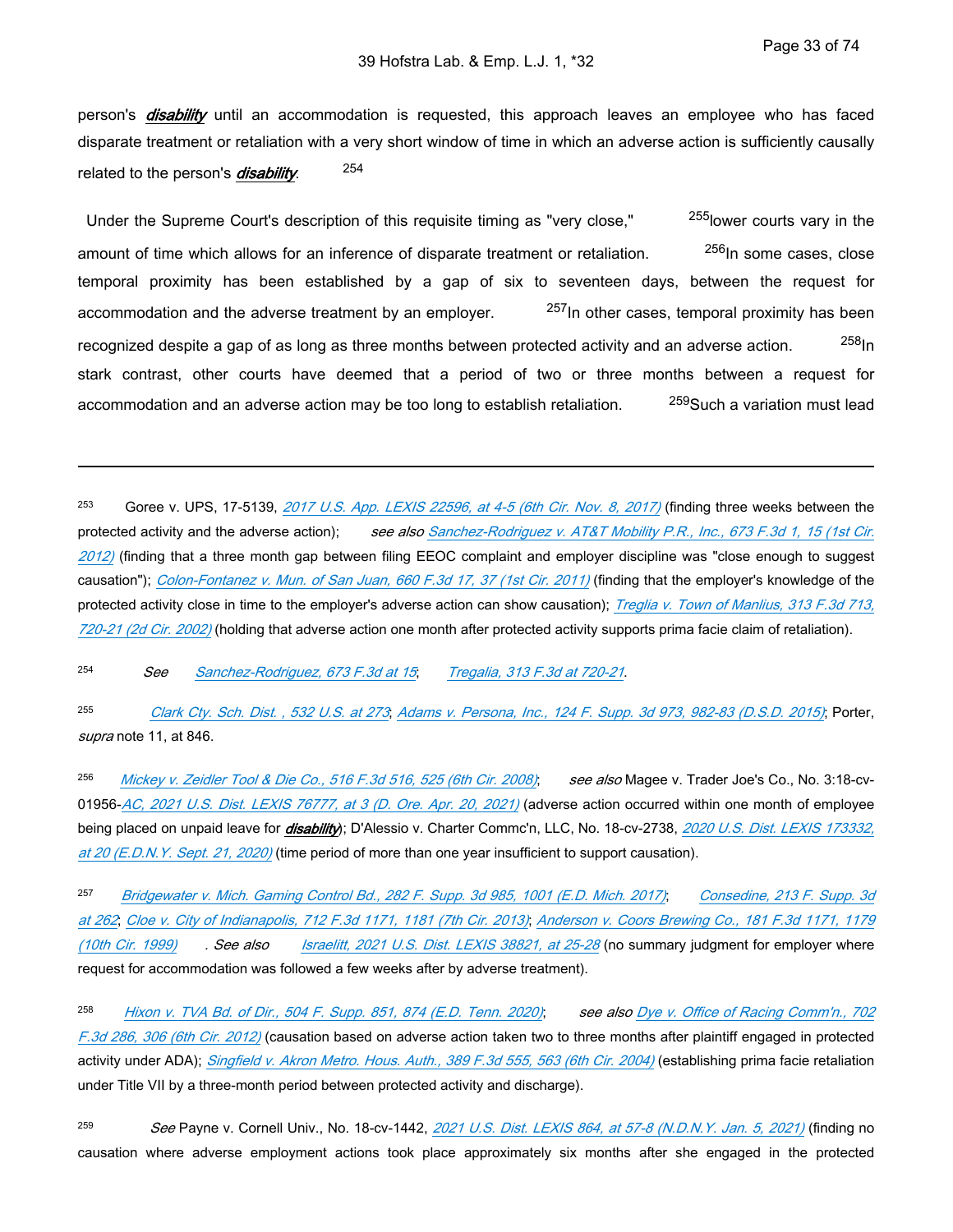person's ***disability*** until an accommodation is requested, this approach leaves an employee who has faced disparate treatment or retaliation with a very short window of time in which an adverse action is sufficiently causally related to the person's ***disability***. [254]

Under the Supreme Court's description of this requisite timing as "very close," [255] lower courts vary in the amount of time which allows for an inference of disparate treatment or retaliation. [256] In some cases, close temporal proximity has been established by a gap of six to seventeen days, between the request for accommodation and the adverse treatment by an employer. [257] In other cases, temporal proximity has been recognized despite a gap of as long as three months between protected activity and an adverse action. [258] In stark contrast, other courts have deemed that a period of two or three months between a request for accommodation and an adverse action may be too long to establish retaliation. [259] Such a variation must lead

---

[253] Goree v. UPS, 17-5139, *2017 U.S. App. LEXIS 22596, at 4-5 (6th Cir. Nov. 8, 2017)* (finding three weeks between the protected activity and the adverse action); *see also* *Sanchez-Rodriguez v. AT&T Mobility P.R., Inc., 673 F.3d 1, 15 (1st Cir. 2012)* (finding that a three month gap between filing EEOC complaint and employer discipline was "close enough to suggest causation"); *Colon-Fontanez v. Mun. of San Juan, 660 F.3d 17, 37 (1st Cir. 2011)* (finding that the employer's knowledge of the protected activity close in time to the employer's adverse action can show causation); *Treglia v. Town of Manlius, 313 F.3d 713, 720-21 (2d Cir. 2002)* (holding that adverse action one month after protected activity supports prima facie claim of retaliation).

[254] *See* *Sanchez-Rodriguez, 673 F.3d at 15*; *Tregalia, 313 F.3d at 720-21*.

[255] *Clark Cty. Sch. Dist. , 532 U.S. at 273*; *Adams v. Persona, Inc., 124 F. Supp. 3d 973, 982-83 (D.S.D. 2015)*; Porter, *supra* note 11, at 846.

[256] *Mickey v. Zeidler Tool & Die Co., 516 F.3d 516, 525 (6th Cir. 2008)*; *see also* Magee v. Trader Joe's Co., No. 3:18-cv-01956-*AC, 2021 U.S. Dist. LEXIS 76777, at 3 (D. Ore. Apr. 20, 2021)* (adverse action occurred within one month of employee being placed on unpaid leave for ***disability***); D'Alessio v. Charter Commc'n, LLC, No. 18-cv-2738, *2020 U.S. Dist. LEXIS 173332, at 20 (E.D.N.Y. Sept. 21, 2020)* (time period of more than one year insufficient to support causation).

[257] *Bridgewater v. Mich. Gaming Control Bd., 282 F. Supp. 3d 985, 1001 (E.D. Mich. 2017)*; *Consedine, 213 F. Supp. 3d at 262*; *Cloe v. City of Indianapolis, 712 F.3d 1171, 1181 (7th Cir. 2013)*; *Anderson v. Coors Brewing Co., 181 F.3d 1171, 1179 (10th Cir. 1999)*. *See also* *Israelitt, 2021 U.S. Dist. LEXIS 38821, at 25-28* (no summary judgment for employer where request for accommodation was followed a few weeks after by adverse treatment).

[258] *Hixon v. TVA Bd. of Dir., 504 F. Supp. 851, 874 (E.D. Tenn. 2020)*; *see also* *Dye v. Office of Racing Comm'n., 702 F.3d 286, 306 (6th Cir. 2012)* (causation based on adverse action taken two to three months after plaintiff engaged in protected activity under ADA); *Singfield v. Akron Metro. Hous. Auth., 389 F.3d 555, 563 (6th Cir. 2004)* (establishing prima facie retaliation under Title VII by a three-month period between protected activity and discharge).

[259] *See* Payne v. Cornell Univ., No. 18-cv-1442, *2021 U.S. Dist. LEXIS 864, at 57-8 (N.D.N.Y. Jan. 5, 2021)* (finding no causation where adverse employment actions took place approximately six months after she engaged in the protected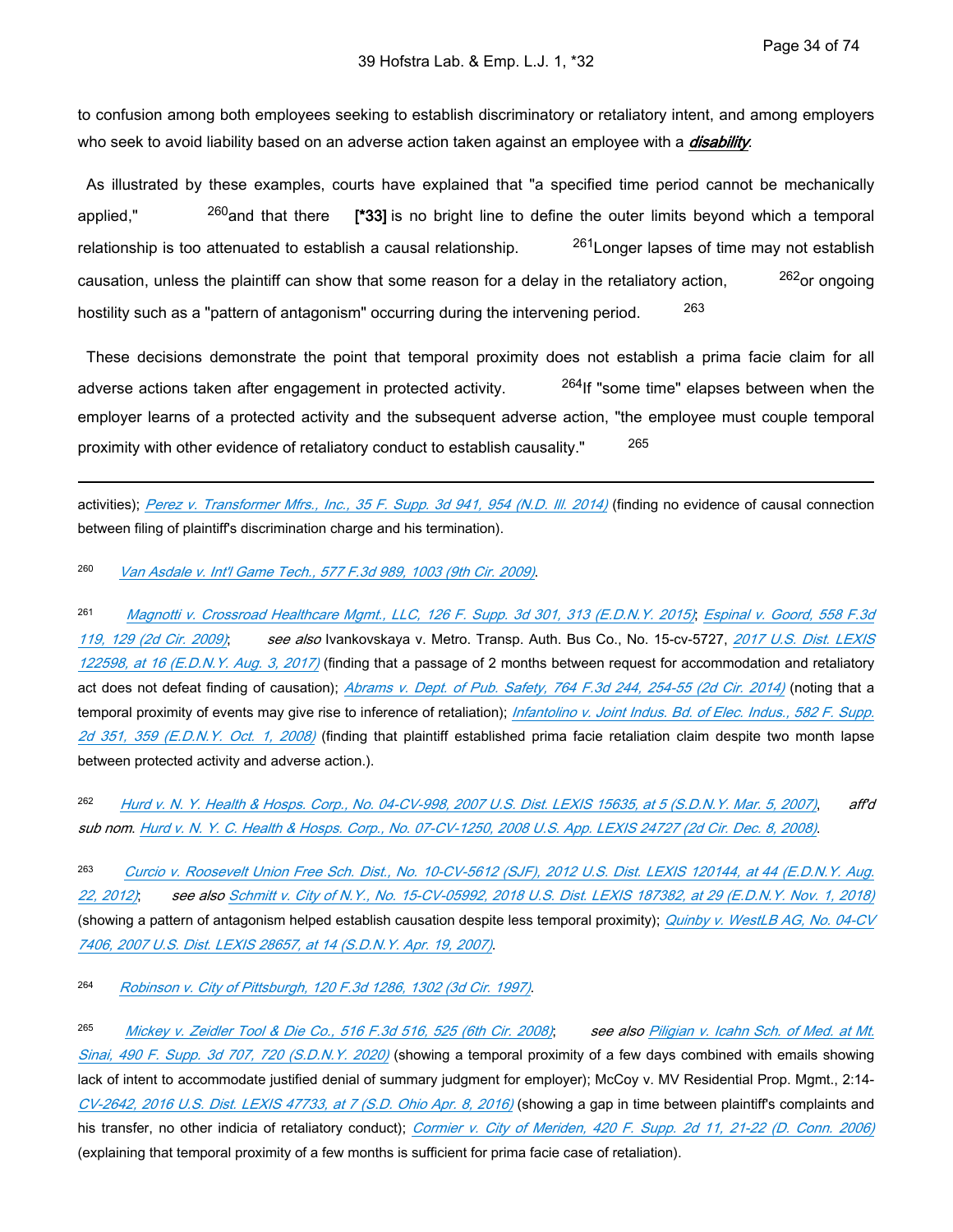to confusion among both employees seeking to establish discriminatory or retaliatory intent, and among employers who seek to avoid liability based on an adverse action taken against an employee with a ***disability***.

As illustrated by these examples, courts have explained that "a specified time period cannot be mechanically applied," [260] and that there **[\*33]** is no bright line to define the outer limits beyond which a temporal relationship is too attenuated to establish a causal relationship. [261] Longer lapses of time may not establish causation, unless the plaintiff can show that some reason for a delay in the retaliatory action, [262] or ongoing hostility such as a "pattern of antagonism" occurring during the intervening period. [263]

These decisions demonstrate the point that temporal proximity does not establish a prima facie claim for all adverse actions taken after engagement in protected activity. [264] If "some time" elapses between when the employer learns of a protected activity and the subsequent adverse action, "the employee must couple temporal proximity with other evidence of retaliatory conduct to establish causality." [265]

---

activities); *Perez v. Transformer Mfrs., Inc., 35 F. Supp. 3d 941, 954 (N.D. Ill. 2014)* (finding no evidence of causal connection between filing of plaintiff's discrimination charge and his termination).

[260] *Van Asdale v. Int'l Game Tech., 577 F.3d 989, 1003 (9th Cir. 2009)*.

[261] *Magnotti v. Crossroad Healthcare Mgmt., LLC, 126 F. Supp. 3d 301, 313 (E.D.N.Y. 2015)*; *Espinal v. Goord, 558 F.3d 119, 129 (2d Cir. 2009)*; *see also* Ivankovskaya v. Metro. Transp. Auth. Bus Co., No. 15-cv-5727, *2017 U.S. Dist. LEXIS 122598, at 16 (E.D.N.Y. Aug. 3, 2017)* (finding that a passage of 2 months between request for accommodation and retaliatory act does not defeat finding of causation); *Abrams v. Dept. of Pub. Safety, 764 F.3d 244, 254-55 (2d Cir. 2014)* (noting that a temporal proximity of events may give rise to inference of retaliation); *Infantolino v. Joint Indus. Bd. of Elec. Indus., 582 F. Supp. 2d 351, 359 (E.D.N.Y. Oct. 1, 2008)* (finding that plaintiff established prima facie retaliation claim despite two month lapse between protected activity and adverse action.).

[262] *Hurd v. N. Y. Health & Hosps. Corp., No. 04-CV-998, 2007 U.S. Dist. LEXIS 15635, at 5 (S.D.N.Y. Mar. 5, 2007)*, *aff'd sub nom*. *Hurd v. N. Y. C. Health & Hosps. Corp., No. 07-CV-1250, 2008 U.S. App. LEXIS 24727 (2d Cir. Dec. 8, 2008)*.

[263] *Curcio v. Roosevelt Union Free Sch. Dist., No. 10-CV-5612 (SJF), 2012 U.S. Dist. LEXIS 120144, at 44 (E.D.N.Y. Aug. 22, 2012)*; *see also* *Schmitt v. City of N.Y., No. 15-CV-05992, 2018 U.S. Dist. LEXIS 187382, at 29 (E.D.N.Y. Nov. 1, 2018)* (showing a pattern of antagonism helped establish causation despite less temporal proximity); *Quinby v. WestLB AG, No. 04-CV 7406, 2007 U.S. Dist. LEXIS 28657, at 14 (S.D.N.Y. Apr. 19, 2007)*.

[264] *Robinson v. City of Pittsburgh, 120 F.3d 1286, 1302 (3d Cir. 1997)*.

[265] *Mickey v. Zeidler Tool & Die Co., 516 F.3d 516, 525 (6th Cir. 2008)*; *see also* *Piligian v. Icahn Sch. of Med. at Mt. Sinai, 490 F. Supp. 3d 707, 720 (S.D.N.Y. 2020)* (showing a temporal proximity of a few days combined with emails showing lack of intent to accommodate justified denial of summary judgment for employer); McCoy v. MV Residential Prop. Mgmt., 2:14-*CV-2642, 2016 U.S. Dist. LEXIS 47733, at 7 (S.D. Ohio Apr. 8, 2016)* (showing a gap in time between plaintiff's complaints and his transfer, no other indicia of retaliatory conduct); *Cormier v. City of Meriden, 420 F. Supp. 2d 11, 21-22 (D. Conn. 2006)* (explaining that temporal proximity of a few months is sufficient for prima facie case of retaliation).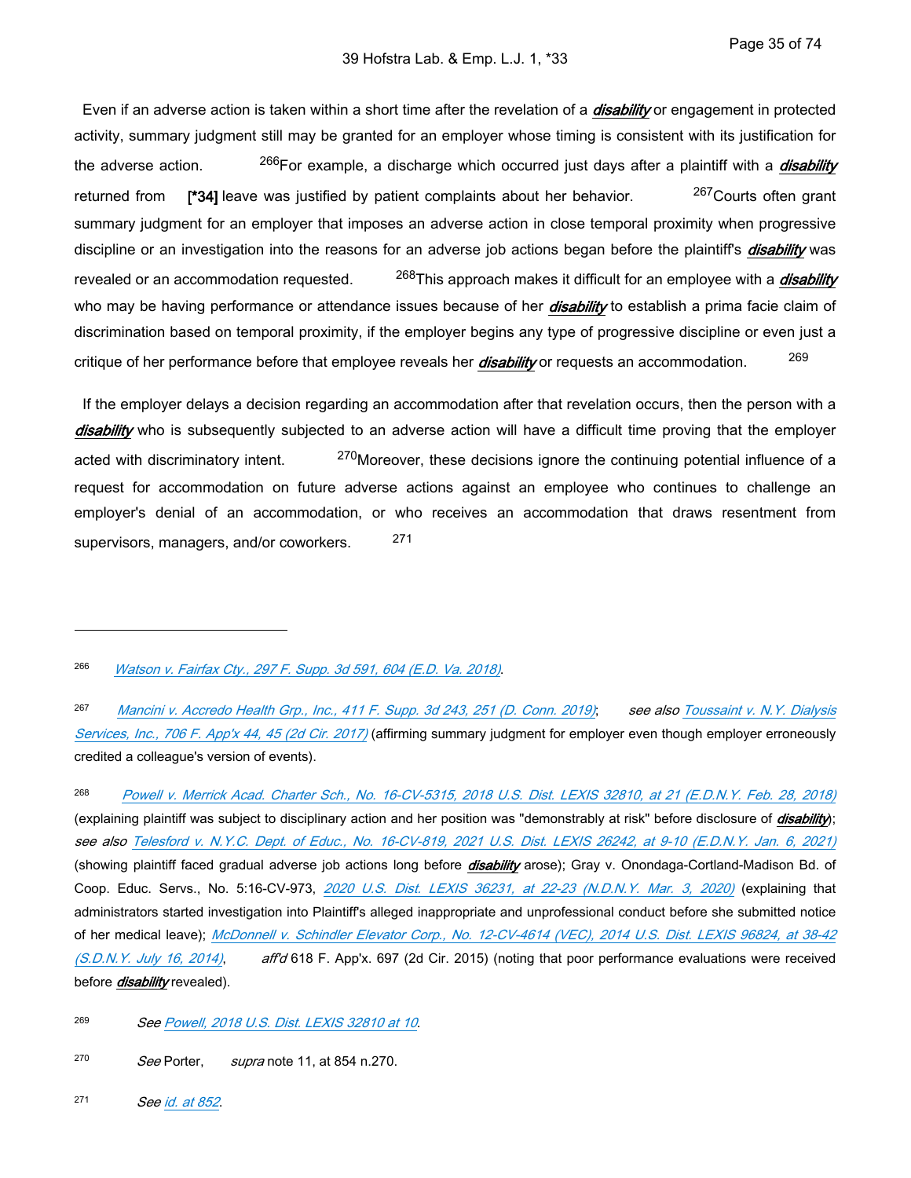Even if an adverse action is taken within a short time after the revelation of a ***disability*** or engagement in protected activity, summary judgment still may be granted for an employer whose timing is consistent with its justification for the adverse action. [266] For example, a discharge which occurred just days after a plaintiff with a ***disability*** returned from **[*34]** leave was justified by patient complaints about her behavior. [267] Courts often grant summary judgment for an employer that imposes an adverse action in close temporal proximity when progressive discipline or an investigation into the reasons for an adverse job actions began before the plaintiff's ***disability*** was revealed or an accommodation requested. [268] This approach makes it difficult for an employee with a ***disability*** who may be having performance or attendance issues because of her ***disability*** to establish a prima facie claim of discrimination based on temporal proximity, if the employer begins any type of progressive discipline or even just a critique of her performance before that employee reveals her ***disability*** or requests an accommodation. [269]

If the employer delays a decision regarding an accommodation after that revelation occurs, then the person with a ***disability*** who is subsequently subjected to an adverse action will have a difficult time proving that the employer acted with discriminatory intent. [270] Moreover, these decisions ignore the continuing potential influence of a request for accommodation on future adverse actions against an employee who continues to challenge an employer's denial of an accommodation, or who receives an accommodation that draws resentment from supervisors, managers, and/or coworkers. [271]

---

[266] *Watson v. Fairfax Cty., 297 F. Supp. 3d 591, 604 (E.D. Va. 2018)*.

[267] *Mancini v. Accredo Health Grp., Inc., 411 F. Supp. 3d 243, 251 (D. Conn. 2019)*; *see also* *Toussaint v. N.Y. Dialysis Services, Inc., 706 F. App'x 44, 45 (2d Cir. 2017)* (affirming summary judgment for employer even though employer erroneously credited a colleague's version of events).

[268] *Powell v. Merrick Acad. Charter Sch., No. 16-CV-5315, 2018 U.S. Dist. LEXIS 32810, at 21 (E.D.N.Y. Feb. 28, 2018)* (explaining plaintiff was subject to disciplinary action and her position was "demonstrably at risk" before disclosure of ***disability***); *see also* *Telesford v. N.Y.C. Dept. of Educ., No. 16-CV-819, 2021 U.S. Dist. LEXIS 26242, at 9-10 (E.D.N.Y. Jan. 6, 2021)* (showing plaintiff faced gradual adverse job actions long before ***disability*** arose); Gray v. Onondaga-Cortland-Madison Bd. of Coop. Educ. Servs., No. 5:16-CV-973, *2020 U.S. Dist. LEXIS 36231, at 22-23 (N.D.N.Y. Mar. 3, 2020)* (explaining that administrators started investigation into Plaintiff's alleged inappropriate and unprofessional conduct before she submitted notice of her medical leave); *McDonnell v. Schindler Elevator Corp., No. 12-CV-4614 (VEC), 2014 U.S. Dist. LEXIS 96824, at 38-42 (S.D.N.Y. July 16, 2014)*, *aff'd* 618 F. App'x. 697 (2d Cir. 2015) (noting that poor performance evaluations were received before ***disability*** revealed).

[269] *See* *Powell, 2018 U.S. Dist. LEXIS 32810 at 10*.

[270] *See* Porter, *supra* note 11, at 854 n.270.

[271] *See* *id. at 852*.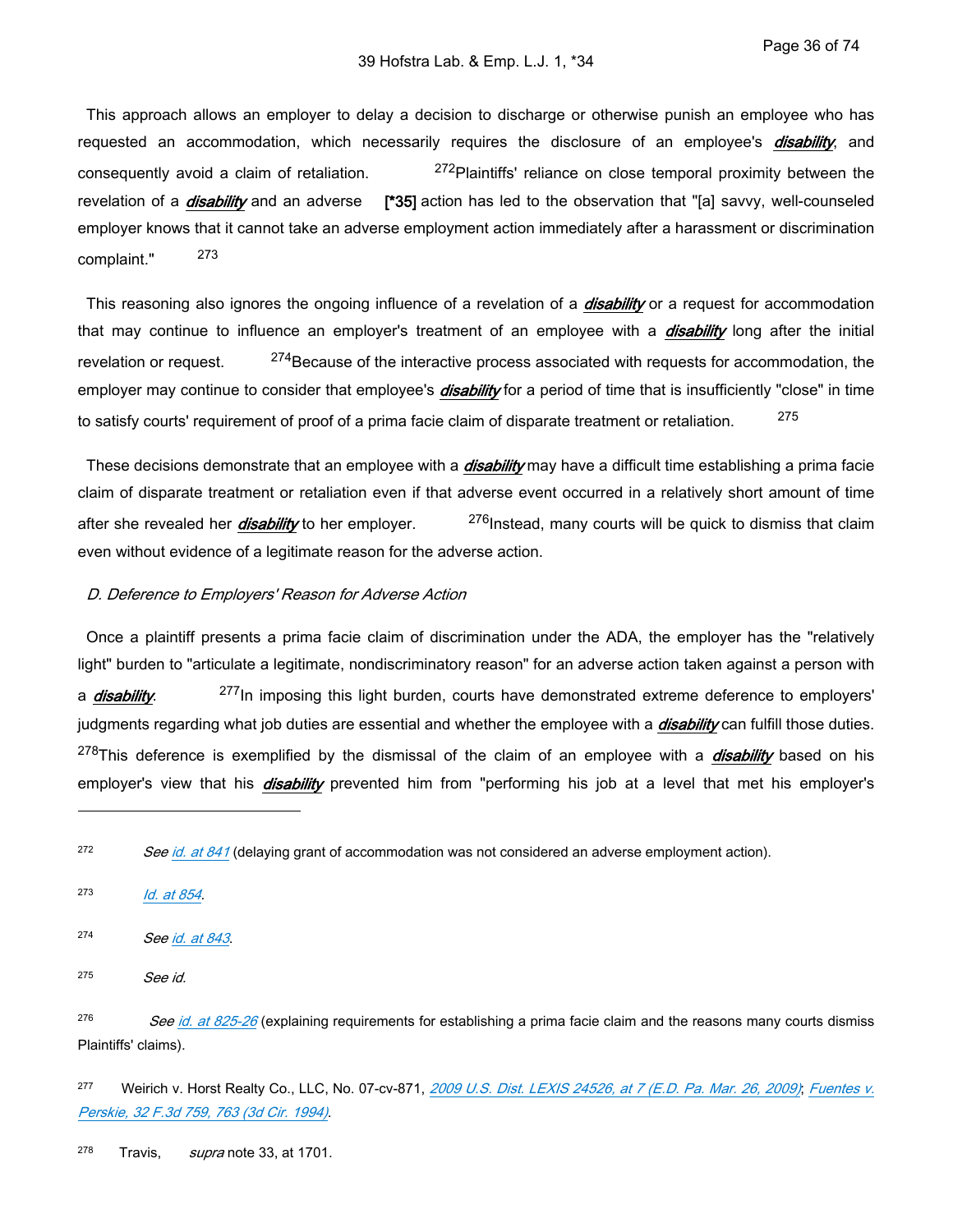This approach allows an employer to delay a decision to discharge or otherwise punish an employee who has requested an accommodation, which necessarily requires the disclosure of an employee's ***disability***, and consequently avoid a claim of retaliation. [272] Plaintiffs' reliance on close temporal proximity between the revelation of a ***disability*** and an adverse **[*35]** action has led to the observation that "[a] savvy, well-counseled employer knows that it cannot take an adverse employment action immediately after a harassment or discrimination complaint." [273]

This reasoning also ignores the ongoing influence of a revelation of a ***disability*** or a request for accommodation that may continue to influence an employer's treatment of an employee with a ***disability*** long after the initial revelation or request. [274] Because of the interactive process associated with requests for accommodation, the employer may continue to consider that employee's ***disability*** for a period of time that is insufficiently "close" in time to satisfy courts' requirement of proof of a prima facie claim of disparate treatment or retaliation. [275]

These decisions demonstrate that an employee with a ***disability*** may have a difficult time establishing a prima facie claim of disparate treatment or retaliation even if that adverse event occurred in a relatively short amount of time after she revealed her ***disability*** to her employer. [276] Instead, many courts will be quick to dismiss that claim even without evidence of a legitimate reason for the adverse action.

*D. Deference to Employers' Reason for Adverse Action*

Once a plaintiff presents a prima facie claim of discrimination under the ADA, the employer has the "relatively light" burden to "articulate a legitimate, nondiscriminatory reason" for an adverse action taken against a person with a ***disability***. [277] In imposing this light burden, courts have demonstrated extreme deference to employers' judgments regarding what job duties are essential and whether the employee with a ***disability*** can fulfill those duties. [278] This deference is exemplified by the dismissal of the claim of an employee with a ***disability*** based on his employer's view that his ***disability*** prevented him from "performing his job at a level that met his employer's

---

[272] *See* *id. at 841* (delaying grant of accommodation was not considered an adverse employment action).

[273] *Id. at 854*.

[274] *See* *id. at 843*.

[275] *See id.*

[276] *See* *id. at 825-26* (explaining requirements for establishing a prima facie claim and the reasons many courts dismiss Plaintiffs' claims).

[277] Weirich v. Horst Realty Co., LLC, No. 07-cv-871, *2009 U.S. Dist. LEXIS 24526, at 7 (E.D. Pa. Mar. 26, 2009)*; *Fuentes v. Perskie, 32 F.3d 759, 763 (3d Cir. 1994)*.

[278] Travis, *supra* note 33, at 1701.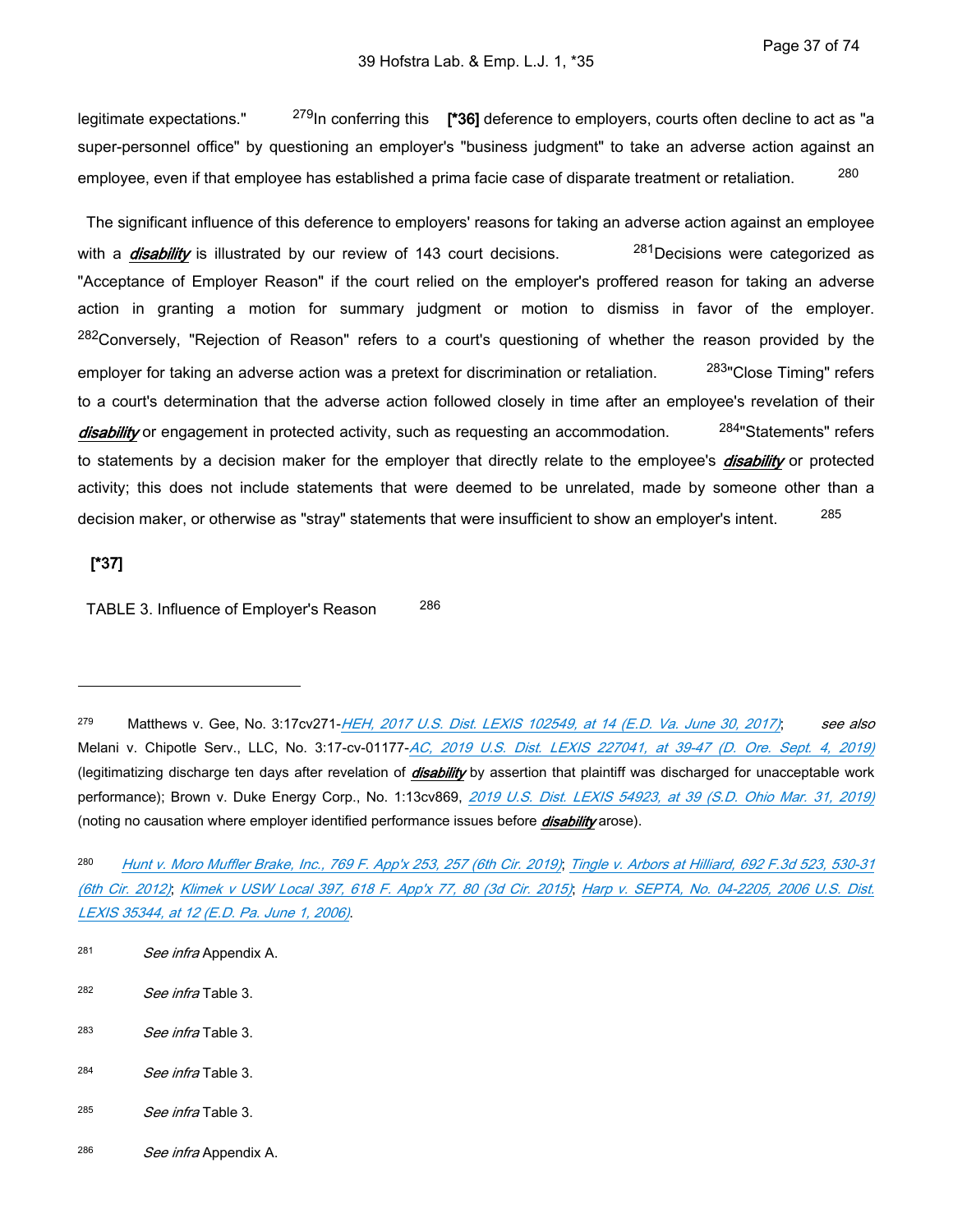legitimate expectations."[279] In conferring this **[*36]** deference to employers, courts often decline to act as "a super-personnel office" by questioning an employer's "business judgment" to take an adverse action against an employee, even if that employee has established a prima facie case of disparate treatment or retaliation.[280]

The significant influence of this deference to employers' reasons for taking an adverse action against an employee with a ***disability*** is illustrated by our review of 143 court decisions.[281] Decisions were categorized as "Acceptance of Employer Reason" if the court relied on the employer's proffered reason for taking an adverse action in granting a motion for summary judgment or motion to dismiss in favor of the employer.[282] Conversely, "Rejection of Reason" refers to a court's questioning of whether the reason provided by the employer for taking an adverse action was a pretext for discrimination or retaliation.[283] "Close Timing" refers to a court's determination that the adverse action followed closely in time after an employee's revelation of their ***disability*** or engagement in protected activity, such as requesting an accommodation.[284] "Statements" refers to statements by a decision maker for the employer that directly relate to the employee's ***disability*** or protected activity; this does not include statements that were deemed to be unrelated, made by someone other than a decision maker, or otherwise as "stray" statements that were insufficient to show an employer's intent.[285]

**[*37]**

TABLE 3. Influence of Employer's Reason[286]

---

[279] Matthews v. Gee, No. 3:17cv271-*HEH, 2017 U.S. Dist. LEXIS 102549, at 14 (E.D. Va. June 30, 2017)*; *see also* Melani v. Chipotle Serv., LLC, No. 3:17-cv-01177-*AC, 2019 U.S. Dist. LEXIS 227041, at 39-47 (D. Ore. Sept. 4, 2019)* (legitimizing discharge ten days after revelation of ***disability*** by assertion that plaintiff was discharged for unacceptable work performance); Brown v. Duke Energy Corp., No. 1:13cv869, *2019 U.S. Dist. LEXIS 54923, at 39 (S.D. Ohio Mar. 31, 2019)* (noting no causation where employer identified performance issues before ***disability*** arose).

[280] *Hunt v. Moro Muffler Brake, Inc., 769 F. App'x 253, 257 (6th Cir. 2019)*; *Tingle v. Arbors at Hilliard, 692 F.3d 523, 530-31 (6th Cir. 2012)*; *Klimek v USW Local 397, 618 F. App'x 77, 80 (3d Cir. 2015)*; *Harp v. SEPTA, No. 04-2205, 2006 U.S. Dist. LEXIS 35344, at 12 (E.D. Pa. June 1, 2006)*.

[281] *See infra* Appendix A.

[282] *See infra* Table 3.

[283] *See infra* Table 3.

[284] *See infra* Table 3.

[285] *See infra* Table 3.

[286] *See infra* Appendix A.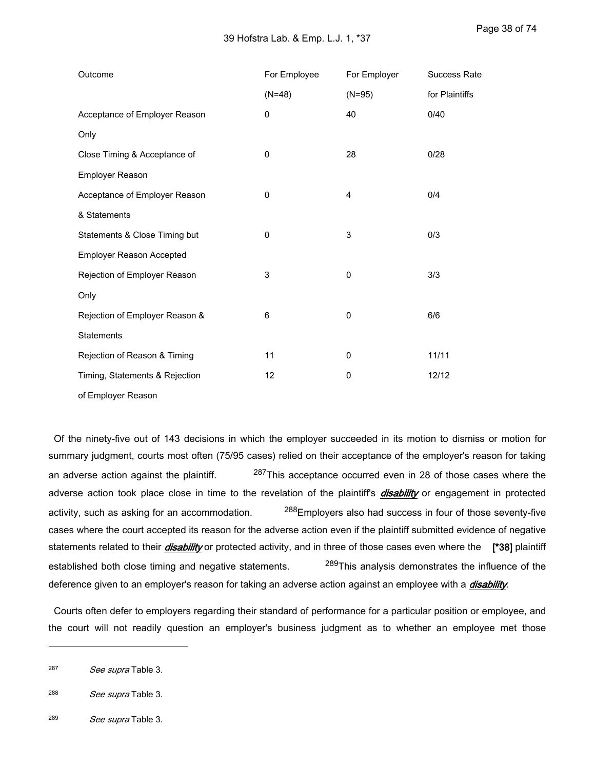| Outcome | For Employee (N=48) | For Employer (N=95) | Success Rate for Plaintiffs |
| --- | --- | --- | --- |
| Acceptance of Employer Reason Only | 0 | 40 | 0/40 |
| Close Timing & Acceptance of Employer Reason | 0 | 28 | 0/28 |
| Acceptance of Employer Reason & Statements | 0 | 4 | 0/4 |
| Statements & Close Timing but Employer Reason Accepted | 0 | 3 | 0/3 |
| Rejection of Employer Reason Only | 3 | 0 | 3/3 |
| Rejection of Employer Reason & Statements | 6 | 0 | 6/6 |
| Rejection of Reason & Timing | 11 | 0 | 11/11 |
| Timing, Statements & Rejection of Employer Reason | 12 | 0 | 12/12 |

Of the ninety-five out of 143 decisions in which the employer succeeded in its motion to dismiss or motion for summary judgment, courts most often (75/95 cases) relied on their acceptance of the employer's reason for taking an adverse action against the plaintiff. [287] This acceptance occurred even in 28 of those cases where the adverse action took place close in time to the revelation of the plaintiff's ***disability*** or engagement in protected activity, such as asking for an accommodation. [288] Employers also had success in four of those seventy-five cases where the court accepted its reason for the adverse action even if the plaintiff submitted evidence of negative statements related to their ***disability*** or protected activity, and in three of those cases even where the **[*38]** plaintiff established both close timing and negative statements. [289] This analysis demonstrates the influence of the deference given to an employer's reason for taking an adverse action against an employee with a ***disability***.

Courts often defer to employers regarding their standard of performance for a particular position or employee, and the court will not readily question an employer's business judgment as to whether an employee met those

---

287 *See supra* Table 3.

288 *See supra* Table 3.

289 *See supra* Table 3.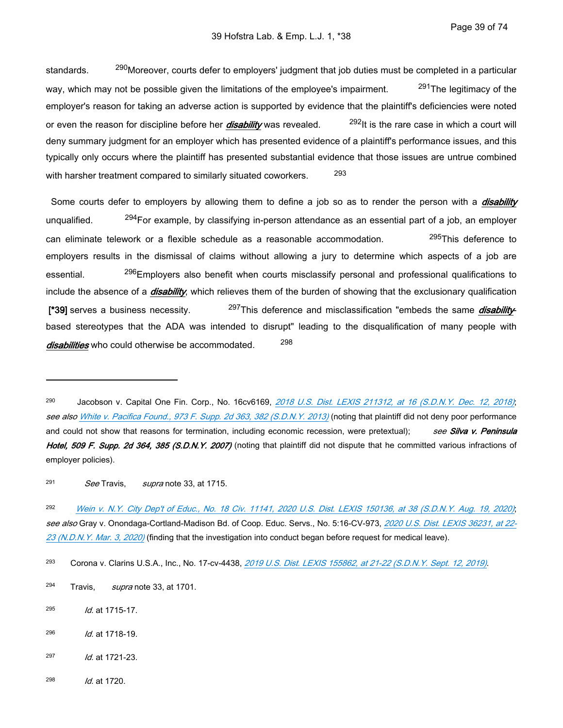standards.[290] Moreover, courts defer to employers' judgment that job duties must be completed in a particular way, which may not be possible given the limitations of the employee's impairment.[291] The legitimacy of the employer's reason for taking an adverse action is supported by evidence that the plaintiff's deficiencies were noted or even the reason for discipline before her ***disability*** was revealed.[292] It is the rare case in which a court will deny summary judgment for an employer which has presented evidence of a plaintiff's performance issues, and this typically only occurs where the plaintiff has presented substantial evidence that those issues are untrue combined with harsher treatment compared to similarly situated coworkers.[293]

Some courts defer to employers by allowing them to define a job so as to render the person with a ***disability*** unqualified.[294] For example, by classifying in-person attendance as an essential part of a job, an employer can eliminate telework or a flexible schedule as a reasonable accommodation.[295] This deference to employers results in the dismissal of claims without allowing a jury to determine which aspects of a job are essential.[296] Employers also benefit when courts misclassify personal and professional qualifications to include the absence of a ***disability***, which relieves them of the burden of showing that the exclusionary qualification **[*39]** serves a business necessity.[297] This deference and misclassification "embeds the same ***disability***-based stereotypes that the ADA was intended to disrupt" leading to the disqualification of many people with ***disabilities*** who could otherwise be accommodated.[298]

---

[290] Jacobson v. Capital One Fin. Corp., No. 16cv6169, *2018 U.S. Dist. LEXIS 211312, at 16 (S.D.N.Y. Dec. 12, 2018)*; *see also* *White v. Pacifica Found., 973 F. Supp. 2d 363, 382 (S.D.N.Y. 2013)* (noting that plaintiff did not deny poor performance and could not show that reasons for termination, including economic recession, were pretextual); *see* ***Silva v. Peninsula Hotel, 509 F. Supp. 2d 364, 385 (S.D.N.Y. 2007)*** (noting that plaintiff did not dispute that he committed various infractions of employer policies).

[291] *See* Travis, *supra* note 33, at 1715.

[292] *Wein v. N.Y. City Dep't of Educ., No. 18 Civ. 11141, 2020 U.S. Dist. LEXIS 150136, at 38 (S.D.N.Y. Aug. 19, 2020)*; *see also* Gray v. Onondaga-Cortland-Madison Bd. of Coop. Educ. Servs., No. 5:16-CV-973, *2020 U.S. Dist. LEXIS 36231, at 22-23 (N.D.N.Y. Mar. 3, 2020)* (finding that the investigation into conduct began before request for medical leave).

[293] Corona v. Clarins U.S.A., Inc., No. 17-cv-4438, *2019 U.S. Dist. LEXIS 155862, at 21-22 (S.D.N.Y. Sept. 12, 2019)*.

[294] Travis, *supra* note 33, at 1701.

[295] *Id.* at 1715-17.

[296] *Id.* at 1718-19.

[297] *Id.* at 1721-23.

[298] *Id.* at 1720.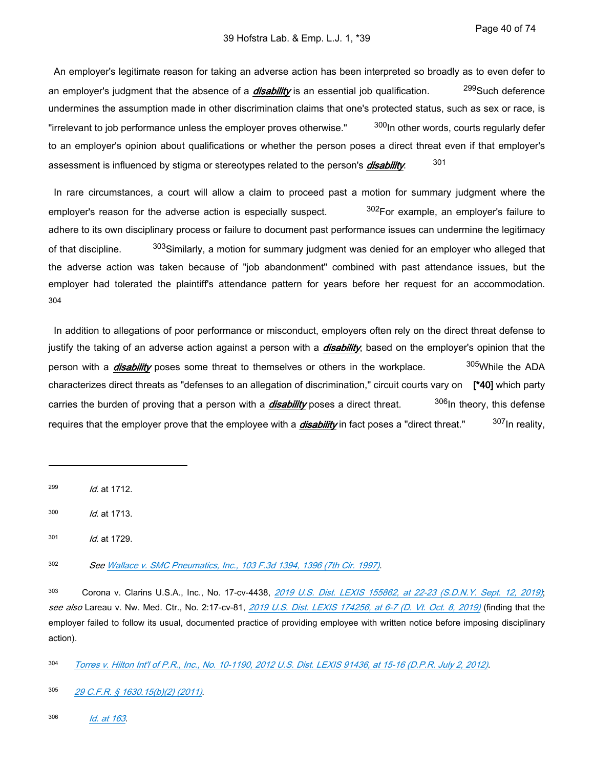An employer's legitimate reason for taking an adverse action has been interpreted so broadly as to even defer to an employer's judgment that the absence of a ***disability*** is an essential job qualification. [299] Such deference undermines the assumption made in other discrimination claims that one's protected status, such as sex or race, is "irrelevant to job performance unless the employer proves otherwise." [300] In other words, courts regularly defer to an employer's opinion about qualifications or whether the person poses a direct threat even if that employer's assessment is influenced by stigma or stereotypes related to the person's ***disability***. [301]

In rare circumstances, a court will allow a claim to proceed past a motion for summary judgment where the employer's reason for the adverse action is especially suspect. [302] For example, an employer's failure to adhere to its own disciplinary process or failure to document past performance issues can undermine the legitimacy of that discipline. [303] Similarly, a motion for summary judgment was denied for an employer who alleged that the adverse action was taken because of "job abandonment" combined with past attendance issues, but the employer had tolerated the plaintiff's attendance pattern for years before her request for an accommodation. [304]

In addition to allegations of poor performance or misconduct, employers often rely on the direct threat defense to justify the taking of an adverse action against a person with a ***disability***, based on the employer's opinion that the person with a ***disability*** poses some threat to themselves or others in the workplace. [305] While the ADA characterizes direct threats as "defenses to an allegation of discrimination," circuit courts vary on **[*40]** which party carries the burden of proving that a person with a ***disability*** poses a direct threat. [306] In theory, this defense requires that the employer prove that the employee with a ***disability*** in fact poses a "direct threat." [307] In reality,

---

[299] *Id.* at 1712.

[300] *Id.* at 1713.

[301] *Id.* at 1729.

[302] *See* Wallace v. SMC Pneumatics, Inc., 103 F.3d 1394, 1396 (7th Cir. 1997).

[303] Corona v. Clarins U.S.A., Inc., No. 17-cv-4438, 2019 U.S. Dist. LEXIS 155862, at 22-23 (S.D.N.Y. Sept. 12, 2019); *see also* Lareau v. Nw. Med. Ctr., No. 2:17-cv-81, 2019 U.S. Dist. LEXIS 174256, at 6-7 (D. Vt. Oct. 8, 2019) (finding that the employer failed to follow its usual, documented practice of providing employee with written notice before imposing disciplinary action).

[304] Torres v. Hilton Int'l of P.R., Inc., No. 10-1190, 2012 U.S. Dist. LEXIS 91436, at 15-16 (D.P.R. July 2, 2012).

[305] 29 C.F.R. § 1630.15(b)(2) (2011).

[306] *Id. at 163*.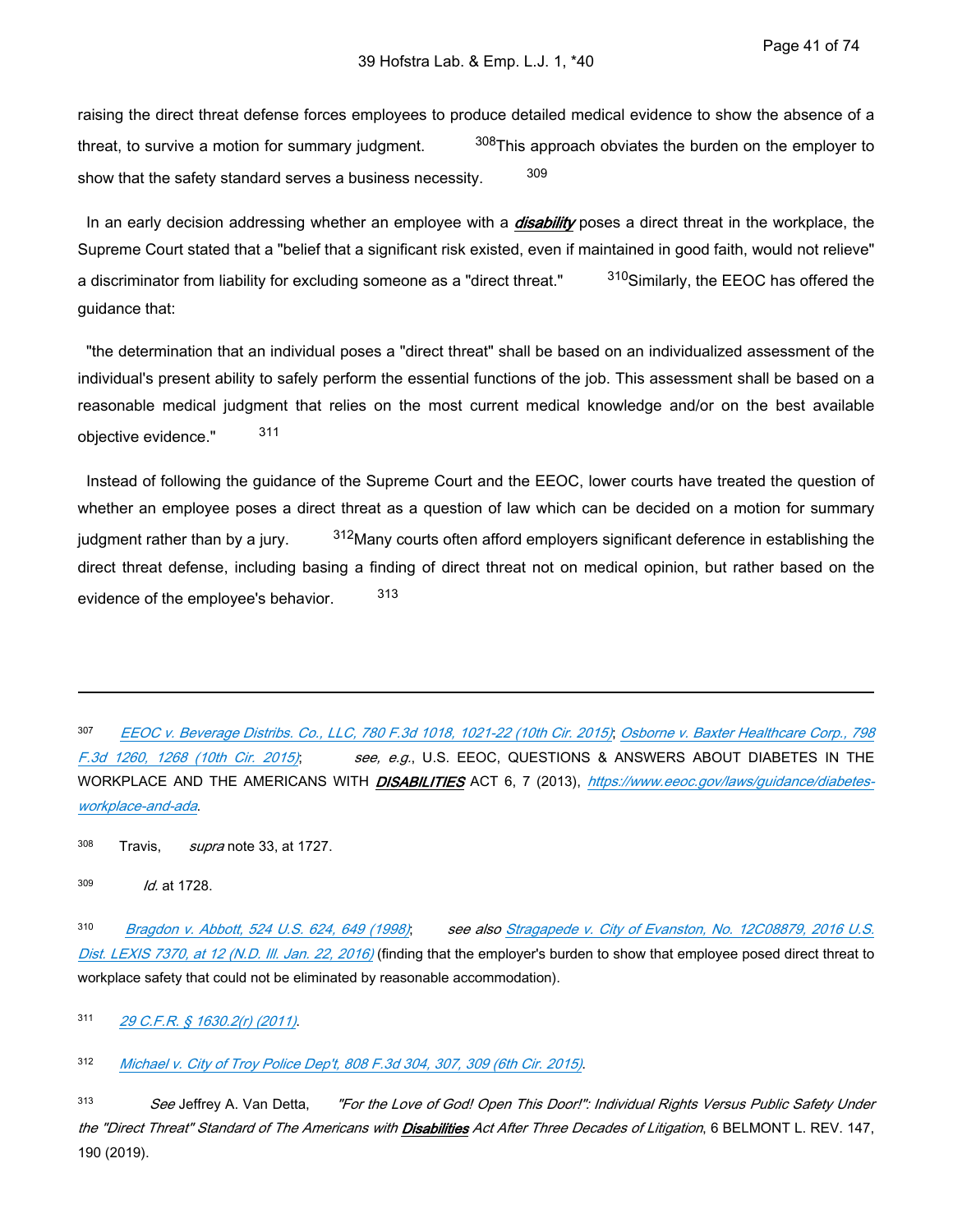raising the direct threat defense forces employees to produce detailed medical evidence to show the absence of a threat, to survive a motion for summary judgment. [308] This approach obviates the burden on the employer to show that the safety standard serves a business necessity. [309]

In an early decision addressing whether an employee with a ***disability*** poses a direct threat in the workplace, the Supreme Court stated that a "belief that a significant risk existed, even if maintained in good faith, would not relieve" a discriminator from liability for excluding someone as a "direct threat." [310] Similarly, the EEOC has offered the guidance that:

"the determination that an individual poses a "direct threat" shall be based on an individualized assessment of the individual's present ability to safely perform the essential functions of the job. This assessment shall be based on a reasonable medical judgment that relies on the most current medical knowledge and/or on the best available objective evidence." [311]

Instead of following the guidance of the Supreme Court and the EEOC, lower courts have treated the question of whether an employee poses a direct threat as a question of law which can be decided on a motion for summary judgment rather than by a jury. [312] Many courts often afford employers significant deference in establishing the direct threat defense, including basing a finding of direct threat not on medical opinion, but rather based on the evidence of the employee's behavior. [313]

---

[307] *EEOC v. Beverage Distribs. Co., LLC, 780 F.3d 1018, 1021-22 (10th Cir. 2015)*; *Osborne v. Baxter Healthcare Corp., 798 F.3d 1260, 1268 (10th Cir. 2015)*; *see, e.g.*, U.S. EEOC, QUESTIONS & ANSWERS ABOUT DIABETES IN THE WORKPLACE AND THE AMERICANS WITH ***DISABILITIES*** ACT 6, 7 (2013), *https://www.eeoc.gov/laws/guidance/diabetes-workplace-and-ada*.

[308] Travis, *supra* note 33, at 1727.

[309] *Id.* at 1728.

[310] *Bragdon v. Abbott, 524 U.S. 624, 649 (1998)*; *see also* *Stragapede v. City of Evanston, No. 12C08879, 2016 U.S. Dist. LEXIS 7370, at 12 (N.D. Ill. Jan. 22, 2016)* (finding that the employer's burden to show that employee posed direct threat to workplace safety that could not be eliminated by reasonable accommodation).

[311] *29 C.F.R. § 1630.2(r) (2011)*.

[312] *Michael v. City of Troy Police Dep't, 808 F.3d 304, 307, 309 (6th Cir. 2015)*.

[313] *See* Jeffrey A. Van Detta, *"For the Love of God! Open This Door!": Individual Rights Versus Public Safety Under the "Direct Threat" Standard of The Americans with **Disabilities** Act After Three Decades of Litigation*, 6 BELMONT L. REV. 147, 190 (2019).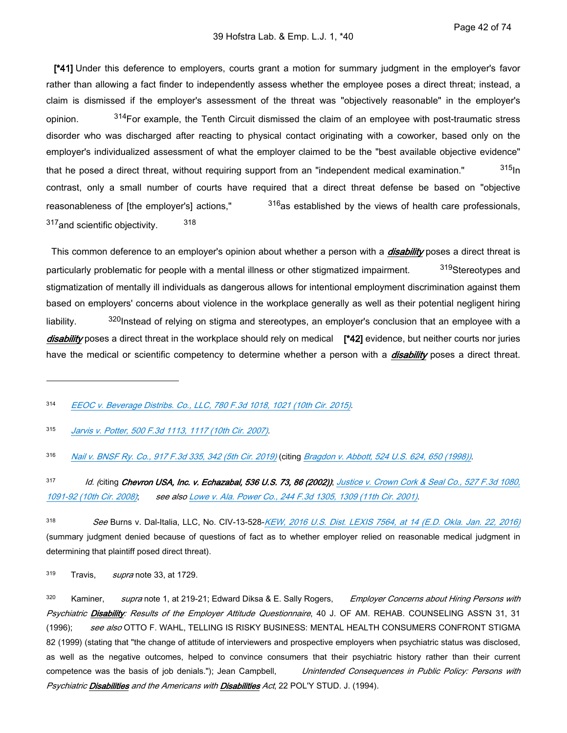**[*41]** Under this deference to employers, courts grant a motion for summary judgment in the employer's favor rather than allowing a fact finder to independently assess whether the employee poses a direct threat; instead, a claim is dismissed if the employer's assessment of the threat was "objectively reasonable" in the employer's opinion. [314] For example, the Tenth Circuit dismissed the claim of an employee with post-traumatic stress disorder who was discharged after reacting to physical contact originating with a coworker, based only on the employer's individualized assessment of what the employer claimed to be the "best available objective evidence" that he posed a direct threat, without requiring support from an "independent medical examination." [315] In contrast, only a small number of courts have required that a direct threat defense be based on "objective reasonableness of [the employer's] actions," [316] as established by the views of health care professionals, [317] and scientific objectivity. [318]

This common deference to an employer's opinion about whether a person with a ***disability*** poses a direct threat is particularly problematic for people with a mental illness or other stigmatized impairment. [319] Stereotypes and stigmatization of mentally ill individuals as dangerous allows for intentional employment discrimination against them based on employers' concerns about violence in the workplace generally as well as their potential negligent hiring liability. [320] Instead of relying on stigma and stereotypes, an employer's conclusion that an employee with a ***disability*** poses a direct threat in the workplace should rely on medical **[*42]** evidence, but neither courts nor juries have the medical or scientific competency to determine whether a person with a ***disability*** poses a direct threat.

---

[314] *EEOC v. Beverage Distribs. Co., LLC, 780 F.3d 1018, 1021 (10th Cir. 2015)*.

[315] *Jarvis v. Potter, 500 F.3d 1113, 1117 (10th Cir. 2007)*.

[316] *Nail v. BNSF Ry. Co., 917 F.3d 335, 342 (5th Cir. 2019)* (citing *Bragdon v. Abbott, 524 U.S. 624, 650 (1998))*.

[317] *Id. (*citing ***Chevron USA, Inc. v. Echazabal, 536 U.S. 73, 86 (2002))***; *Justice v. Crown Cork & Seal Co., 527 F.3d 1080, 1091-92 (10th Cir. 2008)*; *see also Lowe v. Ala. Power Co., 244 F.3d 1305, 1309 (11th Cir. 2001)*.

[318] *See* Burns v. Dal-Italia, LLC, No. CIV-13-528-*KEW, 2016 U.S. Dist. LEXIS 7564, at 14 (E.D. Okla. Jan. 22, 2016)* (summary judgment denied because of questions of fact as to whether employer relied on reasonable medical judgment in determining that plaintiff posed direct threat).

[319] Travis, *supra* note 33, at 1729.

[320] Kaminer, *supra* note 1, at 219-21; Edward Diksa & E. Sally Rogers, *Employer Concerns about Hiring Persons with Psychiatric **Disability**: Results of the Employer Attitude Questionnaire*, 40 J. OF AM. REHAB. COUNSELING ASS'N 31, 31 (1996); *see also* OTTO F. WAHL, TELLING IS RISKY BUSINESS: MENTAL HEALTH CONSUMERS CONFRONT STIGMA 82 (1999) (stating that "the change of attitude of interviewers and prospective employers when psychiatric status was disclosed, as well as the negative outcomes, helped to convince consumers that their psychiatric history rather than their current competence was the basis of job denials."); Jean Campbell, *Unintended Consequences in Public Policy: Persons with Psychiatric **Disabilities** and the Americans with **Disabilities** Act*, 22 POL'Y STUD. J. (1994).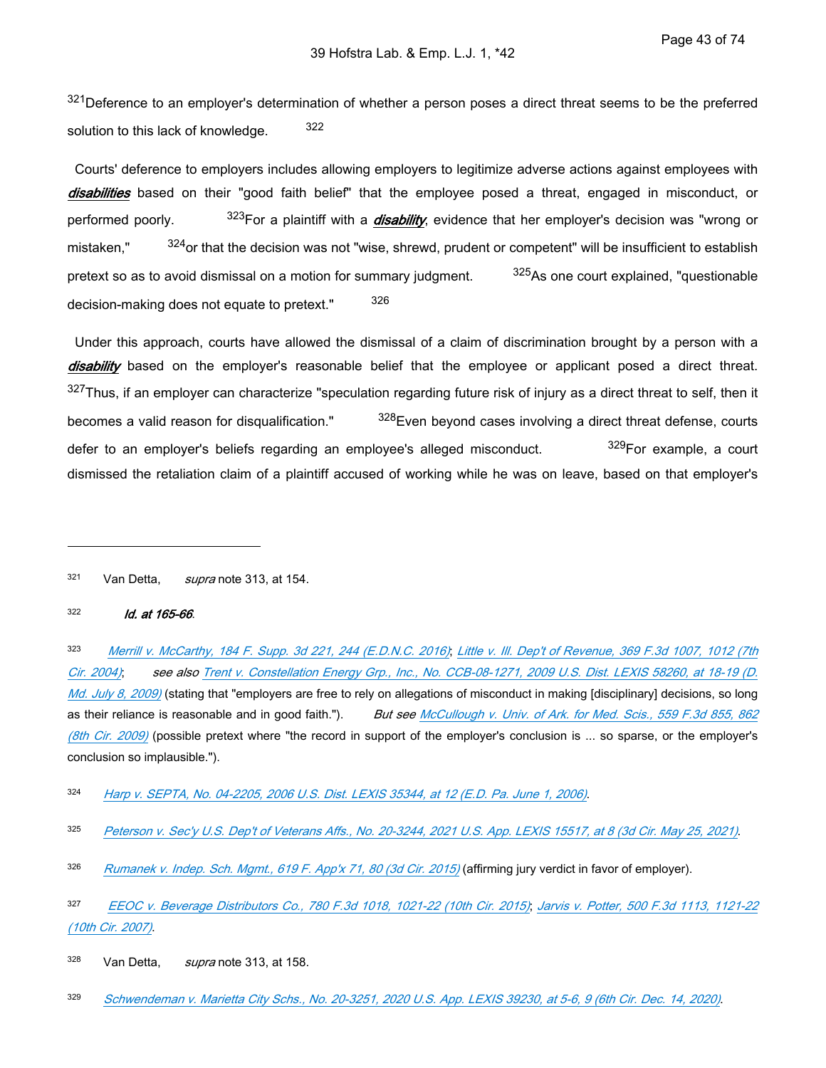[321]Deference to an employer's determination of whether a person poses a direct threat seems to be the preferred solution to this lack of knowledge. [322]

Courts' deference to employers includes allowing employers to legitimize adverse actions against employees with ***disabilities*** based on their "good faith belief" that the employee posed a threat, engaged in misconduct, or performed poorly. [323]For a plaintiff with a ***disability***, evidence that her employer's decision was "wrong or mistaken," [324]or that the decision was not "wise, shrewd, prudent or competent" will be insufficient to establish pretext so as to avoid dismissal on a motion for summary judgment. [325]As one court explained, "questionable decision-making does not equate to pretext." [326]

Under this approach, courts have allowed the dismissal of a claim of discrimination brought by a person with a ***disability*** based on the employer's reasonable belief that the employee or applicant posed a direct threat. [327]Thus, if an employer can characterize "speculation regarding future risk of injury as a direct threat to self, then it becomes a valid reason for disqualification." [328]Even beyond cases involving a direct threat defense, courts defer to an employer's beliefs regarding an employee's alleged misconduct. [329]For example, a court dismissed the retaliation claim of a plaintiff accused of working while he was on leave, based on that employer's

---

[321] Van Detta, *supra* note 313, at 154.

[322] ***Id. at 165-66***.

[323] *Merrill v. McCarthy, 184 F. Supp. 3d 221, 244 (E.D.N.C. 2016)*; *Little v. Ill. Dep't of Revenue, 369 F.3d 1007, 1012 (7th Cir. 2004)*; *see also Trent v. Constellation Energy Grp., Inc., No. CCB-08-1271, 2009 U.S. Dist. LEXIS 58260, at 18-19 (D. Md. July 8, 2009)* (stating that "employers are free to rely on allegations of misconduct in making [disciplinary] decisions, so long as their reliance is reasonable and in good faith."). *But see McCullough v. Univ. of Ark. for Med. Scis., 559 F.3d 855, 862 (8th Cir. 2009)* (possible pretext where "the record in support of the employer's conclusion is ... so sparse, or the employer's conclusion so implausible.").

[324] *Harp v. SEPTA, No. 04-2205, 2006 U.S. Dist. LEXIS 35344, at 12 (E.D. Pa. June 1, 2006)*.

[325] *Peterson v. Sec'y U.S. Dep't of Veterans Affs., No. 20-3244, 2021 U.S. App. LEXIS 15517, at 8 (3d Cir. May 25, 2021)*.

[326] *Rumanek v. Indep. Sch. Mgmt., 619 F. App'x 71, 80 (3d Cir. 2015)* (affirming jury verdict in favor of employer).

[327] *EEOC v. Beverage Distributors Co., 780 F.3d 1018, 1021-22 (10th Cir. 2015)*; *Jarvis v. Potter, 500 F.3d 1113, 1121-22 (10th Cir. 2007)*.

[328] Van Detta, *supra* note 313, at 158.

[329] *Schwendeman v. Marietta City Schs., No. 20-3251, 2020 U.S. App. LEXIS 39230, at 5-6, 9 (6th Cir. Dec. 14, 2020)*.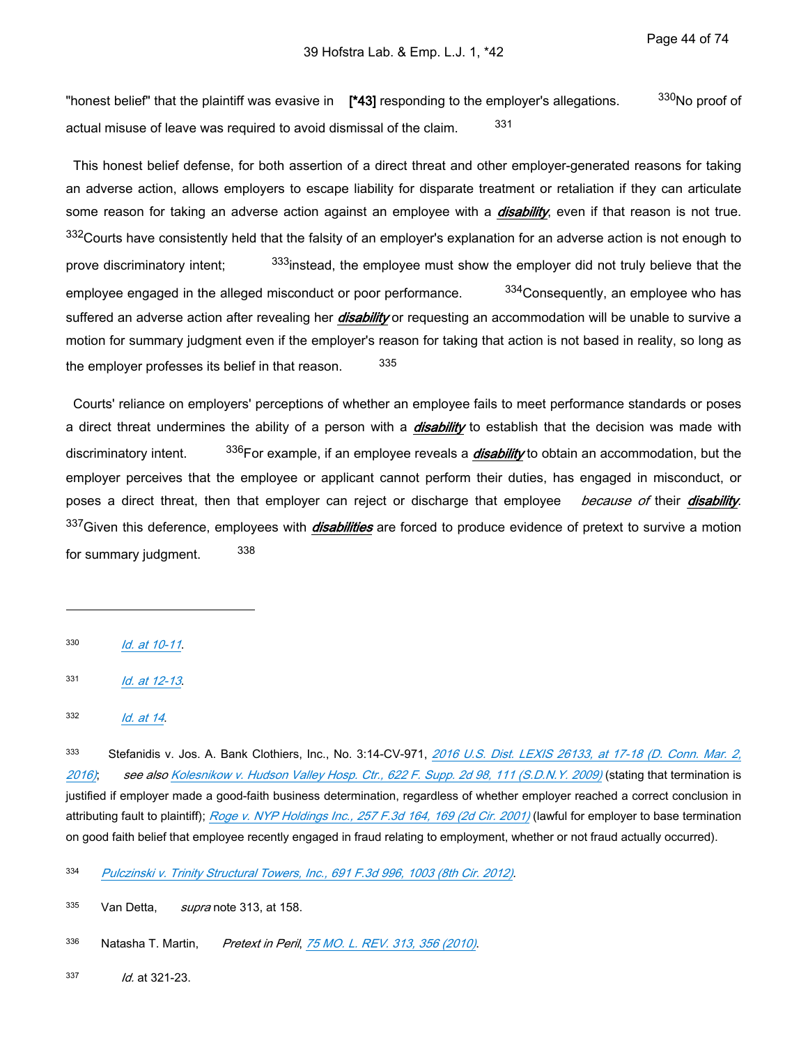"honest belief" that the plaintiff was evasive in **[*43]** responding to the employer's allegations.[330] No proof of actual misuse of leave was required to avoid dismissal of the claim.[331]

This honest belief defense, for both assertion of a direct threat and other employer-generated reasons for taking an adverse action, allows employers to escape liability for disparate treatment or retaliation if they can articulate some reason for taking an adverse action against an employee with a ***disability***, even if that reason is not true.[332] Courts have consistently held that the falsity of an employer's explanation for an adverse action is not enough to prove discriminatory intent;[333] instead, the employee must show the employer did not truly believe that the employee engaged in the alleged misconduct or poor performance.[334] Consequently, an employee who has suffered an adverse action after revealing her ***disability*** or requesting an accommodation will be unable to survive a motion for summary judgment even if the employer's reason for taking that action is not based in reality, so long as the employer professes its belief in that reason.[335]

Courts' reliance on employers' perceptions of whether an employee fails to meet performance standards or poses a direct threat undermines the ability of a person with a ***disability*** to establish that the decision was made with discriminatory intent.[336] For example, if an employee reveals a ***disability*** to obtain an accommodation, but the employer perceives that the employee or applicant cannot perform their duties, has engaged in misconduct, or poses a direct threat, then that employer can reject or discharge that employee *because of* their ***disability***.[337] Given this deference, employees with ***disabilities*** are forced to produce evidence of pretext to survive a motion for summary judgment.[338]

---

[330] *Id. at 10-11*.

[331] *Id. at 12-13*.

[332] *Id. at 14*.

[333] Stefanidis v. Jos. A. Bank Clothiers, Inc., No. 3:14-CV-971, *2016 U.S. Dist. LEXIS 26133, at 17-18 (D. Conn. Mar. 2, 2016)*; *see also* *Kolesnikow v. Hudson Valley Hosp. Ctr., 622 F. Supp. 2d 98, 111 (S.D.N.Y. 2009)* (stating that termination is justified if employer made a good-faith business determination, regardless of whether employer reached a correct conclusion in attributing fault to plaintiff); *Roge v. NYP Holdings Inc., 257 F.3d 164, 169 (2d Cir. 2001)* (lawful for employer to base termination on good faith belief that employee recently engaged in fraud relating to employment, whether or not fraud actually occurred).

[334] *Pulczinski v. Trinity Structural Towers, Inc., 691 F.3d 996, 1003 (8th Cir. 2012)*.

[335] Van Detta, *supra* note 313, at 158.

[336] Natasha T. Martin, *Pretext in Peril*, *75 MO. L. REV. 313, 356 (2010)*.

[337] *Id.* at 321-23.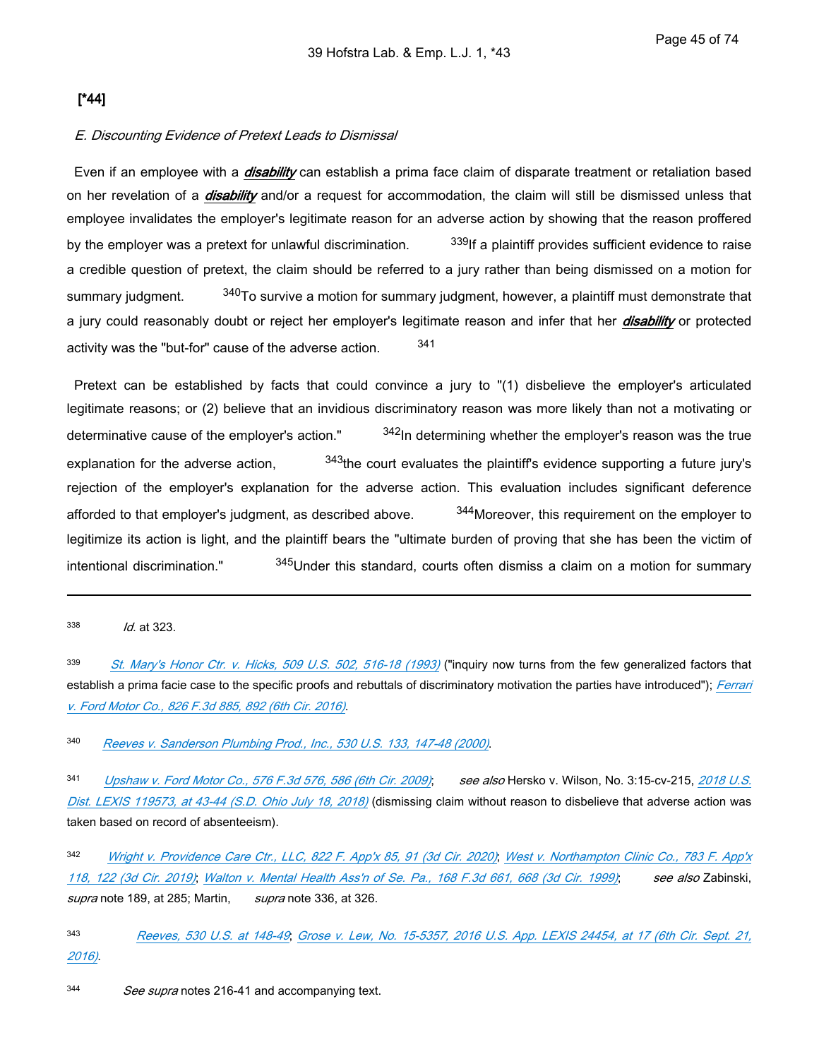[*44]

*E. Discounting Evidence of Pretext Leads to Dismissal*

Even if an employee with a ***disability*** can establish a prima face claim of disparate treatment or retaliation based on her revelation of a ***disability*** and/or a request for accommodation, the claim will still be dismissed unless that employee invalidates the employer's legitimate reason for an adverse action by showing that the reason proffered by the employer was a pretext for unlawful discrimination. [339] If a plaintiff provides sufficient evidence to raise a credible question of pretext, the claim should be referred to a jury rather than being dismissed on a motion for summary judgment. [340] To survive a motion for summary judgment, however, a plaintiff must demonstrate that a jury could reasonably doubt or reject her employer's legitimate reason and infer that her ***disability*** or protected activity was the "but-for" cause of the adverse action. [341]

Pretext can be established by facts that could convince a jury to "(1) disbelieve the employer's articulated legitimate reasons; or (2) believe that an invidious discriminatory reason was more likely than not a motivating or determinative cause of the employer's action." [342] In determining whether the employer's reason was the true explanation for the adverse action, [343] the court evaluates the plaintiff's evidence supporting a future jury's rejection of the employer's explanation for the adverse action. This evaluation includes significant deference afforded to that employer's judgment, as described above. [344] Moreover, this requirement on the employer to legitimize its action is light, and the plaintiff bears the "ultimate burden of proving that she has been the victim of intentional discrimination." [345] Under this standard, courts often dismiss a claim on a motion for summary

---

[338] *Id.* at 323.

[339] *St. Mary's Honor Ctr. v. Hicks, 509 U.S. 502, 516-18 (1993)* ("inquiry now turns from the few generalized factors that establish a prima facie case to the specific proofs and rebuttals of discriminatory motivation the parties have introduced"); *Ferrari v. Ford Motor Co., 826 F.3d 885, 892 (6th Cir. 2016)*.

[340] *Reeves v. Sanderson Plumbing Prod., Inc., 530 U.S. 133, 147-48 (2000)*.

[341] *Upshaw v. Ford Motor Co., 576 F.3d 576, 586 (6th Cir. 2009)*; *see also* Hersko v. Wilson, No. 3:15-cv-215, *2018 U.S. Dist. LEXIS 119573, at 43-44 (S.D. Ohio July 18, 2018)* (dismissing claim without reason to disbelieve that adverse action was taken based on record of absenteeism).

[342] *Wright v. Providence Care Ctr., LLC, 822 F. App'x 85, 91 (3d Cir. 2020)*; *West v. Northampton Clinic Co., 783 F. App'x 118, 122 (3d Cir. 2019)*; *Walton v. Mental Health Ass'n of Se. Pa., 168 F.3d 661, 668 (3d Cir. 1999)*; *see also* Zabinski, *supra* note 189, at 285; Martin, *supra* note 336, at 326.

[343] *Reeves, 530 U.S. at 148-49*; *Grose v. Lew, No. 15-5357, 2016 U.S. App. LEXIS 24454, at 17 (6th Cir. Sept. 21, 2016)*.

[344] *See supra* notes 216-41 and accompanying text.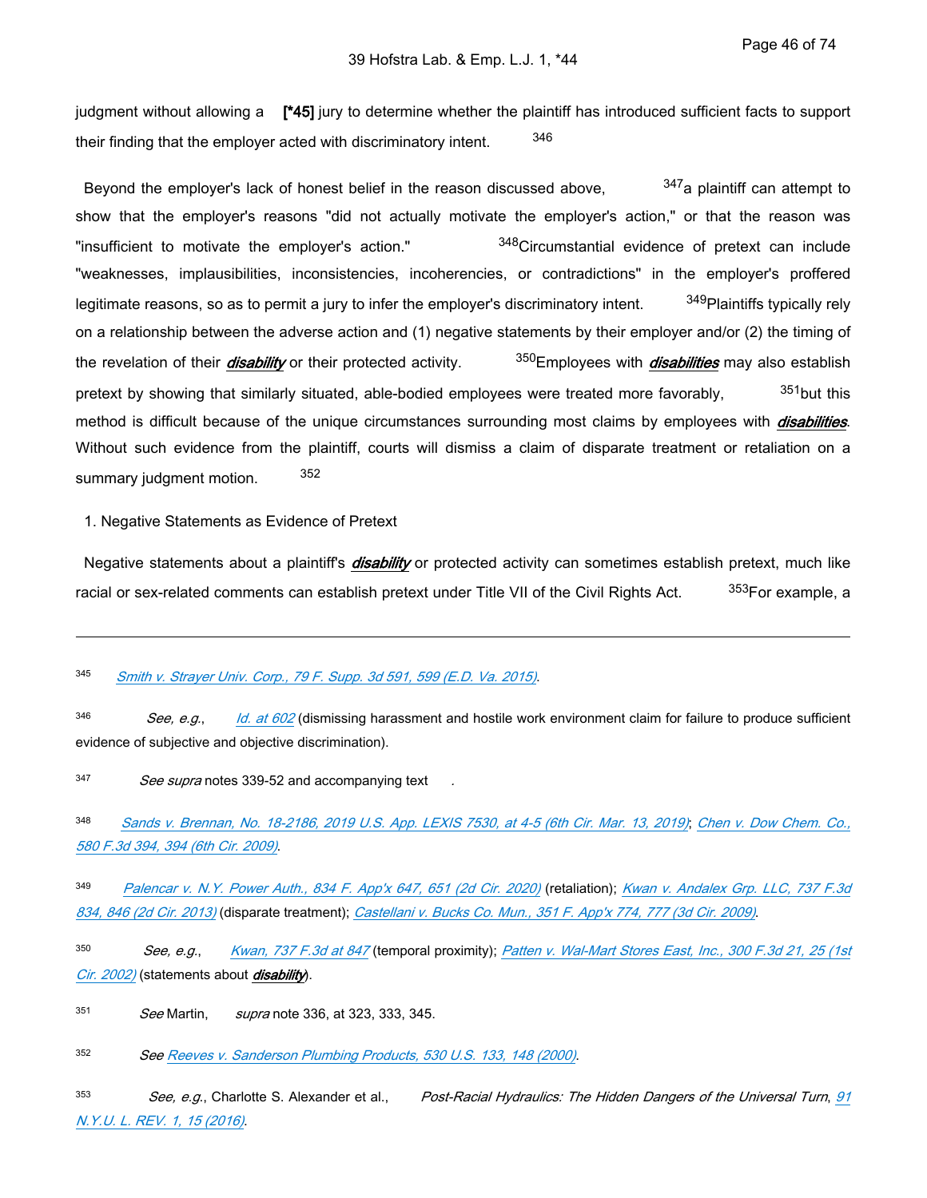judgment without allowing a **[*45]** jury to determine whether the plaintiff has introduced sufficient facts to support their finding that the employer acted with discriminatory intent.[346]

Beyond the employer's lack of honest belief in the reason discussed above,[347] a plaintiff can attempt to show that the employer's reasons "did not actually motivate the employer's action," or that the reason was "insufficient to motivate the employer's action."[348] Circumstantial evidence of pretext can include "weaknesses, implausibilities, inconsistencies, incoherencies, or contradictions" in the employer's proffered legitimate reasons, so as to permit a jury to infer the employer's discriminatory intent.[349] Plaintiffs typically rely on a relationship between the adverse action and (1) negative statements by their employer and/or (2) the timing of the revelation of their ***disability*** or their protected activity.[350] Employees with ***disabilities*** may also establish pretext by showing that similarly situated, able-bodied employees were treated more favorably,[351] but this method is difficult because of the unique circumstances surrounding most claims by employees with ***disabilities***. Without such evidence from the plaintiff, courts will dismiss a claim of disparate treatment or retaliation on a summary judgment motion.[352]

1. Negative Statements as Evidence of Pretext

Negative statements about a plaintiff's ***disability*** or protected activity can sometimes establish pretext, much like racial or sex-related comments can establish pretext under Title VII of the Civil Rights Act.[353] For example, a

---

345 *Smith v. Strayer Univ. Corp., 79 F. Supp. 3d 591, 599 (E.D. Va. 2015)*.

346 *See, e.g.*, *Id. at 602* (dismissing harassment and hostile work environment claim for failure to produce sufficient evidence of subjective and objective discrimination).

347 *See supra* notes 339-52 and accompanying text.

348 *Sands v. Brennan, No. 18-2186, 2019 U.S. App. LEXIS 7530, at 4-5 (6th Cir. Mar. 13, 2019)*; *Chen v. Dow Chem. Co., 580 F.3d 394, 394 (6th Cir. 2009)*.

349 *Palencar v. N.Y. Power Auth., 834 F. App'x 647, 651 (2d Cir. 2020)* (retaliation); *Kwan v. Andalex Grp. LLC, 737 F.3d 834, 846 (2d Cir. 2013)* (disparate treatment); *Castellani v. Bucks Co. Mun., 351 F. App'x 774, 777 (3d Cir. 2009)*.

350 *See, e.g.*, *Kwan, 737 F.3d at 847* (temporal proximity); *Patten v. Wal-Mart Stores East, Inc., 300 F.3d 21, 25 (1st Cir. 2002)* (statements about ***disability***).

351 *See* Martin, *supra* note 336, at 323, 333, 345.

352 *See Reeves v. Sanderson Plumbing Products, 530 U.S. 133, 148 (2000)*.

353 *See, e.g.*, Charlotte S. Alexander et al., *Post-Racial Hydraulics: The Hidden Dangers of the Universal Turn*, *91 N.Y.U. L. REV. 1, 15 (2016)*.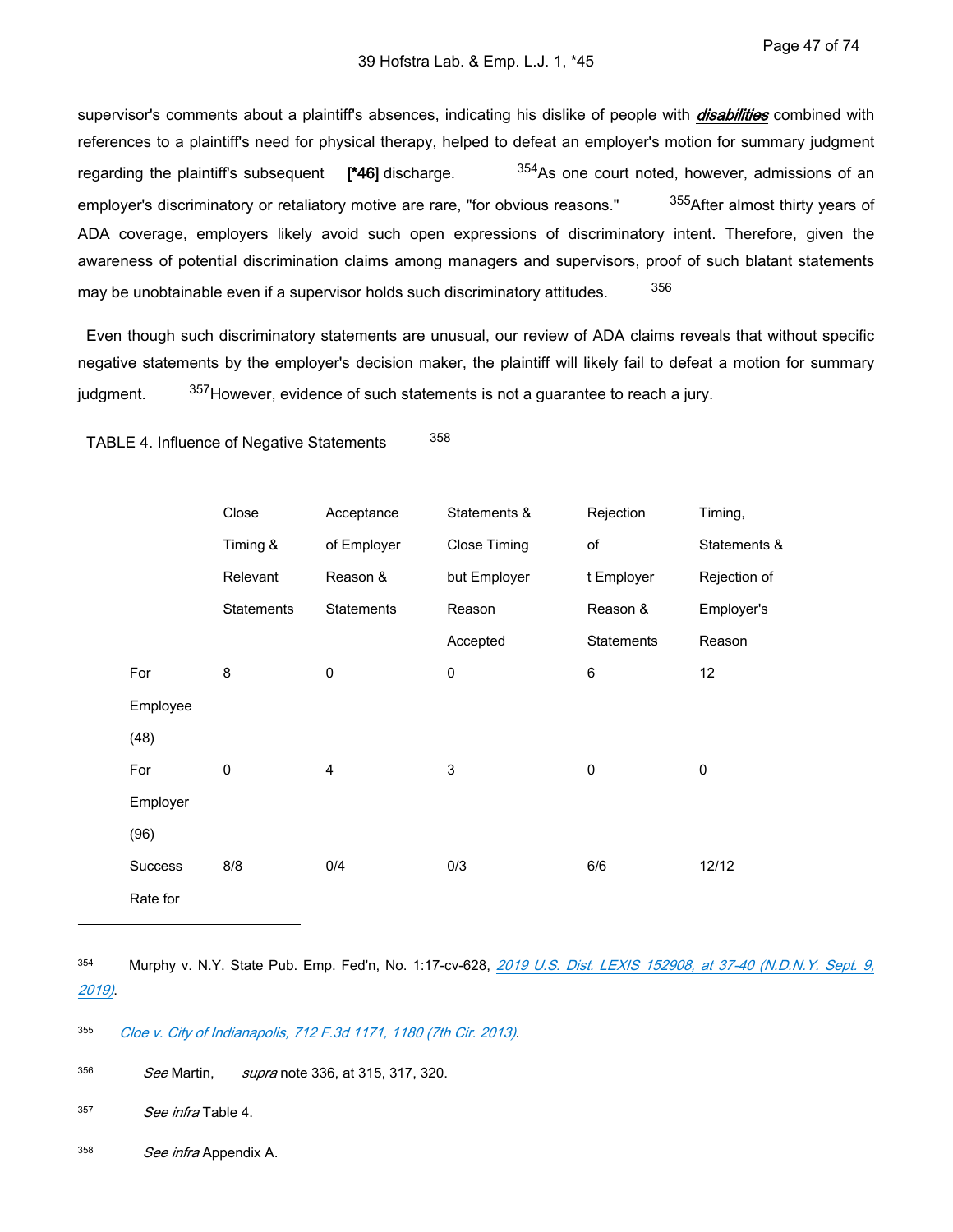supervisor's comments about a plaintiff's absences, indicating his dislike of people with ***disabilities*** combined with references to a plaintiff's need for physical therapy, helped to defeat an employer's motion for summary judgment regarding the plaintiff's subsequent **[*46]** discharge. [354] As one court noted, however, admissions of an employer's discriminatory or retaliatory motive are rare, "for obvious reasons." [355] After almost thirty years of ADA coverage, employers likely avoid such open expressions of discriminatory intent. Therefore, given the awareness of potential discrimination claims among managers and supervisors, proof of such blatant statements may be unobtainable even if a supervisor holds such discriminatory attitudes. [356]

Even though such discriminatory statements are unusual, our review of ADA claims reveals that without specific negative statements by the employer's decision maker, the plaintiff will likely fail to defeat a motion for summary judgment. [357] However, evidence of such statements is not a guarantee to reach a jury.

TABLE 4. Influence of Negative Statements [358]

| | Close Timing & Relevant Statements | Acceptance of Employer Reason & Statements | Statements & Close Timing but Employer Reason Accepted | Rejection of t Employer Reason & Statements | Timing, Statements & Rejection of Employer's Reason |
|---|---|---|---|---|---|
| For Employee (48) | 8 | 0 | 0 | 6 | 12 |
| For Employer (96) | 0 | 4 | 3 | 0 | 0 |
| Success Rate for | 8/8 | 0/4 | 0/3 | 6/6 | 12/12 |

[354] Murphy v. N.Y. State Pub. Emp. Fed'n, No. 1:17-cv-628, *2019 U.S. Dist. LEXIS 152908, at 37-40 (N.D.N.Y. Sept. 9, 2019)*.

[355] *Cloe v. City of Indianapolis, 712 F.3d 1171, 1180 (7th Cir. 2013)*.

[356] *See* Martin, *supra* note 336, at 315, 317, 320.

[357] *See infra* Table 4.

[358] *See infra* Appendix A.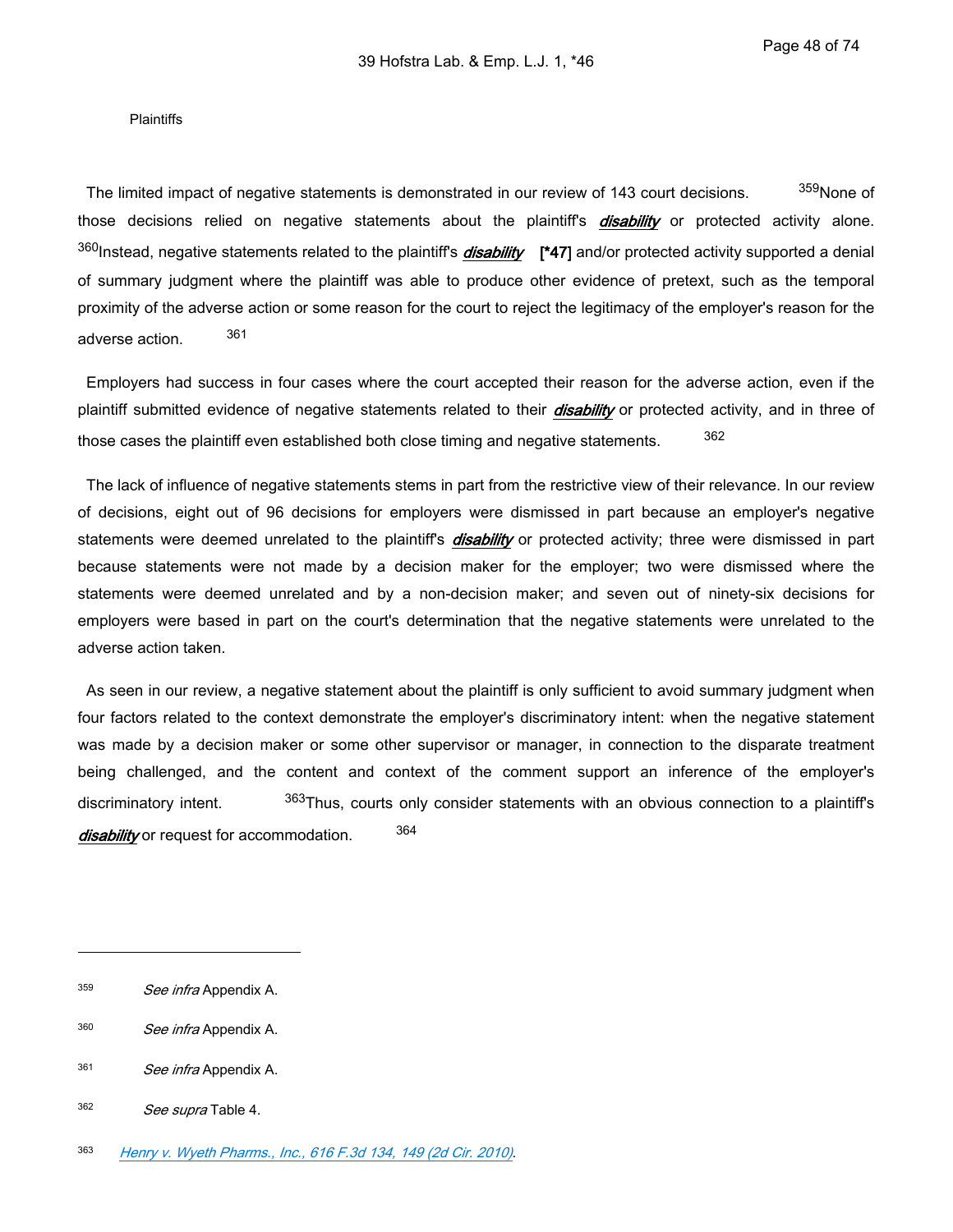Plaintiffs

The limited impact of negative statements is demonstrated in our review of 143 court decisions. [359] None of those decisions relied on negative statements about the plaintiff's ***disability*** or protected activity alone. [360] Instead, negative statements related to the plaintiff's ***disability*** **[\*47]** and/or protected activity supported a denial of summary judgment where the plaintiff was able to produce other evidence of pretext, such as the temporal proximity of the adverse action or some reason for the court to reject the legitimacy of the employer's reason for the adverse action. [361]

Employers had success in four cases where the court accepted their reason for the adverse action, even if the plaintiff submitted evidence of negative statements related to their ***disability*** or protected activity, and in three of those cases the plaintiff even established both close timing and negative statements. [362]

The lack of influence of negative statements stems in part from the restrictive view of their relevance. In our review of decisions, eight out of 96 decisions for employers were dismissed in part because an employer's negative statements were deemed unrelated to the plaintiff's ***disability*** or protected activity; three were dismissed in part because statements were not made by a decision maker for the employer; two were dismissed where the statements were deemed unrelated and by a non-decision maker; and seven out of ninety-six decisions for employers were based in part on the court's determination that the negative statements were unrelated to the adverse action taken.

As seen in our review, a negative statement about the plaintiff is only sufficient to avoid summary judgment when four factors related to the context demonstrate the employer's discriminatory intent: when the negative statement was made by a decision maker or some other supervisor or manager, in connection to the disparate treatment being challenged, and the content and context of the comment support an inference of the employer's discriminatory intent. [363] Thus, courts only consider statements with an obvious connection to a plaintiff's ***disability*** or request for accommodation. [364]

---

[359] *See infra* Appendix A.

[360] *See infra* Appendix A.

[361] *See infra* Appendix A.

[362] *See supra* Table 4.

[363] *Henry v. Wyeth Pharms., Inc., 616 F.3d 134, 149 (2d Cir. 2010)*.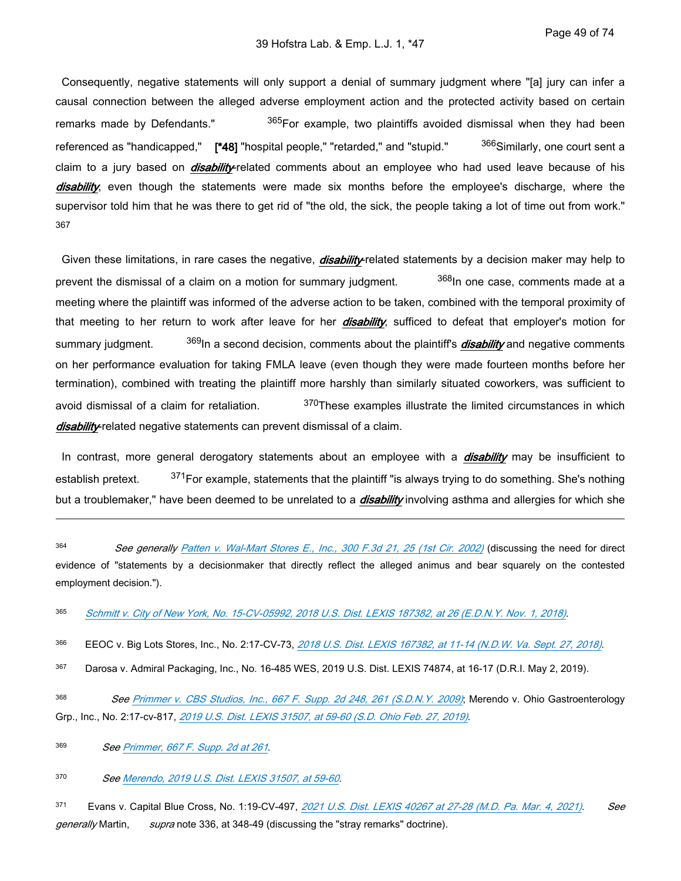Consequently, negative statements will only support a denial of summary judgment where "[a] jury can infer a causal connection between the alleged adverse employment action and the protected activity based on certain remarks made by Defendants." [365] For example, two plaintiffs avoided dismissal when they had been referenced as "handicapped," **[*48]** "hospital people," "retarded," and "stupid." [366] Similarly, one court sent a claim to a jury based on ***disability***-related comments about an employee who had used leave because of his ***disability***, even though the statements were made six months before the employee's discharge, where the supervisor told him that he was there to get rid of "the old, the sick, the people taking a lot of time out from work." [367]

Given these limitations, in rare cases the negative, ***disability***-related statements by a decision maker may help to prevent the dismissal of a claim on a motion for summary judgment. [368] In one case, comments made at a meeting where the plaintiff was informed of the adverse action to be taken, combined with the temporal proximity of that meeting to her return to work after leave for her ***disability***, sufficed to defeat that employer's motion for summary judgment. [369] In a second decision, comments about the plaintiff's ***disability*** and negative comments on her performance evaluation for taking FMLA leave (even though they were made fourteen months before her termination), combined with treating the plaintiff more harshly than similarly situated coworkers, was sufficient to avoid dismissal of a claim for retaliation. [370] These examples illustrate the limited circumstances in which ***disability***-related negative statements can prevent dismissal of a claim.

In contrast, more general derogatory statements about an employee with a ***disability*** may be insufficient to establish pretext. [371] For example, statements that the plaintiff "is always trying to do something. She's nothing but a troublemaker," have been deemed to be unrelated to a ***disability*** involving asthma and allergies for which she

---

[364] *See generally* *Patten v. Wal-Mart Stores E., Inc., 300 F.3d 21, 25 (1st Cir. 2002)* (discussing the need for direct evidence of "statements by a decisionmaker that directly reflect the alleged animus and bear squarely on the contested employment decision.").

[365] *Schmitt v. City of New York, No. 15-CV-05992, 2018 U.S. Dist. LEXIS 187382, at 26 (E.D.N.Y. Nov. 1, 2018)*.

[366] EEOC v. Big Lots Stores, Inc., No. 2:17-CV-73, *2018 U.S. Dist. LEXIS 167382, at 11-14 (N.D.W. Va. Sept. 27, 2018)*.

[367] Darosa v. Admiral Packaging, Inc., No. 16-485 WES, 2019 U.S. Dist. LEXIS 74874, at 16-17 (D.R.I. May 2, 2019).

[368] *See* *Primmer v. CBS Studios, Inc., 667 F. Supp. 2d 248, 261 (S.D.N.Y. 2009)*; Merendo v. Ohio Gastroenterology Grp., Inc., No. 2:17-cv-817, *2019 U.S. Dist. LEXIS 31507, at 59-60 (S.D. Ohio Feb. 27, 2019)*.

[369] *See* *Primmer, 667 F. Supp. 2d at 261*.

[370] *See* *Merendo, 2019 U.S. Dist. LEXIS 31507, at 59-60*.

[371] Evans v. Capital Blue Cross, No. 1:19-CV-497, *2021 U.S. Dist. LEXIS 40267 at 27-28 (M.D. Pa. Mar. 4, 2021)*. *See generally* Martin, *supra* note 336, at 348-49 (discussing the "stray remarks" doctrine).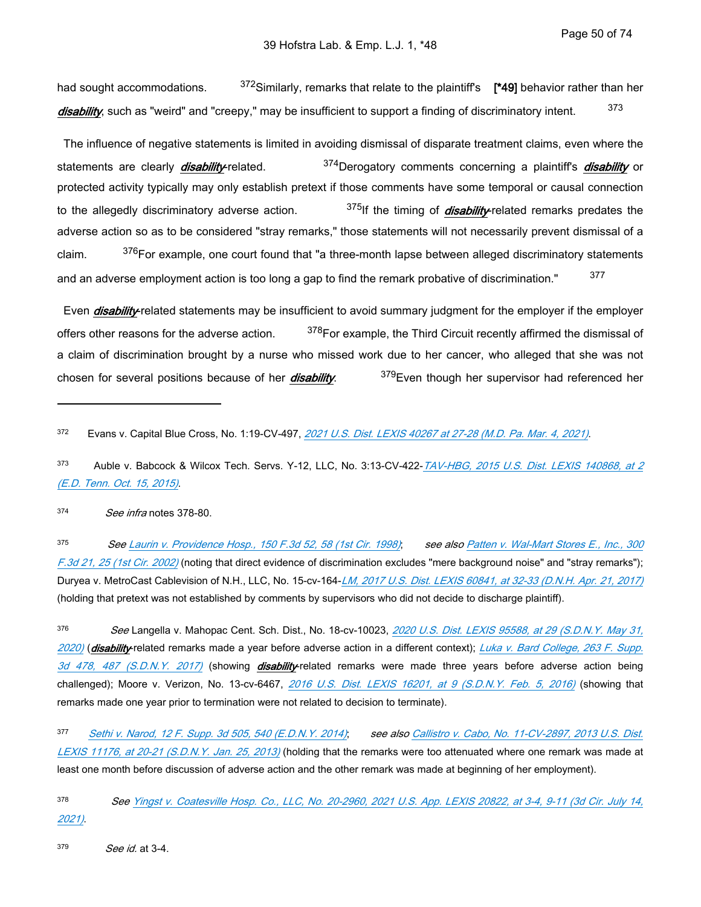had sought accommodations. [372] Similarly, remarks that relate to the plaintiff's **[*49]** behavior rather than her ***disability***, such as "weird" and "creepy," may be insufficient to support a finding of discriminatory intent. [373]

The influence of negative statements is limited in avoiding dismissal of disparate treatment claims, even where the statements are clearly ***disability***-related. [374] Derogatory comments concerning a plaintiff's ***disability*** or protected activity typically may only establish pretext if those comments have some temporal or causal connection to the allegedly discriminatory adverse action. [375] If the timing of ***disability***-related remarks predates the adverse action so as to be considered "stray remarks," those statements will not necessarily prevent dismissal of a claim. [376] For example, one court found that "a three-month lapse between alleged discriminatory statements and an adverse employment action is too long a gap to find the remark probative of discrimination." [377]

Even ***disability***-related statements may be insufficient to avoid summary judgment for the employer if the employer offers other reasons for the adverse action. [378] For example, the Third Circuit recently affirmed the dismissal of a claim of discrimination brought by a nurse who missed work due to her cancer, who alleged that she was not chosen for several positions because of her ***disability***. [379] Even though her supervisor had referenced her

---

[372] Evans v. Capital Blue Cross, No. 1:19-CV-497, *2021 U.S. Dist. LEXIS 40267 at 27-28 (M.D. Pa. Mar. 4, 2021)*.

[373] Auble v. Babcock & Wilcox Tech. Servs. Y-12, LLC, No. 3:13-CV-422-*TAV-HBG, 2015 U.S. Dist. LEXIS 140868, at 2 (E.D. Tenn. Oct. 15, 2015)*.

[374] *See infra* notes 378-80.

[375] *See* *Laurin v. Providence Hosp., 150 F.3d 52, 58 (1st Cir. 1998)*; *see also* *Patten v. Wal-Mart Stores E., Inc., 300 F.3d 21, 25 (1st Cir. 2002)* (noting that direct evidence of discrimination excludes "mere background noise" and "stray remarks"); Duryea v. MetroCast Cablevision of N.H., LLC, No. 15-cv-164-*LM, 2017 U.S. Dist. LEXIS 60841, at 32-33 (D.N.H. Apr. 21, 2017)* (holding that pretext was not established by comments by supervisors who did not decide to discharge plaintiff).

[376] *See* Langella v. Mahopac Cent. Sch. Dist., No. 18-cv-10023, *2020 U.S. Dist. LEXIS 95588, at 29 (S.D.N.Y. May 31, 2020)* (***disability***-related remarks made a year before adverse action in a different context); *Luka v. Bard College, 263 F. Supp. 3d 478, 487 (S.D.N.Y. 2017)* (showing ***disability***-related remarks were made three years before adverse action being challenged); Moore v. Verizon, No. 13-cv-6467, *2016 U.S. Dist. LEXIS 16201, at 9 (S.D.N.Y. Feb. 5, 2016)* (showing that remarks made one year prior to termination were not related to decision to terminate).

[377] *Sethi v. Narod, 12 F. Supp. 3d 505, 540 (E.D.N.Y. 2014)*; *see also* *Callistro v. Cabo, No. 11-CV-2897, 2013 U.S. Dist. LEXIS 11176, at 20-21 (S.D.N.Y. Jan. 25, 2013)* (holding that the remarks were too attenuated where one remark was made at least one month before discussion of adverse action and the other remark was made at beginning of her employment).

[378] *See* *Yingst v. Coatesville Hosp. Co., LLC, No. 20-2960, 2021 U.S. App. LEXIS 20822, at 3-4, 9-11 (3d Cir. July 14, 2021)*.

[379] *See id.* at 3-4.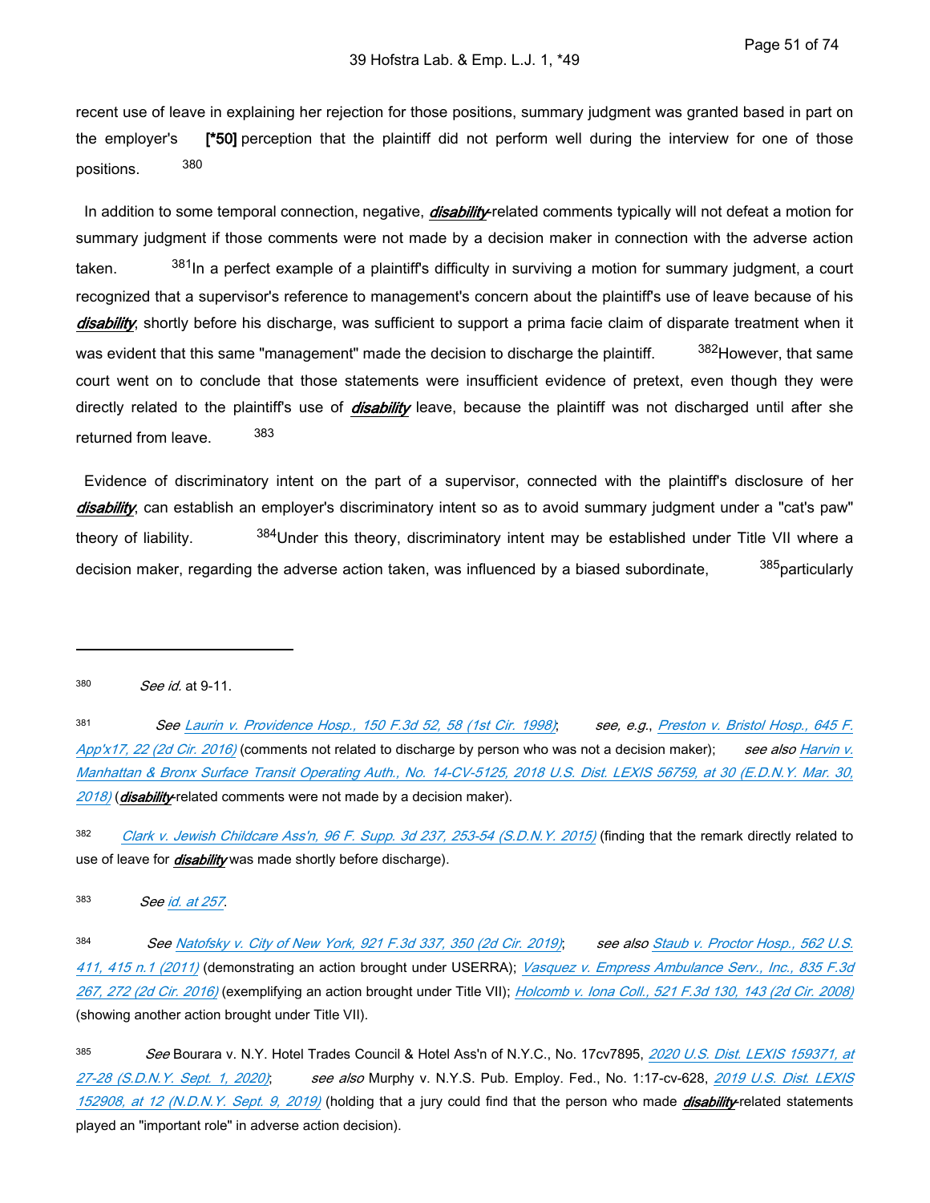recent use of leave in explaining her rejection for those positions, summary judgment was granted based in part on the employer's **[*50]** perception that the plaintiff did not perform well during the interview for one of those positions.[380]

In addition to some temporal connection, negative, ***disability***-related comments typically will not defeat a motion for summary judgment if those comments were not made by a decision maker in connection with the adverse action taken.[381] In a perfect example of a plaintiff's difficulty in surviving a motion for summary judgment, a court recognized that a supervisor's reference to management's concern about the plaintiff's use of leave because of his ***disability***, shortly before his discharge, was sufficient to support a prima facie claim of disparate treatment when it was evident that this same "management" made the decision to discharge the plaintiff.[382] However, that same court went on to conclude that those statements were insufficient evidence of pretext, even though they were directly related to the plaintiff's use of ***disability*** leave, because the plaintiff was not discharged until after she returned from leave.[383]

Evidence of discriminatory intent on the part of a supervisor, connected with the plaintiff's disclosure of her ***disability***, can establish an employer's discriminatory intent so as to avoid summary judgment under a "cat's paw" theory of liability.[384] Under this theory, discriminatory intent may be established under Title VII where a decision maker, regarding the adverse action taken, was influenced by a biased subordinate,[385] particularly

---

[380] *See id.* at 9-11.

[381] *See* Laurin v. Providence Hosp., 150 F.3d 52, 58 (1st Cir. 1998); *see, e.g.*, Preston v. Bristol Hosp., 645 F. App'x17, 22 (2d Cir. 2016) (comments not related to discharge by person who was not a decision maker); *see also* Harvin v. Manhattan & Bronx Surface Transit Operating Auth., No. 14-CV-5125, 2018 U.S. Dist. LEXIS 56759, at 30 (E.D.N.Y. Mar. 30, 2018) (***disability***-related comments were not made by a decision maker).

[382] Clark v. Jewish Childcare Ass'n, 96 F. Supp. 3d 237, 253-54 (S.D.N.Y. 2015) (finding that the remark directly related to use of leave for ***disability*** was made shortly before discharge).

[383] *See* id. at 257.

[384] *See* Natofsky v. City of New York, 921 F.3d 337, 350 (2d Cir. 2019); *see also* Staub v. Proctor Hosp., 562 U.S. 411, 415 n.1 (2011) (demonstrating an action brought under USERRA); Vasquez v. Empress Ambulance Serv., Inc., 835 F.3d 267, 272 (2d Cir. 2016) (exemplifying an action brought under Title VII); Holcomb v. Iona Coll., 521 F.3d 130, 143 (2d Cir. 2008) (showing another action brought under Title VII).

[385] *See* Bourara v. N.Y. Hotel Trades Council & Hotel Ass'n of N.Y.C., No. 17cv7895, 2020 U.S. Dist. LEXIS 159371, at 27-28 (S.D.N.Y. Sept. 1, 2020); *see also* Murphy v. N.Y.S. Pub. Employ. Fed., No. 1:17-cv-628, 2019 U.S. Dist. LEXIS 152908, at 12 (N.D.N.Y. Sept. 9, 2019) (holding that a jury could find that the person who made ***disability***-related statements played an "important role" in adverse action decision).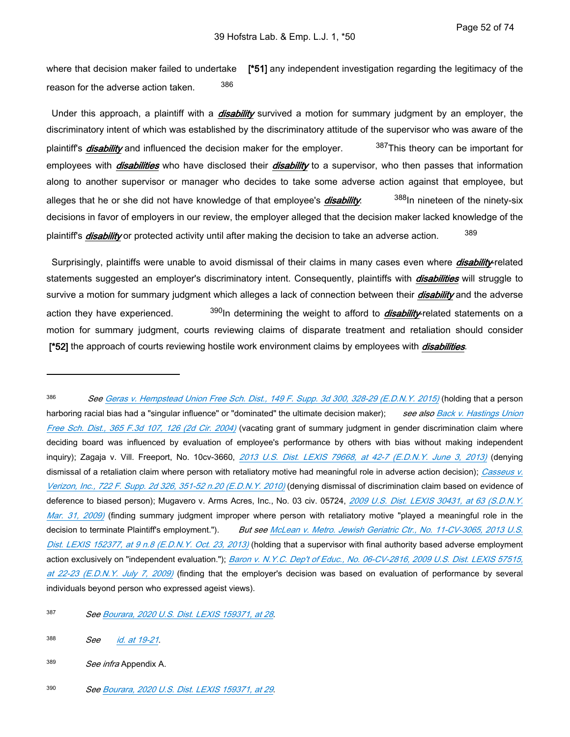where that decision maker failed to undertake **[*51]** any independent investigation regarding the legitimacy of the reason for the adverse action taken. [386]

Under this approach, a plaintiff with a ***disability*** survived a motion for summary judgment by an employer, the discriminatory intent of which was established by the discriminatory attitude of the supervisor who was aware of the plaintiff's ***disability*** and influenced the decision maker for the employer. [387] This theory can be important for employees with ***disabilities*** who have disclosed their ***disability*** to a supervisor, who then passes that information along to another supervisor or manager who decides to take some adverse action against that employee, but alleges that he or she did not have knowledge of that employee's ***disability***. [388] In nineteen of the ninety-six decisions in favor of employers in our review, the employer alleged that the decision maker lacked knowledge of the plaintiff's ***disability*** or protected activity until after making the decision to take an adverse action. [389]

Surprisingly, plaintiffs were unable to avoid dismissal of their claims in many cases even where ***disability***-related statements suggested an employer's discriminatory intent. Consequently, plaintiffs with ***disabilities*** will struggle to survive a motion for summary judgment which alleges a lack of connection between their ***disability*** and the adverse action they have experienced. [390] In determining the weight to afford to ***disability***-related statements on a motion for summary judgment, courts reviewing claims of disparate treatment and retaliation should consider **[*52]** the approach of courts reviewing hostile work environment claims by employees with ***disabilities***.

---

[386] *See* Geras v. Hempstead Union Free Sch. Dist., 149 F. Supp. 3d 300, 328-29 (E.D.N.Y. 2015) (holding that a person harboring racial bias had a "singular influence" or "dominated" the ultimate decision maker); *see also* Back v. Hastings Union Free Sch. Dist., 365 F.3d 107, 126 (2d Cir. 2004) (vacating grant of summary judgment in gender discrimination claim where deciding board was influenced by evaluation of employee's performance by others with bias without making independent inquiry); Zagaja v. Vill. Freeport, No. 10cv-3660, 2013 U.S. Dist. LEXIS 79668, at 42-7 (E.D.N.Y. June 3, 2013) (denying dismissal of a retaliation claim where person with retaliatory motive had meaningful role in adverse action decision); Casseus v. Verizon, Inc., 722 F. Supp. 2d 326, 351-52 n.20 (E.D.N.Y. 2010) (denying dismissal of discrimination claim based on evidence of deference to biased person); Mugavero v. Arms Acres, Inc., No. 03 civ. 05724, 2009 U.S. Dist. LEXIS 30431, at 63 (S.D.N.Y. Mar. 31, 2009) (finding summary judgment improper where person with retaliatory motive "played a meaningful role in the decision to terminate Plaintiff's employment."). *But see* McLean v. Metro. Jewish Geriatric Ctr., No. 11-CV-3065, 2013 U.S. Dist. LEXIS 152377, at 9 n.8 (E.D.N.Y. Oct. 23, 2013) (holding that a supervisor with final authority based adverse employment action exclusively on "independent evaluation."); Baron v. N.Y.C. Dep't of Educ., No. 06-CV-2816, 2009 U.S. Dist. LEXIS 57515, at 22-23 (E.D.N.Y. July 7, 2009) (finding that the employer's decision was based on evaluation of performance by several individuals beyond person who expressed ageist views).

[387] *See* Bourara, 2020 U.S. Dist. LEXIS 159371, at 28.

[388] *See* id. at 19-21.

[389] *See infra* Appendix A.

[390] *See* Bourara, 2020 U.S. Dist. LEXIS 159371, at 29.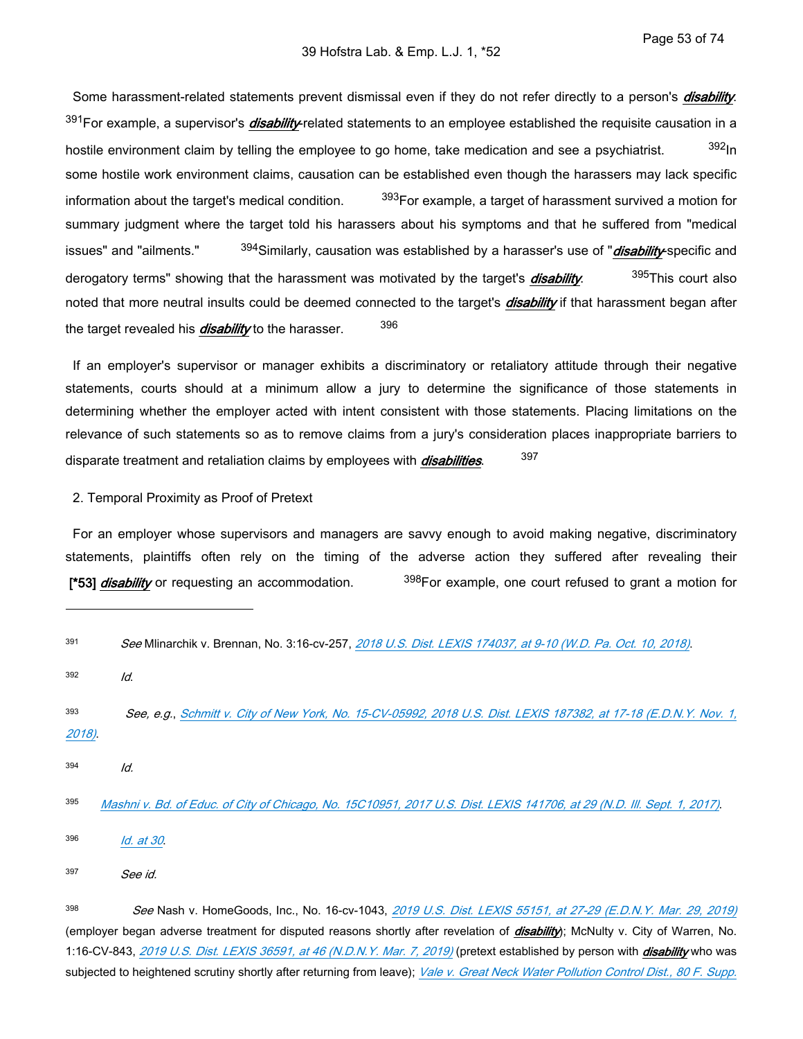Some harassment-related statements prevent dismissal even if they do not refer directly to a person's ***disability***.[391] For example, a supervisor's ***disability***-related statements to an employee established the requisite causation in a hostile environment claim by telling the employee to go home, take medication and see a psychiatrist.[392] In some hostile work environment claims, causation can be established even though the harassers may lack specific information about the target's medical condition.[393] For example, a target of harassment survived a motion for summary judgment where the target told his harassers about his symptoms and that he suffered from "medical issues" and "ailments."[394] Similarly, causation was established by a harasser's use of "***disability***-specific and derogatory terms" showing that the harassment was motivated by the target's ***disability***.[395] This court also noted that more neutral insults could be deemed connected to the target's ***disability*** if that harassment began after the target revealed his ***disability*** to the harasser.[396]

If an employer's supervisor or manager exhibits a discriminatory or retaliatory attitude through their negative statements, courts should at a minimum allow a jury to determine the significance of those statements in determining whether the employer acted with intent consistent with those statements. Placing limitations on the relevance of such statements so as to remove claims from a jury's consideration places inappropriate barriers to disparate treatment and retaliation claims by employees with ***disabilities***.[397]

2. Temporal Proximity as Proof of Pretext

For an employer whose supervisors and managers are savvy enough to avoid making negative, discriminatory statements, plaintiffs often rely on the timing of the adverse action they suffered after revealing their **[*53]** ***disability*** or requesting an accommodation.[398] For example, one court refused to grant a motion for

---

[391] *See* Mlinarchik v. Brennan, No. 3:16-cv-257, 2018 U.S. Dist. LEXIS 174037, at 9-10 (W.D. Pa. Oct. 10, 2018).

[392] *Id.*

[393] *See, e.g.*, Schmitt v. City of New York, No. 15-CV-05992, 2018 U.S. Dist. LEXIS 187382, at 17-18 (E.D.N.Y. Nov. 1, 2018).

[394] *Id.*

[395] Mashni v. Bd. of Educ. of City of Chicago, No. 15C10951, 2017 U.S. Dist. LEXIS 141706, at 29 (N.D. Ill. Sept. 1, 2017).

[396] *Id. at 30*.

[397] *See id.*

[398] *See* Nash v. HomeGoods, Inc., No. 16-cv-1043, 2019 U.S. Dist. LEXIS 55151, at 27-29 (E.D.N.Y. Mar. 29, 2019) (employer began adverse treatment for disputed reasons shortly after revelation of ***disability***); McNulty v. City of Warren, No. 1:16-CV-843, 2019 U.S. Dist. LEXIS 36591, at 46 (N.D.N.Y. Mar. 7, 2019) (pretext established by person with ***disability*** who was subjected to heightened scrutiny shortly after returning from leave); Vale v. Great Neck Water Pollution Control Dist., 80 F. Supp.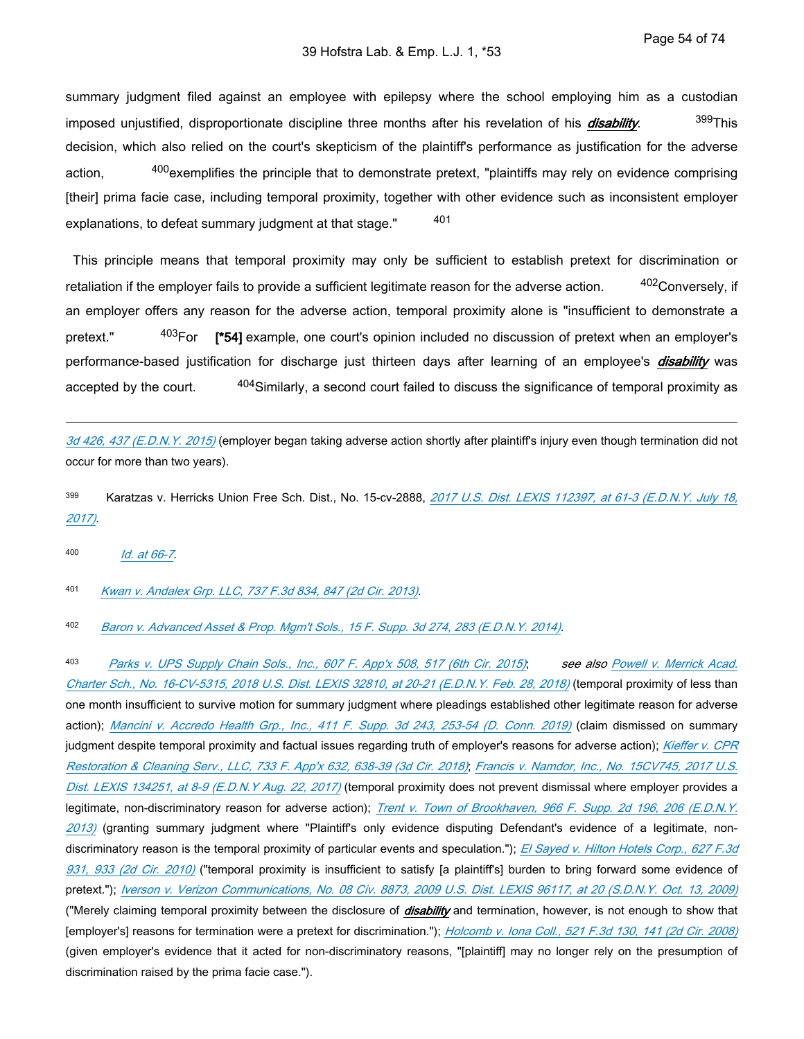summary judgment filed against an employee with epilepsy where the school employing him as a custodian imposed unjustified, disproportionate discipline three months after his revelation of his ***disability***. [399]This decision, which also relied on the court's skepticism of the plaintiff's performance as justification for the adverse action, [400]exemplifies the principle that to demonstrate pretext, "plaintiffs may rely on evidence comprising [their] prima facie case, including temporal proximity, together with other evidence such as inconsistent employer explanations, to defeat summary judgment at that stage." [401]

This principle means that temporal proximity may only be sufficient to establish pretext for discrimination or retaliation if the employer fails to provide a sufficient legitimate reason for the adverse action. [402]Conversely, if an employer offers any reason for the adverse action, temporal proximity alone is "insufficient to demonstrate a pretext." [403]For **[*54]** example, one court's opinion included no discussion of pretext when an employer's performance-based justification for discharge just thirteen days after learning of an employee's ***disability*** was accepted by the court. [404]Similarly, a second court failed to discuss the significance of temporal proximity as

---

*3d 426, 437 (E.D.N.Y. 2015)* (employer began taking adverse action shortly after plaintiff's injury even though termination did not occur for more than two years).

[399] Karatzas v. Herricks Union Free Sch. Dist., No. 15-cv-2888, *2017 U.S. Dist. LEXIS 112397, at 61-3 (E.D.N.Y. July 18, 2017)*.

[400] *Id. at 66-7*.

[401] *Kwan v. Andalex Grp. LLC, 737 F.3d 834, 847 (2d Cir. 2013)*.

[402] *Baron v. Advanced Asset & Prop. Mgm't Sols., 15 F. Supp. 3d 274, 283 (E.D.N.Y. 2014)*.

[403] *Parks v. UPS Supply Chain Sols., Inc., 607 F. App'x 508, 517 (6th Cir. 2015)*; *see also* *Powell v. Merrick Acad. Charter Sch., No. 16-CV-5315, 2018 U.S. Dist. LEXIS 32810, at 20-21 (E.D.N.Y. Feb. 28, 2018)* (temporal proximity of less than one month insufficient to survive motion for summary judgment where pleadings established other legitimate reason for adverse action); *Mancini v. Accredo Health Grp., Inc., 411 F. Supp. 3d 243, 253-54 (D. Conn. 2019)* (claim dismissed on summary judgment despite temporal proximity and factual issues regarding truth of employer's reasons for adverse action); *Kieffer v. CPR Restoration & Cleaning Serv., LLC, 733 F. App'x 632, 638-39 (3d Cir. 2018)*; *Francis v. Namdor, Inc., No. 15CV745, 2017 U.S. Dist. LEXIS 134251, at 8-9 (E.D.N.Y Aug. 22, 2017)* (temporal proximity does not prevent dismissal where employer provides a legitimate, non-discriminatory reason for adverse action); *Trent v. Town of Brookhaven, 966 F. Supp. 2d 196, 206 (E.D.N.Y. 2013)* (granting summary judgment where "Plaintiff's only evidence disputing Defendant's evidence of a legitimate, non-discriminatory reason is the temporal proximity of particular events and speculation."); *El Sayed v. Hilton Hotels Corp., 627 F.3d 931, 933 (2d Cir. 2010)* ("temporal proximity is insufficient to satisfy [a plaintiff's] burden to bring forward some evidence of pretext."); *Iverson v. Verizon Communications, No. 08 Civ. 8873, 2009 U.S. Dist. LEXIS 96117, at 20 (S.D.N.Y. Oct. 13, 2009)* ("Merely claiming temporal proximity between the disclosure of ***disability*** and termination, however, is not enough to show that [employer's] reasons for termination were a pretext for discrimination."); *Holcomb v. Iona Coll., 521 F.3d 130, 141 (2d Cir. 2008)* (given employer's evidence that it acted for non-discriminatory reasons, "[plaintiff] may no longer rely on the presumption of discrimination raised by the prima facie case.").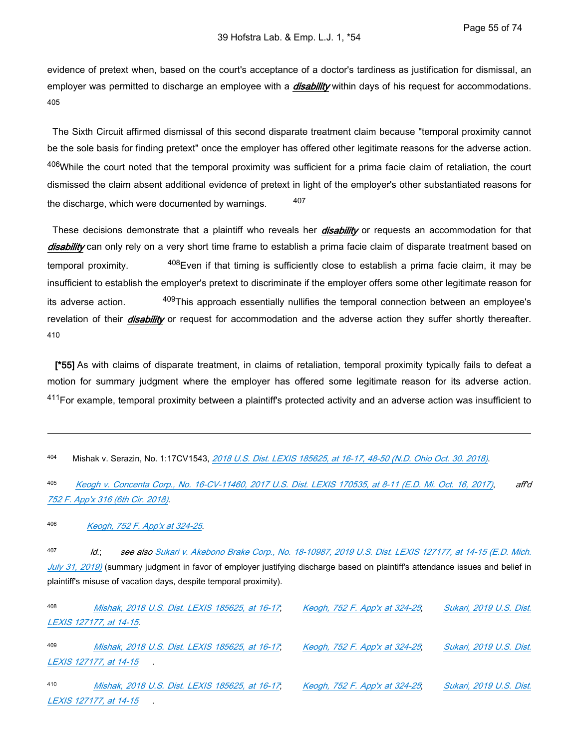evidence of pretext when, based on the court's acceptance of a doctor's tardiness as justification for dismissal, an employer was permitted to discharge an employee with a ***disability*** within days of his request for accommodations. [405]

The Sixth Circuit affirmed dismissal of this second disparate treatment claim because "temporal proximity cannot be the sole basis for finding pretext" once the employer has offered other legitimate reasons for the adverse action. [406] While the court noted that the temporal proximity was sufficient for a prima facie claim of retaliation, the court dismissed the claim absent additional evidence of pretext in light of the employer's other substantiated reasons for the discharge, which were documented by warnings. [407]

These decisions demonstrate that a plaintiff who reveals her ***disability*** or requests an accommodation for that ***disability*** can only rely on a very short time frame to establish a prima facie claim of disparate treatment based on temporal proximity. [408] Even if that timing is sufficiently close to establish a prima facie claim, it may be insufficient to establish the employer's pretext to discriminate if the employer offers some other legitimate reason for its adverse action. [409] This approach essentially nullifies the temporal connection between an employee's revelation of their ***disability*** or request for accommodation and the adverse action they suffer shortly thereafter. [410]

**[*55]** As with claims of disparate treatment, in claims of retaliation, temporal proximity typically fails to defeat a motion for summary judgment where the employer has offered some legitimate reason for its adverse action. [411] For example, temporal proximity between a plaintiff's protected activity and an adverse action was insufficient to

---

[404] Mishak v. Serazin, No. 1:17CV1543, *2018 U.S. Dist. LEXIS 185625, at 16-17, 48-50 (N.D. Ohio Oct. 30. 2018)*.

[405] *Keogh v. Concenta Corp., No. 16-CV-11460, 2017 U.S. Dist. LEXIS 170535, at 8-11 (E.D. Mi. Oct. 16, 2017)*, *aff'd* *752 F. App'x 316 (6th Cir. 2018)*.

[406] *Keogh, 752 F. App'x at 324-25*.

[407] *Id.*; *see also* *Sukari v. Akebono Brake Corp., No. 18-10987, 2019 U.S. Dist. LEXIS 127177, at 14-15 (E.D. Mich. July 31, 2019)* (summary judgment in favor of employer justifying discharge based on plaintiff's attendance issues and belief in plaintiff's misuse of vacation days, despite temporal proximity).

[408] *Mishak, 2018 U.S. Dist. LEXIS 185625, at 16-17*; *Keogh, 752 F. App'x at 324-25*; *Sukari, 2019 U.S. Dist. LEXIS 127177, at 14-15*.

[409] *Mishak, 2018 U.S. Dist. LEXIS 185625, at 16-17*; *Keogh, 752 F. App'x at 324-25*; *Sukari, 2019 U.S. Dist. LEXIS 127177, at 14-15*.

[410] *Mishak, 2018 U.S. Dist. LEXIS 185625, at 16-17*; *Keogh, 752 F. App'x at 324-25*; *Sukari, 2019 U.S. Dist. LEXIS 127177, at 14-15*.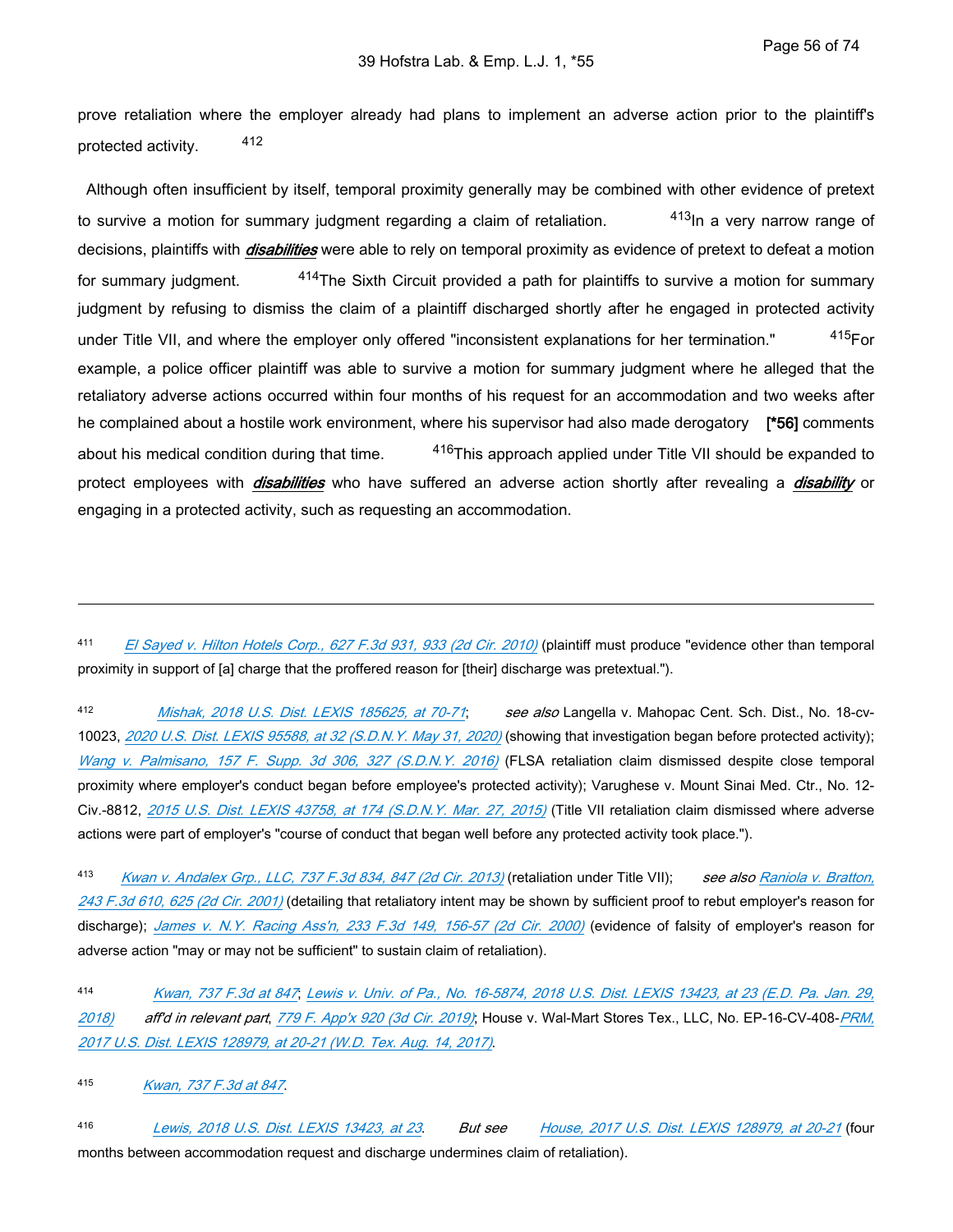prove retaliation where the employer already had plans to implement an adverse action prior to the plaintiff's protected activity. [412]

Although often insufficient by itself, temporal proximity generally may be combined with other evidence of pretext to survive a motion for summary judgment regarding a claim of retaliation. [413] In a very narrow range of decisions, plaintiffs with ***disabilities*** were able to rely on temporal proximity as evidence of pretext to defeat a motion for summary judgment. [414] The Sixth Circuit provided a path for plaintiffs to survive a motion for summary judgment by refusing to dismiss the claim of a plaintiff discharged shortly after he engaged in protected activity under Title VII, and where the employer only offered "inconsistent explanations for her termination." [415] For example, a police officer plaintiff was able to survive a motion for summary judgment where he alleged that the retaliatory adverse actions occurred within four months of his request for an accommodation and two weeks after he complained about a hostile work environment, where his supervisor had also made derogatory **[*56]** comments about his medical condition during that time. [416] This approach applied under Title VII should be expanded to protect employees with ***disabilities*** who have suffered an adverse action shortly after revealing a ***disability*** or engaging in a protected activity, such as requesting an accommodation.

---

411 *El Sayed v. Hilton Hotels Corp., 627 F.3d 931, 933 (2d Cir. 2010)* (plaintiff must produce "evidence other than temporal proximity in support of [a] charge that the proffered reason for [their] discharge was pretextual.").

412 *Mishak, 2018 U.S. Dist. LEXIS 185625, at 70-71*; *see also* Langella v. Mahopac Cent. Sch. Dist., No. 18-cv-10023, *2020 U.S. Dist. LEXIS 95588, at 32 (S.D.N.Y. May 31, 2020)* (showing that investigation began before protected activity); *Wang v. Palmisano, 157 F. Supp. 3d 306, 327 (S.D.N.Y. 2016)* (FLSA retaliation claim dismissed despite close temporal proximity where employer's conduct began before employee's protected activity); Varughese v. Mount Sinai Med. Ctr., No. 12-Civ.-8812, *2015 U.S. Dist. LEXIS 43758, at 174 (S.D.N.Y. Mar. 27, 2015)* (Title VII retaliation claim dismissed where adverse actions were part of employer's "course of conduct that began well before any protected activity took place.").

413 *Kwan v. Andalex Grp., LLC, 737 F.3d 834, 847 (2d Cir. 2013)* (retaliation under Title VII); *see also* *Raniola v. Bratton, 243 F.3d 610, 625 (2d Cir. 2001)* (detailing that retaliatory intent may be shown by sufficient proof to rebut employer's reason for discharge); *James v. N.Y. Racing Ass'n, 233 F.3d 149, 156-57 (2d Cir. 2000)* (evidence of falsity of employer's reason for adverse action "may or may not be sufficient" to sustain claim of retaliation).

414 *Kwan, 737 F.3d at 847*; *Lewis v. Univ. of Pa., No. 16-5874, 2018 U.S. Dist. LEXIS 13423, at 23 (E.D. Pa. Jan. 29, 2018)* *aff'd in relevant part*, *779 F. App'x 920 (3d Cir. 2019)*; House v. Wal-Mart Stores Tex., LLC, No. EP-16-CV-408-*PRM, 2017 U.S. Dist. LEXIS 128979, at 20-21 (W.D. Tex. Aug. 14, 2017)*.

415 *Kwan, 737 F.3d at 847*.

416 *Lewis, 2018 U.S. Dist. LEXIS 13423, at 23*. *But see* *House, 2017 U.S. Dist. LEXIS 128979, at 20-21* (four months between accommodation request and discharge undermines claim of retaliation).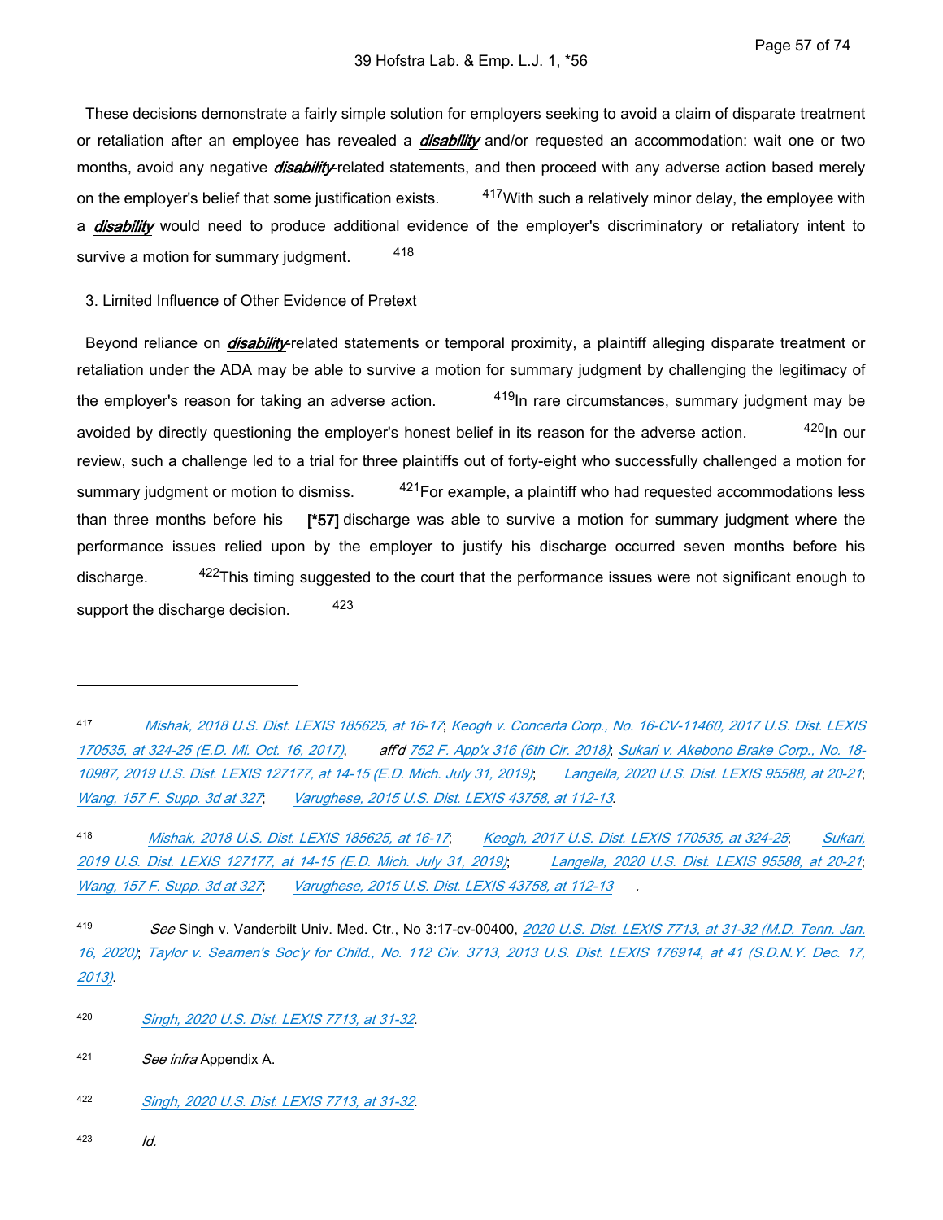These decisions demonstrate a fairly simple solution for employers seeking to avoid a claim of disparate treatment or retaliation after an employee has revealed a ***disability*** and/or requested an accommodation: wait one or two months, avoid any negative ***disability***-related statements, and then proceed with any adverse action based merely on the employer's belief that some justification exists. [417] With such a relatively minor delay, the employee with a ***disability*** would need to produce additional evidence of the employer's discriminatory or retaliatory intent to survive a motion for summary judgment. [418]

3. Limited Influence of Other Evidence of Pretext

Beyond reliance on ***disability***-related statements or temporal proximity, a plaintiff alleging disparate treatment or retaliation under the ADA may be able to survive a motion for summary judgment by challenging the legitimacy of the employer's reason for taking an adverse action. [419] In rare circumstances, summary judgment may be avoided by directly questioning the employer's honest belief in its reason for the adverse action. [420] In our review, such a challenge led to a trial for three plaintiffs out of forty-eight who successfully challenged a motion for summary judgment or motion to dismiss. [421] For example, a plaintiff who had requested accommodations less than three months before his **[*57]** discharge was able to survive a motion for summary judgment where the performance issues relied upon by the employer to justify his discharge occurred seven months before his discharge. [422] This timing suggested to the court that the performance issues were not significant enough to support the discharge decision. [423]

---

[417] *Mishak, 2018 U.S. Dist. LEXIS 185625, at 16-17*; *Keogh v. Concerta Corp., No. 16-CV-11460, 2017 U.S. Dist. LEXIS 170535, at 324-25 (E.D. Mi. Oct. 16, 2017)*, *aff'd* *752 F. App'x 316 (6th Cir. 2018)*; *Sukari v. Akebono Brake Corp., No. 18-10987, 2019 U.S. Dist. LEXIS 127177, at 14-15 (E.D. Mich. July 31, 2019)*; *Langella, 2020 U.S. Dist. LEXIS 95588, at 20-21*; *Wang, 157 F. Supp. 3d at 327*; *Varughese, 2015 U.S. Dist. LEXIS 43758, at 112-13*.

[418] *Mishak, 2018 U.S. Dist. LEXIS 185625, at 16-17*; *Keogh, 2017 U.S. Dist. LEXIS 170535, at 324-25*; *Sukari, 2019 U.S. Dist. LEXIS 127177, at 14-15 (E.D. Mich. July 31, 2019)*; *Langella, 2020 U.S. Dist. LEXIS 95588, at 20-21*; *Wang, 157 F. Supp. 3d at 327*; *Varughese, 2015 U.S. Dist. LEXIS 43758, at 112-13*.

[419] *See* Singh v. Vanderbilt Univ. Med. Ctr., No 3:17-cv-00400, *2020 U.S. Dist. LEXIS 7713, at 31-32 (M.D. Tenn. Jan. 16, 2020)*; *Taylor v. Seamen's Soc'y for Child., No. 112 Civ. 3713, 2013 U.S. Dist. LEXIS 176914, at 41 (S.D.N.Y. Dec. 17, 2013)*.

[420] *Singh, 2020 U.S. Dist. LEXIS 7713, at 31-32*.

[421] *See infra* Appendix A.

[422] *Singh, 2020 U.S. Dist. LEXIS 7713, at 31-32*.

[423] *Id.*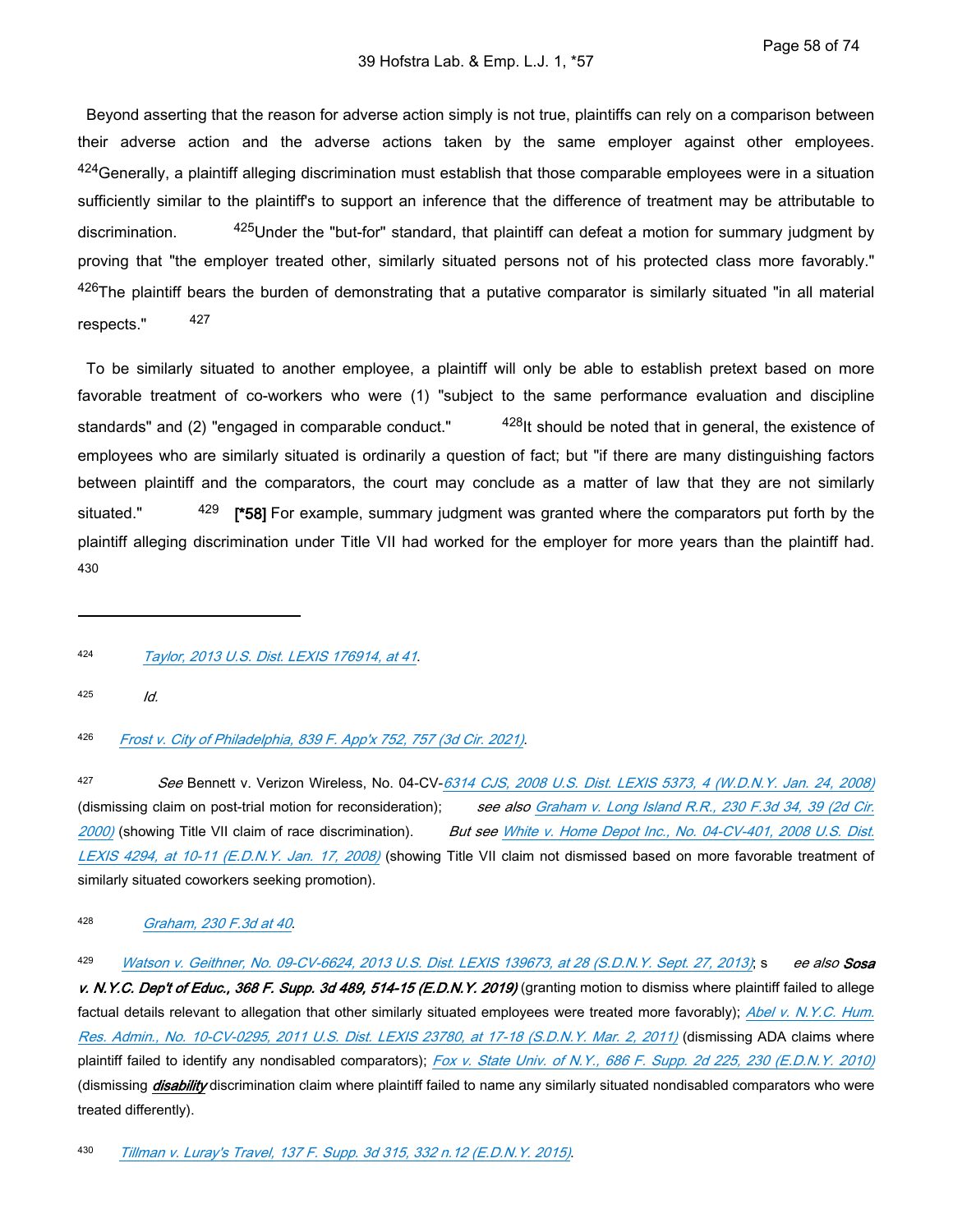Beyond asserting that the reason for adverse action simply is not true, plaintiffs can rely on a comparison between their adverse action and the adverse actions taken by the same employer against other employees. [424]Generally, a plaintiff alleging discrimination must establish that those comparable employees were in a situation sufficiently similar to the plaintiff's to support an inference that the difference of treatment may be attributable to discrimination. [425]Under the "but-for" standard, that plaintiff can defeat a motion for summary judgment by proving that "the employer treated other, similarly situated persons not of his protected class more favorably." [426]The plaintiff bears the burden of demonstrating that a putative comparator is similarly situated "in all material respects." [427]

To be similarly situated to another employee, a plaintiff will only be able to establish pretext based on more favorable treatment of co-workers who were (1) "subject to the same performance evaluation and discipline standards" and (2) "engaged in comparable conduct." [428]It should be noted that in general, the existence of employees who are similarly situated is ordinarily a question of fact; but "if there are many distinguishing factors between plaintiff and the comparators, the court may conclude as a matter of law that they are not similarly situated." [429] **[*58]** For example, summary judgment was granted where the comparators put forth by the plaintiff alleging discrimination under Title VII had worked for the employer for more years than the plaintiff had. [430]

---

[424] *Taylor, 2013 U.S. Dist. LEXIS 176914, at 41*.

[425] *Id.*

[426] *Frost v. City of Philadelphia, 839 F. App'x 752, 757 (3d Cir. 2021)*.

[427] *See* Bennett v. Verizon Wireless, No. 04-CV-*6314 CJS, 2008 U.S. Dist. LEXIS 5373, 4 (W.D.N.Y. Jan. 24, 2008)* (dismissing claim on post-trial motion for reconsideration); *see also* *Graham v. Long Island R.R., 230 F.3d 34, 39 (2d Cir. 2000)* (showing Title VII claim of race discrimination). *But see* *White v. Home Depot Inc., No. 04-CV-401, 2008 U.S. Dist. LEXIS 4294, at 10-11 (E.D.N.Y. Jan. 17, 2008)* (showing Title VII claim not dismissed based on more favorable treatment of similarly situated coworkers seeking promotion).

[428] *Graham, 230 F.3d at 40*.

[429] *Watson v. Geithner, No. 09-CV-6624, 2013 U.S. Dist. LEXIS 139673, at 28 (S.D.N.Y. Sept. 27, 2013)*; s *ee also* ***Sosa v. N.Y.C. Dep't of Educ., 368 F. Supp. 3d 489, 514-15 (E.D.N.Y. 2019)*** (granting motion to dismiss where plaintiff failed to allege factual details relevant to allegation that other similarly situated employees were treated more favorably); *Abel v. N.Y.C. Hum. Res. Admin., No. 10-CV-0295, 2011 U.S. Dist. LEXIS 23780, at 17-18 (S.D.N.Y. Mar. 2, 2011)* (dismissing ADA claims where plaintiff failed to identify any nondisabled comparators); *Fox v. State Univ. of N.Y., 686 F. Supp. 2d 225, 230 (E.D.N.Y. 2010)* (dismissing ***disability*** discrimination claim where plaintiff failed to name any similarly situated nondisabled comparators who were treated differently).

[430] *Tillman v. Luray's Travel, 137 F. Supp. 3d 315, 332 n.12 (E.D.N.Y. 2015)*.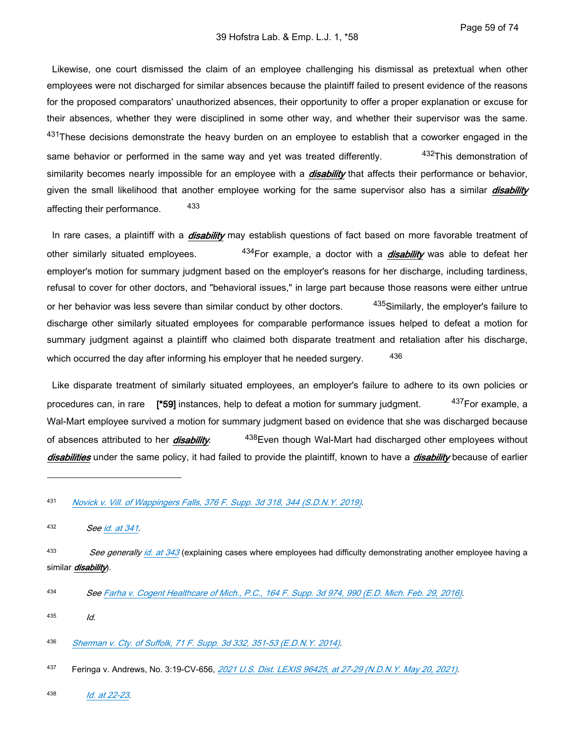Likewise, one court dismissed the claim of an employee challenging his dismissal as pretextual when other employees were not discharged for similar absences because the plaintiff failed to present evidence of the reasons for the proposed comparators' unauthorized absences, their opportunity to offer a proper explanation or excuse for their absences, whether they were disciplined in some other way, and whether their supervisor was the same. [431] These decisions demonstrate the heavy burden on an employee to establish that a coworker engaged in the same behavior or performed in the same way and yet was treated differently. [432] This demonstration of similarity becomes nearly impossible for an employee with a ***disability*** that affects their performance or behavior, given the small likelihood that another employee working for the same supervisor also has a similar ***disability*** affecting their performance. [433]

In rare cases, a plaintiff with a ***disability*** may establish questions of fact based on more favorable treatment of other similarly situated employees. [434] For example, a doctor with a ***disability*** was able to defeat her employer's motion for summary judgment based on the employer's reasons for her discharge, including tardiness, refusal to cover for other doctors, and "behavioral issues," in large part because those reasons were either untrue or her behavior was less severe than similar conduct by other doctors. [435] Similarly, the employer's failure to discharge other similarly situated employees for comparable performance issues helped to defeat a motion for summary judgment against a plaintiff who claimed both disparate treatment and retaliation after his discharge, which occurred the day after informing his employer that he needed surgery. [436]

Like disparate treatment of similarly situated employees, an employer's failure to adhere to its own policies or procedures can, in rare **[*59]** instances, help to defeat a motion for summary judgment. [437] For example, a Wal-Mart employee survived a motion for summary judgment based on evidence that she was discharged because of absences attributed to her ***disability***. [438] Even though Wal-Mart had discharged other employees without ***disabilities*** under the same policy, it had failed to provide the plaintiff, known to have a ***disability*** because of earlier

---

[431] *Novick v. Vill. of Wappingers Falls, 376 F. Supp. 3d 318, 344 (S.D.N.Y. 2019)*.

[432] *See id. at 341*.

[433] *See generally id. at 343* (explaining cases where employees had difficulty demonstrating another employee having a similar ***disability***).

[434] *See Farha v. Cogent Healthcare of Mich., P.C., 164 F. Supp. 3d 974, 990 (E.D. Mich. Feb. 29, 2016)*.

[435] *Id.*

[436] *Sherman v. Cty. of Suffolk, 71 F. Supp. 3d 332, 351-53 (E.D.N.Y. 2014)*.

[437] Feringa v. Andrews, No. 3:19-CV-656, *2021 U.S. Dist. LEXIS 96425, at 27-29 (N.D.N.Y. May 20, 2021)*.

[438] *Id. at 22-23*.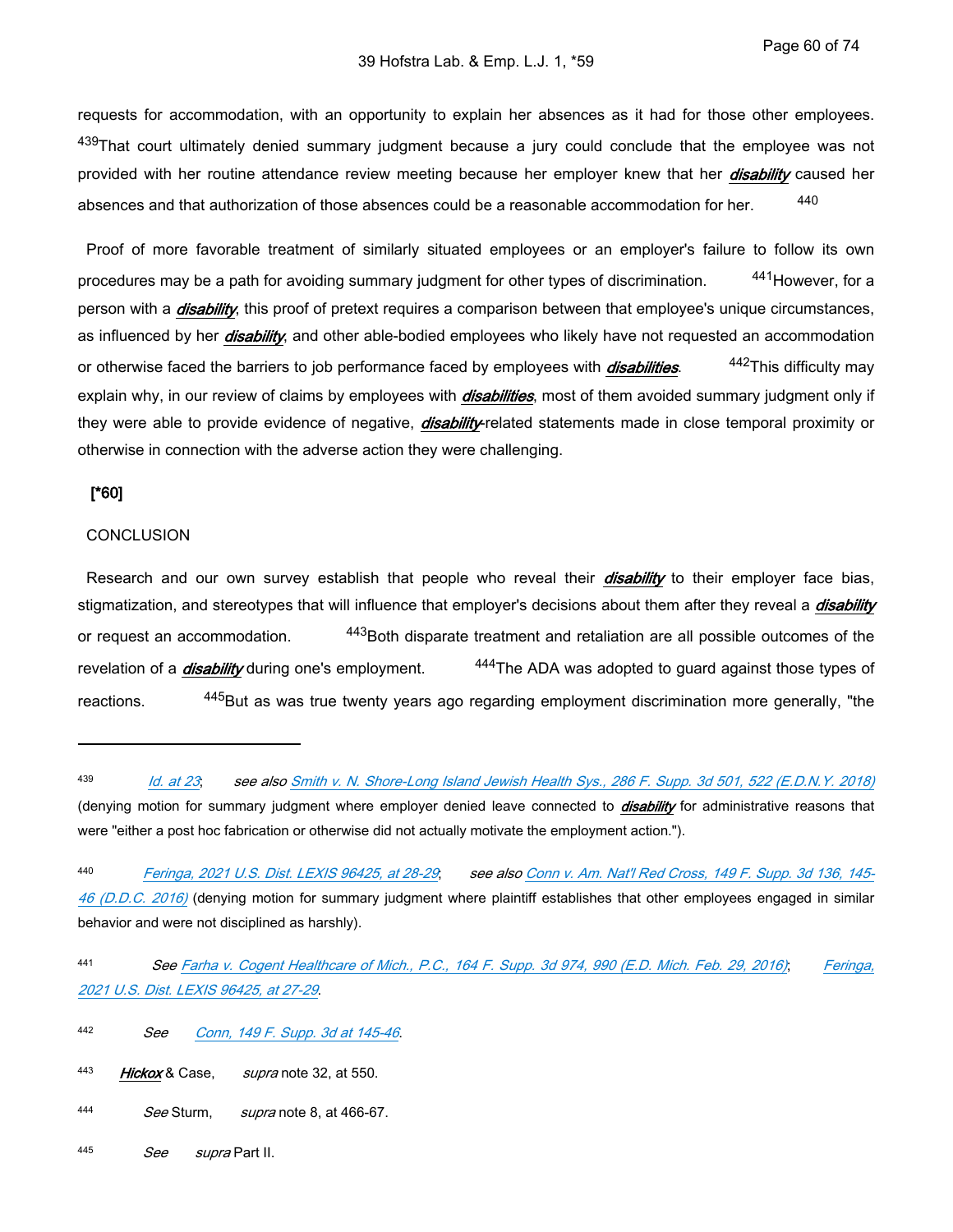requests for accommodation, with an opportunity to explain her absences as it had for those other employees. [439] That court ultimately denied summary judgment because a jury could conclude that the employee was not provided with her routine attendance review meeting because her employer knew that her ***disability*** caused her absences and that authorization of those absences could be a reasonable accommodation for her. [440]

Proof of more favorable treatment of similarly situated employees or an employer's failure to follow its own procedures may be a path for avoiding summary judgment for other types of discrimination. [441] However, for a person with a ***disability***, this proof of pretext requires a comparison between that employee's unique circumstances, as influenced by her ***disability***, and other able-bodied employees who likely have not requested an accommodation or otherwise faced the barriers to job performance faced by employees with ***disabilities***. [442] This difficulty may explain why, in our review of claims by employees with ***disabilities***, most of them avoided summary judgment only if they were able to provide evidence of negative, ***disability***-related statements made in close temporal proximity or otherwise in connection with the adverse action they were challenging.

**[*60]**

CONCLUSION

Research and our own survey establish that people who reveal their ***disability*** to their employer face bias, stigmatization, and stereotypes that will influence that employer's decisions about them after they reveal a ***disability*** or request an accommodation. [443] Both disparate treatment and retaliation are all possible outcomes of the revelation of a ***disability*** during one's employment. [444] The ADA was adopted to guard against those types of reactions. [445] But as was true twenty years ago regarding employment discrimination more generally, "the

---

[439] *Id. at 23*; *see also* *Smith v. N. Shore-Long Island Jewish Health Sys., 286 F. Supp. 3d 501, 522 (E.D.N.Y. 2018)* (denying motion for summary judgment where employer denied leave connected to ***disability*** for administrative reasons that were "either a post hoc fabrication or otherwise did not actually motivate the employment action.").

[440] *Feringa, 2021 U.S. Dist. LEXIS 96425, at 28-29*; *see also* *Conn v. Am. Nat'l Red Cross, 149 F. Supp. 3d 136, 145-46 (D.D.C. 2016)* (denying motion for summary judgment where plaintiff establishes that other employees engaged in similar behavior and were not disciplined as harshly).

[441] *See* *Farha v. Cogent Healthcare of Mich., P.C., 164 F. Supp. 3d 974, 990 (E.D. Mich. Feb. 29, 2016)*; *Feringa, 2021 U.S. Dist. LEXIS 96425, at 27-29*.

[442] *See* *Conn, 149 F. Supp. 3d at 145-46*.

[443] ***Hickox*** & Case, *supra* note 32, at 550.

[444] *See* Sturm, *supra* note 8, at 466-67.

[445] *See* *supra* Part II.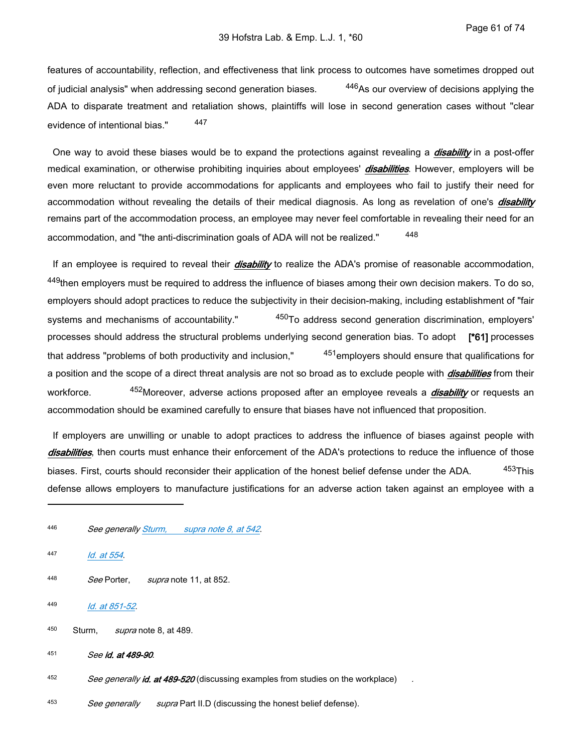features of accountability, reflection, and effectiveness that link process to outcomes have sometimes dropped out of judicial analysis" when addressing second generation biases. [446] As our overview of decisions applying the ADA to disparate treatment and retaliation shows, plaintiffs will lose in second generation cases without "clear evidence of intentional bias." [447]

One way to avoid these biases would be to expand the protections against revealing a ***disability*** in a post-offer medical examination, or otherwise prohibiting inquiries about employees' ***disabilities***. However, employers will be even more reluctant to provide accommodations for applicants and employees who fail to justify their need for accommodation without revealing the details of their medical diagnosis. As long as revelation of one's ***disability*** remains part of the accommodation process, an employee may never feel comfortable in revealing their need for an accommodation, and "the anti-discrimination goals of ADA will not be realized." [448]

If an employee is required to reveal their ***disability*** to realize the ADA's promise of reasonable accommodation, [449] then employers must be required to address the influence of biases among their own decision makers. To do so, employers should adopt practices to reduce the subjectivity in their decision-making, including establishment of "fair systems and mechanisms of accountability." [450] To address second generation discrimination, employers' processes should address the structural problems underlying second generation bias. To adopt **[*61]** processes that address "problems of both productivity and inclusion," [451] employers should ensure that qualifications for a position and the scope of a direct threat analysis are not so broad as to exclude people with ***disabilities*** from their workforce. [452] Moreover, adverse actions proposed after an employee reveals a ***disability*** or requests an accommodation should be examined carefully to ensure that biases have not influenced that proposition.

If employers are unwilling or unable to adopt practices to address the influence of biases against people with ***disabilities***, then courts must enhance their enforcement of the ADA's protections to reduce the influence of those biases. First, courts should reconsider their application of the honest belief defense under the ADA. [453] This defense allows employers to manufacture justifications for an adverse action taken against an employee with a

---

[446] *See generally* *Sturm, supra note 8, at 542*.

[447] *Id. at 554*.

[448] *See* Porter, *supra* note 11, at 852.

[449] *Id. at 851-52*.

[450] Sturm, *supra* note 8, at 489.

[451] *See* ***id. at 489-90***.

[452] *See generally* ***id. at 489-520*** (discussing examples from studies on the workplace).

[453] *See generally* *supra* Part II.D (discussing the honest belief defense).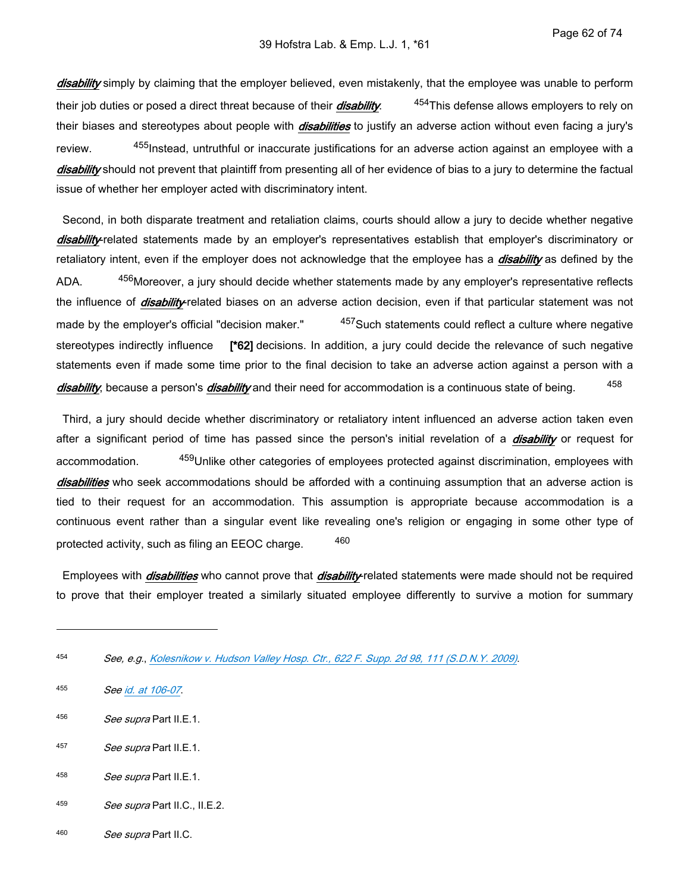***disability*** simply by claiming that the employer believed, even mistakenly, that the employee was unable to perform their job duties or posed a direct threat because of their ***disability***. [454] This defense allows employers to rely on their biases and stereotypes about people with ***disabilities*** to justify an adverse action without even facing a jury's review. [455] Instead, untruthful or inaccurate justifications for an adverse action against an employee with a ***disability*** should not prevent that plaintiff from presenting all of her evidence of bias to a jury to determine the factual issue of whether her employer acted with discriminatory intent.

Second, in both disparate treatment and retaliation claims, courts should allow a jury to decide whether negative ***disability***-related statements made by an employer's representatives establish that employer's discriminatory or retaliatory intent, even if the employer does not acknowledge that the employee has a ***disability*** as defined by the ADA. [456] Moreover, a jury should decide whether statements made by any employer's representative reflects the influence of ***disability***-related biases on an adverse action decision, even if that particular statement was not made by the employer's official "decision maker." [457] Such statements could reflect a culture where negative stereotypes indirectly influence **[*62]** decisions. In addition, a jury could decide the relevance of such negative statements even if made some time prior to the final decision to take an adverse action against a person with a ***disability***, because a person's ***disability*** and their need for accommodation is a continuous state of being. [458]

Third, a jury should decide whether discriminatory or retaliatory intent influenced an adverse action taken even after a significant period of time has passed since the person's initial revelation of a ***disability*** or request for accommodation. [459] Unlike other categories of employees protected against discrimination, employees with ***disabilities*** who seek accommodations should be afforded with a continuing assumption that an adverse action is tied to their request for an accommodation. This assumption is appropriate because accommodation is a continuous event rather than a singular event like revealing one's religion or engaging in some other type of protected activity, such as filing an EEOC charge. [460]

Employees with ***disabilities*** who cannot prove that ***disability***-related statements were made should not be required to prove that their employer treated a similarly situated employee differently to survive a motion for summary

---

[454] *See, e.g.*, *Kolesnikow v. Hudson Valley Hosp. Ctr., 622 F. Supp. 2d 98, 111 (S.D.N.Y. 2009)*.

[455] *See id. at 106-07*.

[456] *See supra* Part II.E.1.

[457] *See supra* Part II.E.1.

[458] *See supra* Part II.E.1.

[459] *See supra* Part II.C., II.E.2.

[460] *See supra* Part II.C.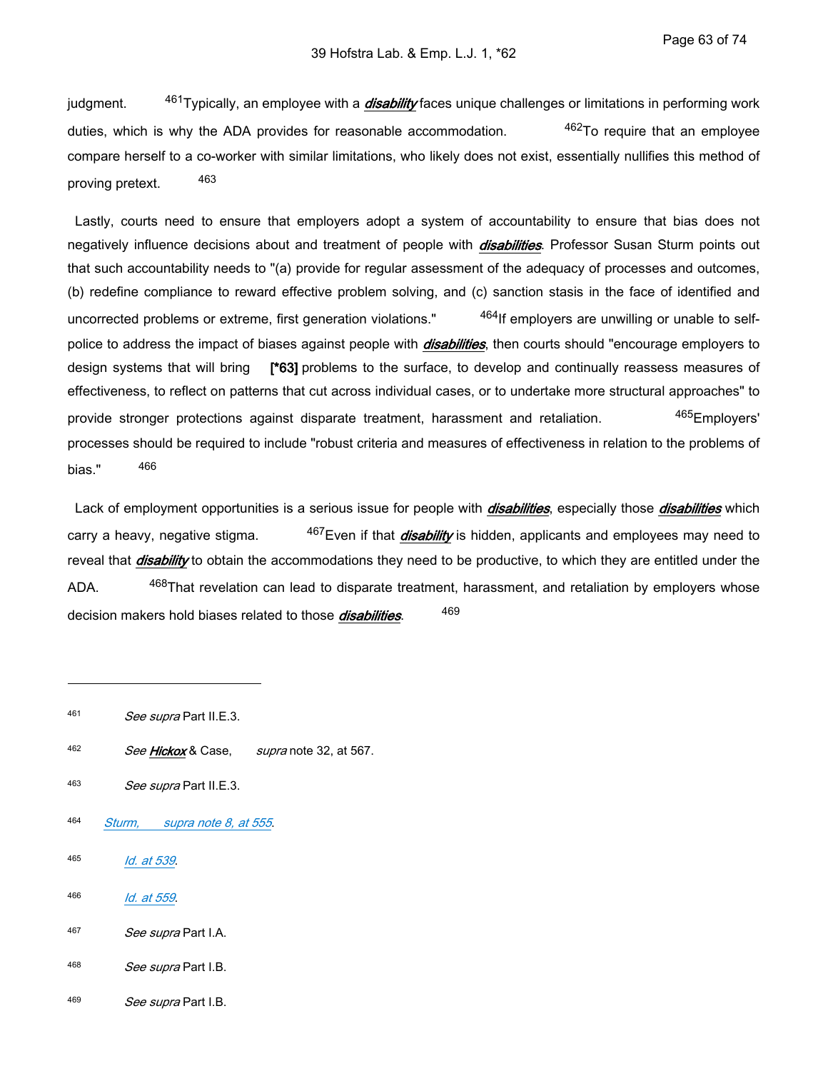judgment. [461] Typically, an employee with a ***disability*** faces unique challenges or limitations in performing work duties, which is why the ADA provides for reasonable accommodation. [462] To require that an employee compare herself to a co-worker with similar limitations, who likely does not exist, essentially nullifies this method of proving pretext. [463]

Lastly, courts need to ensure that employers adopt a system of accountability to ensure that bias does not negatively influence decisions about and treatment of people with ***disabilities***. Professor Susan Sturm points out that such accountability needs to "(a) provide for regular assessment of the adequacy of processes and outcomes, (b) redefine compliance to reward effective problem solving, and (c) sanction stasis in the face of identified and uncorrected problems or extreme, first generation violations." [464] If employers are unwilling or unable to self-police to address the impact of biases against people with ***disabilities***, then courts should "encourage employers to design systems that will bring **[\*63]** problems to the surface, to develop and continually reassess measures of effectiveness, to reflect on patterns that cut across individual cases, or to undertake more structural approaches" to provide stronger protections against disparate treatment, harassment and retaliation. [465] Employers' processes should be required to include "robust criteria and measures of effectiveness in relation to the problems of bias." [466]

Lack of employment opportunities is a serious issue for people with ***disabilities***, especially those ***disabilities*** which carry a heavy, negative stigma. [467] Even if that ***disability*** is hidden, applicants and employees may need to reveal that ***disability*** to obtain the accommodations they need to be productive, to which they are entitled under the ADA. [468] That revelation can lead to disparate treatment, harassment, and retaliation by employers whose decision makers hold biases related to those ***disabilities***. [469]

---

461 *See supra* Part II.E.3.

462 *See* ***Hickox*** & Case, *supra* note 32, at 567.

463 *See supra* Part II.E.3.

464 *Sturm, supra note 8, at 555*.

465 *Id. at 539*.

466 *Id. at 559*.

467 *See supra* Part I.A.

468 *See supra* Part I.B.

469 *See supra* Part I.B.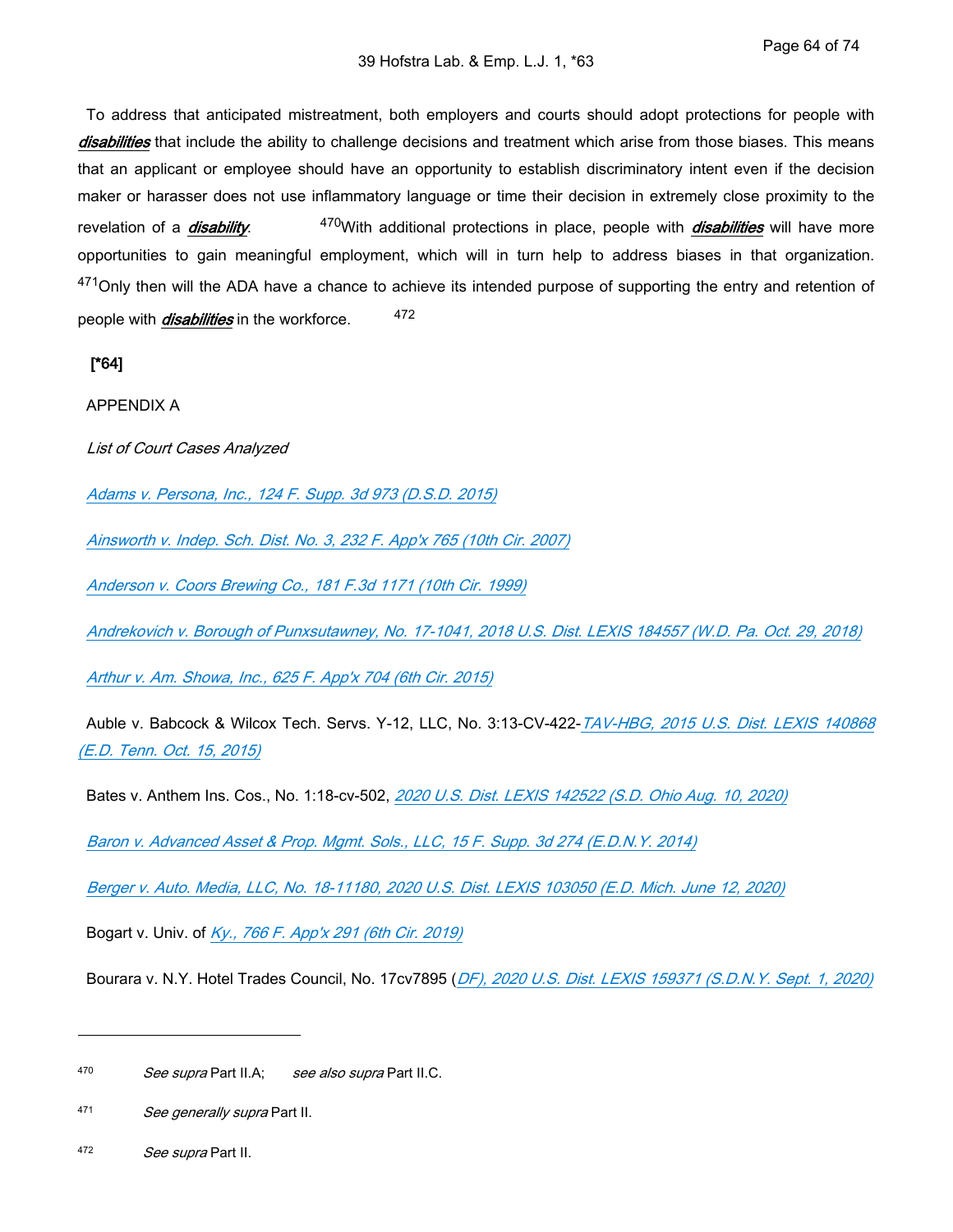To address that anticipated mistreatment, both employers and courts should adopt protections for people with ***disabilities*** that include the ability to challenge decisions and treatment which arise from those biases. This means that an applicant or employee should have an opportunity to establish discriminatory intent even if the decision maker or harasser does not use inflammatory language or time their decision in extremely close proximity to the revelation of a ***disability***. [470] With additional protections in place, people with ***disabilities*** will have more opportunities to gain meaningful employment, which will in turn help to address biases in that organization. [471] Only then will the ADA have a chance to achieve its intended purpose of supporting the entry and retention of people with ***disabilities*** in the workforce. [472]

**[*64]**

APPENDIX A

*List of Court Cases Analyzed*

*Adams v. Persona, Inc., 124 F. Supp. 3d 973 (D.S.D. 2015)*

*Ainsworth v. Indep. Sch. Dist. No. 3, 232 F. App'x 765 (10th Cir. 2007)*

*Anderson v. Coors Brewing Co., 181 F.3d 1171 (10th Cir. 1999)*

*Andrekovich v. Borough of Punxsutawney, No. 17-1041, 2018 U.S. Dist. LEXIS 184557 (W.D. Pa. Oct. 29, 2018)*

*Arthur v. Am. Showa, Inc., 625 F. App'x 704 (6th Cir. 2015)*

Auble v. Babcock & Wilcox Tech. Servs. Y-12, LLC, No. 3:13-CV-422-*TAV-HBG, 2015 U.S. Dist. LEXIS 140868 (E.D. Tenn. Oct. 15, 2015)*

Bates v. Anthem Ins. Cos., No. 1:18-cv-502, *2020 U.S. Dist. LEXIS 142522 (S.D. Ohio Aug. 10, 2020)*

*Baron v. Advanced Asset & Prop. Mgmt. Sols., LLC, 15 F. Supp. 3d 274 (E.D.N.Y. 2014)*

*Berger v. Auto. Media, LLC, No. 18-11180, 2020 U.S. Dist. LEXIS 103050 (E.D. Mich. June 12, 2020)*

Bogart v. Univ. of *Ky., 766 F. App'x 291 (6th Cir. 2019)*

Bourara v. N.Y. Hotel Trades Council, No. 17cv7895 (*DF), 2020 U.S. Dist. LEXIS 159371 (S.D.N.Y. Sept. 1, 2020)*

---

470 *See supra* Part II.A; *see also supra* Part II.C.

471 *See generally supra* Part II.

472 *See supra* Part II.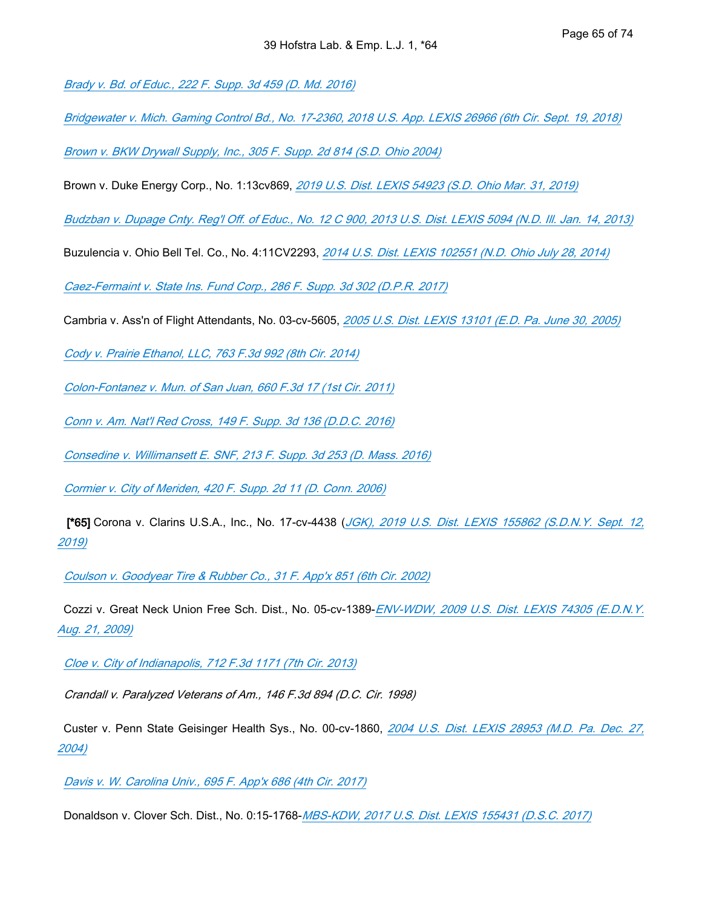*Brady v. Bd. of Educ., 222 F. Supp. 3d 459 (D. Md. 2016)*

*Bridgewater v. Mich. Gaming Control Bd., No. 17-2360, 2018 U.S. App. LEXIS 26966 (6th Cir. Sept. 19, 2018)*

*Brown v. BKW Drywall Supply, Inc., 305 F. Supp. 2d 814 (S.D. Ohio 2004)*

Brown v. Duke Energy Corp., No. 1:13cv869, *2019 U.S. Dist. LEXIS 54923 (S.D. Ohio Mar. 31, 2019)*

*Budzban v. Dupage Cnty. Reg'l Off. of Educ., No. 12 C 900, 2013 U.S. Dist. LEXIS 5094 (N.D. Ill. Jan. 14, 2013)*

Buzulencia v. Ohio Bell Tel. Co., No. 4:11CV2293, *2014 U.S. Dist. LEXIS 102551 (N.D. Ohio July 28, 2014)*

*Caez-Fermaint v. State Ins. Fund Corp., 286 F. Supp. 3d 302 (D.P.R. 2017)*

Cambria v. Ass'n of Flight Attendants, No. 03-cv-5605, *2005 U.S. Dist. LEXIS 13101 (E.D. Pa. June 30, 2005)*

*Cody v. Prairie Ethanol, LLC, 763 F.3d 992 (8th Cir. 2014)*

*Colon-Fontanez v. Mun. of San Juan, 660 F.3d 17 (1st Cir. 2011)*

*Conn v. Am. Nat'l Red Cross, 149 F. Supp. 3d 136 (D.D.C. 2016)*

*Consedine v. Willimansett E. SNF, 213 F. Supp. 3d 253 (D. Mass. 2016)*

*Cormier v. City of Meriden, 420 F. Supp. 2d 11 (D. Conn. 2006)*

**[*65]** Corona v. Clarins U.S.A., Inc., No. 17-cv-4438 (*JGK), 2019 U.S. Dist. LEXIS 155862 (S.D.N.Y. Sept. 12, 2019)*

*Coulson v. Goodyear Tire & Rubber Co., 31 F. App'x 851 (6th Cir. 2002)*

Cozzi v. Great Neck Union Free Sch. Dist., No. 05-cv-1389-*ENV-WDW, 2009 U.S. Dist. LEXIS 74305 (E.D.N.Y. Aug. 21, 2009)*

*Cloe v. City of Indianapolis, 712 F.3d 1171 (7th Cir. 2013)*

*Crandall v. Paralyzed Veterans of Am., 146 F.3d 894 (D.C. Cir. 1998)*

Custer v. Penn State Geisinger Health Sys., No. 00-cv-1860, *2004 U.S. Dist. LEXIS 28953 (M.D. Pa. Dec. 27, 2004)*

*Davis v. W. Carolina Univ., 695 F. App'x 686 (4th Cir. 2017)*

Donaldson v. Clover Sch. Dist., No. 0:15-1768-*MBS-KDW, 2017 U.S. Dist. LEXIS 155431 (D.S.C. 2017)*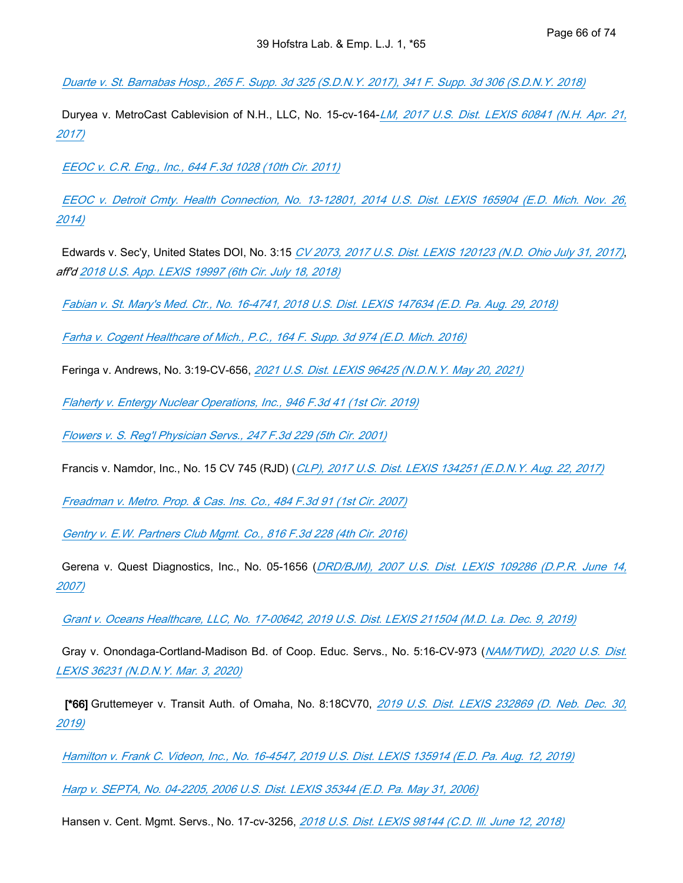Duarte v. St. Barnabas Hosp., 265 F. Supp. 3d 325 (S.D.N.Y. 2017), 341 F. Supp. 3d 306 (S.D.N.Y. 2018)

Duryea v. MetroCast Cablevision of N.H., LLC, No. 15-cv-164-LM, 2017 U.S. Dist. LEXIS 60841 (N.H. Apr. 21, 2017)

EEOC v. C.R. Eng., Inc., 644 F.3d 1028 (10th Cir. 2011)

EEOC v. Detroit Cmty. Health Connection, No. 13-12801, 2014 U.S. Dist. LEXIS 165904 (E.D. Mich. Nov. 26, 2014)

Edwards v. Sec'y, United States DOI, No. 3:15 CV 2073, 2017 U.S. Dist. LEXIS 120123 (N.D. Ohio July 31, 2017), *aff'd* 2018 U.S. App. LEXIS 19997 (6th Cir. July 18, 2018)

Fabian v. St. Mary's Med. Ctr., No. 16-4741, 2018 U.S. Dist. LEXIS 147634 (E.D. Pa. Aug. 29, 2018)

Farha v. Cogent Healthcare of Mich., P.C., 164 F. Supp. 3d 974 (E.D. Mich. 2016)

Feringa v. Andrews, No. 3:19-CV-656, 2021 U.S. Dist. LEXIS 96425 (N.D.N.Y. May 20, 2021)

Flaherty v. Entergy Nuclear Operations, Inc., 946 F.3d 41 (1st Cir. 2019)

Flowers v. S. Reg'l Physician Servs., 247 F.3d 229 (5th Cir. 2001)

Francis v. Namdor, Inc., No. 15 CV 745 (RJD) (CLP), 2017 U.S. Dist. LEXIS 134251 (E.D.N.Y. Aug. 22, 2017)

Freadman v. Metro. Prop. & Cas. Ins. Co., 484 F.3d 91 (1st Cir. 2007)

Gentry v. E.W. Partners Club Mgmt. Co., 816 F.3d 228 (4th Cir. 2016)

Gerena v. Quest Diagnostics, Inc., No. 05-1656 (DRD/BJM), 2007 U.S. Dist. LEXIS 109286 (D.P.R. June 14, 2007)

Grant v. Oceans Healthcare, LLC, No. 17-00642, 2019 U.S. Dist. LEXIS 211504 (M.D. La. Dec. 9, 2019)

Gray v. Onondaga-Cortland-Madison Bd. of Coop. Educ. Servs., No. 5:16-CV-973 (NAM/TWD), 2020 U.S. Dist. LEXIS 36231 (N.D.N.Y. Mar. 3, 2020)

**[*66]** Gruttemeyer v. Transit Auth. of Omaha, No. 8:18CV70, 2019 U.S. Dist. LEXIS 232869 (D. Neb. Dec. 30, 2019)

Hamilton v. Frank C. Videon, Inc., No. 16-4547, 2019 U.S. Dist. LEXIS 135914 (E.D. Pa. Aug. 12, 2019)

Harp v. SEPTA, No. 04-2205, 2006 U.S. Dist. LEXIS 35344 (E.D. Pa. May 31, 2006)

Hansen v. Cent. Mgmt. Servs., No. 17-cv-3256, 2018 U.S. Dist. LEXIS 98144 (C.D. Ill. June 12, 2018)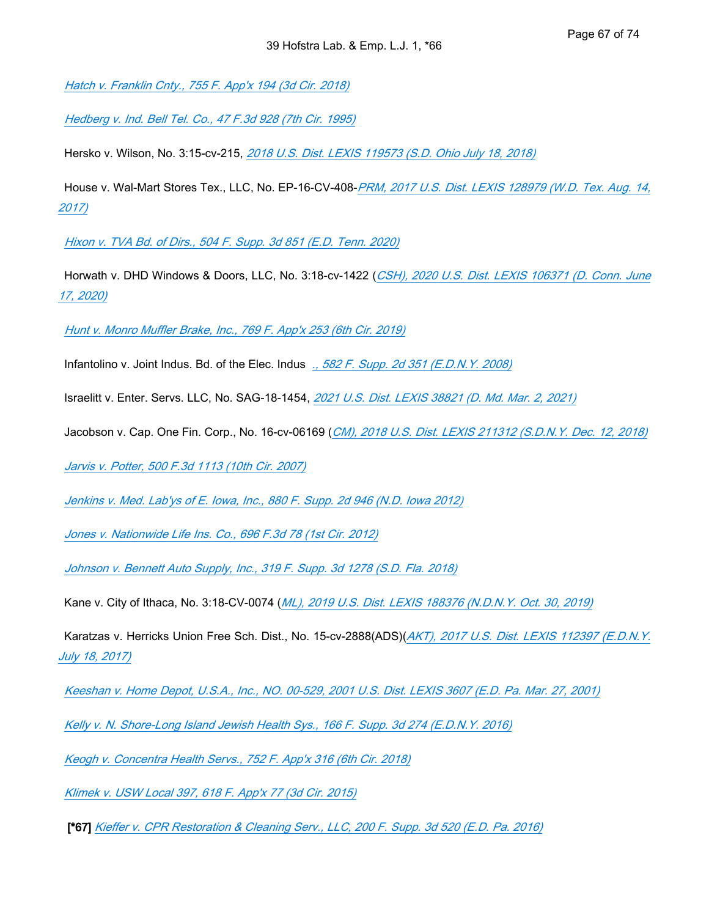Hatch v. Franklin Cnty., 755 F. App'x 194 (3d Cir. 2018)

Hedberg v. Ind. Bell Tel. Co., 47 F.3d 928 (7th Cir. 1995)

Hersko v. Wilson, No. 3:15-cv-215, 2018 U.S. Dist. LEXIS 119573 (S.D. Ohio July 18, 2018)

House v. Wal-Mart Stores Tex., LLC, No. EP-16-CV-408-PRM, 2017 U.S. Dist. LEXIS 128979 (W.D. Tex. Aug. 14, 2017)

Hixon v. TVA Bd. of Dirs., 504 F. Supp. 3d 851 (E.D. Tenn. 2020)

Horwath v. DHD Windows & Doors, LLC, No. 3:18-cv-1422 (CSH), 2020 U.S. Dist. LEXIS 106371 (D. Conn. June 17, 2020)

Hunt v. Monro Muffler Brake, Inc., 769 F. App'x 253 (6th Cir. 2019)

Infantolino v. Joint Indus. Bd. of the Elec. Indus., 582 F. Supp. 2d 351 (E.D.N.Y. 2008)

Israelitt v. Enter. Servs. LLC, No. SAG-18-1454, 2021 U.S. Dist. LEXIS 38821 (D. Md. Mar. 2, 2021)

Jacobson v. Cap. One Fin. Corp., No. 16-cv-06169 (CM), 2018 U.S. Dist. LEXIS 211312 (S.D.N.Y. Dec. 12, 2018)

Jarvis v. Potter, 500 F.3d 1113 (10th Cir. 2007)

Jenkins v. Med. Lab'ys of E. Iowa, Inc., 880 F. Supp. 2d 946 (N.D. Iowa 2012)

Jones v. Nationwide Life Ins. Co., 696 F.3d 78 (1st Cir. 2012)

Johnson v. Bennett Auto Supply, Inc., 319 F. Supp. 3d 1278 (S.D. Fla. 2018)

Kane v. City of Ithaca, No. 3:18-CV-0074 (ML), 2019 U.S. Dist. LEXIS 188376 (N.D.N.Y. Oct. 30, 2019)

Karatzas v. Herricks Union Free Sch. Dist., No. 15-cv-2888(ADS)(AKT), 2017 U.S. Dist. LEXIS 112397 (E.D.N.Y. July 18, 2017)

Keeshan v. Home Depot, U.S.A., Inc., NO. 00-529, 2001 U.S. Dist. LEXIS 3607 (E.D. Pa. Mar. 27, 2001)

Kelly v. N. Shore-Long Island Jewish Health Sys., 166 F. Supp. 3d 274 (E.D.N.Y. 2016)

Keogh v. Concentra Health Servs., 752 F. App'x 316 (6th Cir. 2018)

Klimek v. USW Local 397, 618 F. App'x 77 (3d Cir. 2015)

**[*67]** Kieffer v. CPR Restoration & Cleaning Serv., LLC, 200 F. Supp. 3d 520 (E.D. Pa. 2016)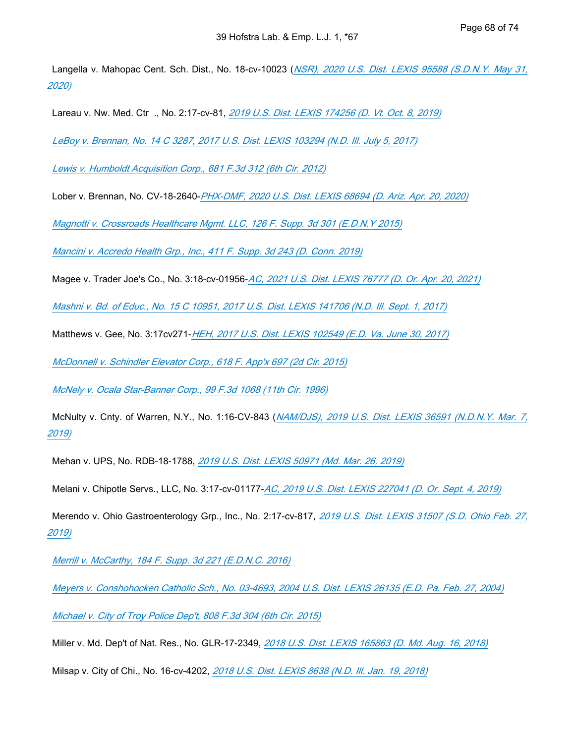Langella v. Mahopac Cent. Sch. Dist., No. 18-cv-10023 (NSR), 2020 U.S. Dist. LEXIS 95588 (S.D.N.Y. May 31, 2020)

Lareau v. Nw. Med. Ctr ., No. 2:17-cv-81, 2019 U.S. Dist. LEXIS 174256 (D. Vt. Oct. 8, 2019)

LeBoy v. Brennan, No. 14 C 3287, 2017 U.S. Dist. LEXIS 103294 (N.D. Ill. July 5, 2017)

Lewis v. Humboldt Acquisition Corp., 681 F.3d 312 (6th Cir. 2012)

Lober v. Brennan, No. CV-18-2640-PHX-DMF, 2020 U.S. Dist. LEXIS 68694 (D. Ariz. Apr. 20, 2020)

Magnotti v. Crossroads Healthcare Mgmt. LLC, 126 F. Supp. 3d 301 (E.D.N.Y 2015)

Mancini v. Accredo Health Grp., Inc., 411 F. Supp. 3d 243 (D. Conn. 2019)

Magee v. Trader Joe's Co., No. 3:18-cv-01956-AC, 2021 U.S. Dist. LEXIS 76777 (D. Or. Apr. 20, 2021)

Mashni v. Bd. of Educ., No. 15 C 10951, 2017 U.S. Dist. LEXIS 141706 (N.D. Ill. Sept. 1, 2017)

Matthews v. Gee, No. 3:17cv271-HEH, 2017 U.S. Dist. LEXIS 102549 (E.D. Va. June 30, 2017)

McDonnell v. Schindler Elevator Corp., 618 F. App'x 697 (2d Cir. 2015)

McNely v. Ocala Star-Banner Corp., 99 F.3d 1068 (11th Cir. 1996)

McNulty v. Cnty. of Warren, N.Y., No. 1:16-CV-843 (NAM/DJS), 2019 U.S. Dist. LEXIS 36591 (N.D.N.Y. Mar. 7, 2019)

Mehan v. UPS, No. RDB-18-1788, 2019 U.S. Dist. LEXIS 50971 (Md. Mar. 26, 2019)

Melani v. Chipotle Servs., LLC, No. 3:17-cv-01177-AC, 2019 U.S. Dist. LEXIS 227041 (D. Or. Sept. 4, 2019)

Merendo v. Ohio Gastroenterology Grp., Inc., No. 2:17-cv-817, 2019 U.S. Dist. LEXIS 31507 (S.D. Ohio Feb. 27, 2019)

Merrill v. McCarthy, 184 F. Supp. 3d 221 (E.D.N.C. 2016)

Meyers v. Conshohocken Catholic Sch., No. 03-4693, 2004 U.S. Dist. LEXIS 26135 (E.D. Pa. Feb. 27, 2004)

Michael v. City of Troy Police Dep't, 808 F.3d 304 (6th Cir. 2015)

Miller v. Md. Dep't of Nat. Res., No. GLR-17-2349, 2018 U.S. Dist. LEXIS 165863 (D. Md. Aug. 16, 2018)

Milsap v. City of Chi., No. 16-cv-4202, 2018 U.S. Dist. LEXIS 8638 (N.D. Ill. Jan. 19, 2018)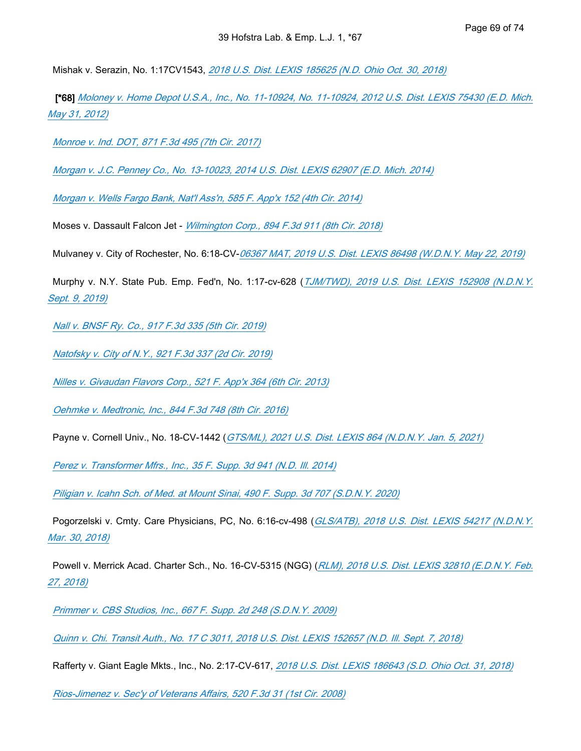Mishak v. Serazin, No. 1:17CV1543, *2018 U.S. Dist. LEXIS 185625 (N.D. Ohio Oct. 30, 2018)*

**[*68]** *Moloney v. Home Depot U.S.A., Inc., No. 11-10924, No. 11-10924, 2012 U.S. Dist. LEXIS 75430 (E.D. Mich. May 31, 2012)*

*Monroe v. Ind. DOT, 871 F.3d 495 (7th Cir. 2017)*

*Morgan v. J.C. Penney Co., No. 13-10023, 2014 U.S. Dist. LEXIS 62907 (E.D. Mich. 2014)*

*Morgan v. Wells Fargo Bank, Nat'l Ass'n, 585 F. App'x 152 (4th Cir. 2014)*

Moses v. Dassault Falcon Jet - *Wilmington Corp., 894 F.3d 911 (8th Cir. 2018)*

Mulvaney v. City of Rochester, No. 6:18-CV-*06367 MAT, 2019 U.S. Dist. LEXIS 86498 (W.D.N.Y. May 22, 2019)*

Murphy v. N.Y. State Pub. Emp. Fed'n, No. 1:17-cv-628 (*TJM/TWD), 2019 U.S. Dist. LEXIS 152908 (N.D.N.Y. Sept. 9, 2019)*

*Nall v. BNSF Ry. Co., 917 F.3d 335 (5th Cir. 2019)*

*Natofsky v. City of N.Y., 921 F.3d 337 (2d Cir. 2019)*

*Nilles v. Givaudan Flavors Corp., 521 F. App'x 364 (6th Cir. 2013)*

*Oehmke v. Medtronic, Inc., 844 F.3d 748 (8th Cir. 2016)*

Payne v. Cornell Univ., No. 18-CV-1442 (*GTS/ML), 2021 U.S. Dist. LEXIS 864 (N.D.N.Y. Jan. 5, 2021)*

*Perez v. Transformer Mfrs., Inc., 35 F. Supp. 3d 941 (N.D. Ill. 2014)*

*Piligian v. Icahn Sch. of Med. at Mount Sinai, 490 F. Supp. 3d 707 (S.D.N.Y. 2020)*

Pogorzelski v. Cmty. Care Physicians, PC, No. 6:16-cv-498 (*GLS/ATB), 2018 U.S. Dist. LEXIS 54217 (N.D.N.Y. Mar. 30, 2018)*

Powell v. Merrick Acad. Charter Sch., No. 16-CV-5315 (NGG) (*RLM), 2018 U.S. Dist. LEXIS 32810 (E.D.N.Y. Feb. 27, 2018)*

*Primmer v. CBS Studios, Inc., 667 F. Supp. 2d 248 (S.D.N.Y. 2009)*

*Quinn v. Chi. Transit Auth., No. 17 C 3011, 2018 U.S. Dist. LEXIS 152657 (N.D. Ill. Sept. 7, 2018)*

Rafferty v. Giant Eagle Mkts., Inc., No. 2:17-CV-617, *2018 U.S. Dist. LEXIS 186643 (S.D. Ohio Oct. 31, 2018)*

*Rios-Jimenez v. Sec'y of Veterans Affairs, 520 F.3d 31 (1st Cir. 2008)*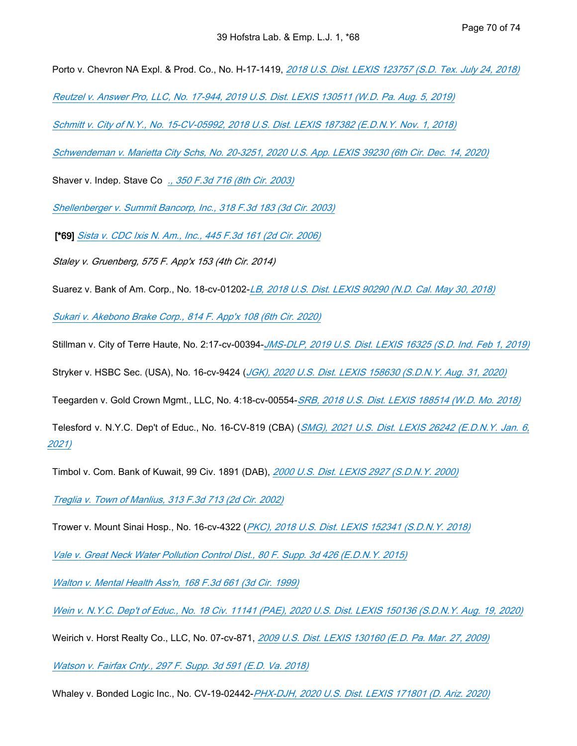Porto v. Chevron NA Expl. & Prod. Co., No. H-17-1419, *2018 U.S. Dist. LEXIS 123757 (S.D. Tex. July 24, 2018)*

*Reutzel v. Answer Pro, LLC, No. 17-944, 2019 U.S. Dist. LEXIS 130511 (W.D. Pa. Aug. 5, 2019)*

*Schmitt v. City of N.Y., No. 15-CV-05992, 2018 U.S. Dist. LEXIS 187382 (E.D.N.Y. Nov. 1, 2018)*

*Schwendeman v. Marietta City Schs, No. 20-3251, 2020 U.S. App. LEXIS 39230 (6th Cir. Dec. 14, 2020)*

Shaver v. Indep. Stave Co *., 350 F.3d 716 (8th Cir. 2003)*

*Shellenberger v. Summit Bancorp, Inc., 318 F.3d 183 (3d Cir. 2003)*

**[*69]** *Sista v. CDC Ixis N. Am., Inc., 445 F.3d 161 (2d Cir. 2006)*

*Staley v. Gruenberg, 575 F. App'x 153 (4th Cir. 2014)*

Suarez v. Bank of Am. Corp., No. 18-cv-01202-*LB, 2018 U.S. Dist. LEXIS 90290 (N.D. Cal. May 30, 2018)*

*Sukari v. Akebono Brake Corp., 814 F. App'x 108 (6th Cir. 2020)*

Stillman v. City of Terre Haute, No. 2:17-cv-00394-*JMS-DLP, 2019 U.S. Dist. LEXIS 16325 (S.D. Ind. Feb 1, 2019)*

Stryker v. HSBC Sec. (USA), No. 16-cv-9424 (*JGK), 2020 U.S. Dist. LEXIS 158630 (S.D.N.Y. Aug. 31, 2020)*

Teegarden v. Gold Crown Mgmt., LLC, No. 4:18-cv-00554-*SRB, 2018 U.S. Dist. LEXIS 188514 (W.D. Mo. 2018)*

Telesford v. N.Y.C. Dep't of Educ., No. 16-CV-819 (CBA) (*SMG), 2021 U.S. Dist. LEXIS 26242 (E.D.N.Y. Jan. 6, 2021)*

Timbol v. Com. Bank of Kuwait, 99 Civ. 1891 (DAB), *2000 U.S. Dist. LEXIS 2927 (S.D.N.Y. 2000)*

*Treglia v. Town of Manlius, 313 F.3d 713 (2d Cir. 2002)*

Trower v. Mount Sinai Hosp., No. 16-cv-4322 (*PKC), 2018 U.S. Dist. LEXIS 152341 (S.D.N.Y. 2018)*

*Vale v. Great Neck Water Pollution Control Dist., 80 F. Supp. 3d 426 (E.D.N.Y. 2015)*

*Walton v. Mental Health Ass'n, 168 F.3d 661 (3d Cir. 1999)*

*Wein v. N.Y.C. Dep't of Educ., No. 18 Civ. 11141 (PAE), 2020 U.S. Dist. LEXIS 150136 (S.D.N.Y. Aug. 19, 2020)*

Weirich v. Horst Realty Co., LLC, No. 07-cv-871, *2009 U.S. Dist. LEXIS 130160 (E.D. Pa. Mar. 27, 2009)*

*Watson v. Fairfax Cnty., 297 F. Supp. 3d 591 (E.D. Va. 2018)*

Whaley v. Bonded Logic Inc., No. CV-19-02442-*PHX-DJH, 2020 U.S. Dist. LEXIS 171801 (D. Ariz. 2020)*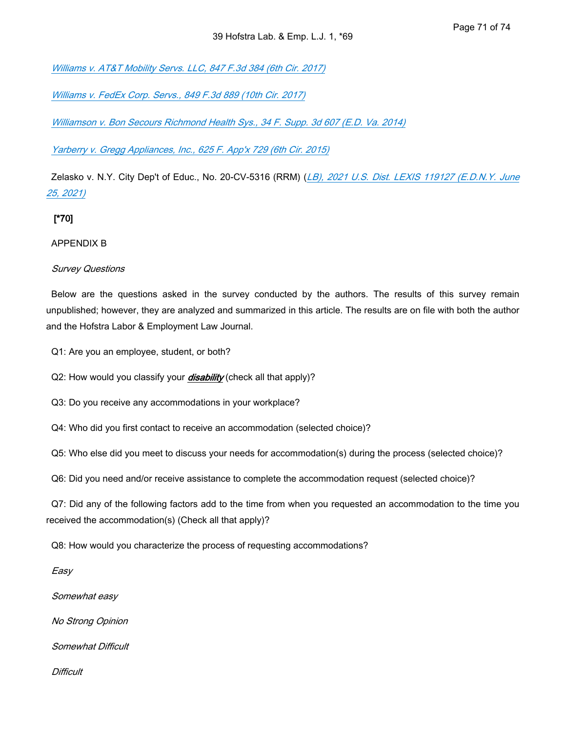*Williams v. AT&T Mobility Servs. LLC, 847 F.3d 384 (6th Cir. 2017)*

*Williams v. FedEx Corp. Servs., 849 F.3d 889 (10th Cir. 2017)*

*Williamson v. Bon Secours Richmond Health Sys., 34 F. Supp. 3d 607 (E.D. Va. 2014)*

*Yarberry v. Gregg Appliances, Inc., 625 F. App'x 729 (6th Cir. 2015)*

Zelasko v. N.Y. City Dep't of Educ., No. 20-CV-5316 (RRM) (*LB), 2021 U.S. Dist. LEXIS 119127 (E.D.N.Y. June 25, 2021)*

**[*70]**

APPENDIX B

*Survey Questions*

Below are the questions asked in the survey conducted by the authors. The results of this survey remain unpublished; however, they are analyzed and summarized in this article. The results are on file with both the author and the Hofstra Labor & Employment Law Journal.

Q1: Are you an employee, student, or both?

Q2: How would you classify your ***disability*** (check all that apply)?

Q3: Do you receive any accommodations in your workplace?

Q4: Who did you first contact to receive an accommodation (selected choice)?

Q5: Who else did you meet to discuss your needs for accommodation(s) during the process (selected choice)?

Q6: Did you need and/or receive assistance to complete the accommodation request (selected choice)?

Q7: Did any of the following factors add to the time from when you requested an accommodation to the time you received the accommodation(s) (Check all that apply)?

Q8: How would you characterize the process of requesting accommodations?

*Easy*

*Somewhat easy*

*No Strong Opinion*

*Somewhat Difficult*

*Difficult*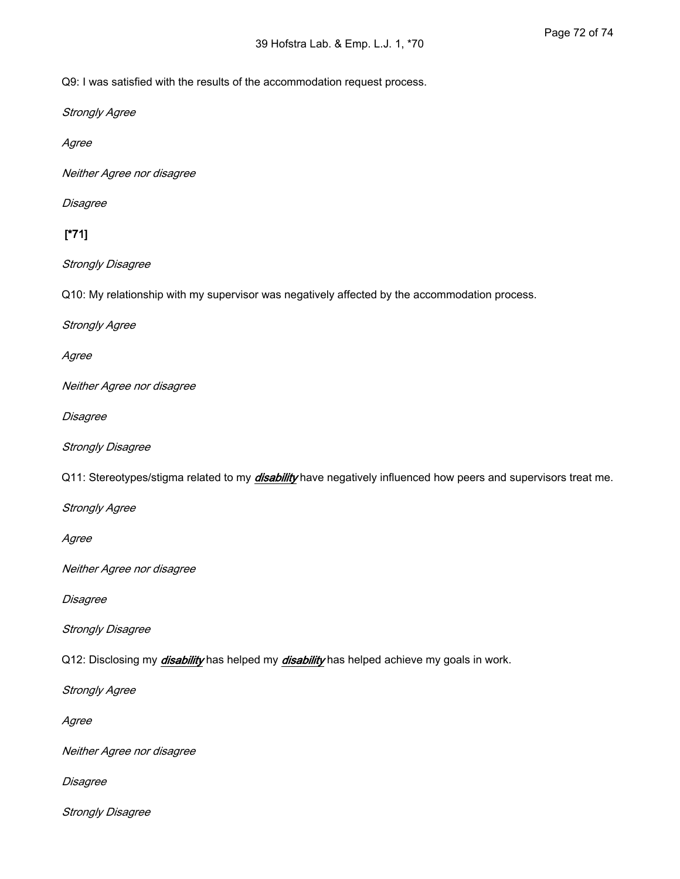Q9: I was satisfied with the results of the accommodation request process.

*Strongly Agree*

*Agree*

*Neither Agree nor disagree*

*Disagree*

**[*71]**

*Strongly Disagree*

Q10: My relationship with my supervisor was negatively affected by the accommodation process.

*Strongly Agree*

*Agree*

*Neither Agree nor disagree*

*Disagree*

*Strongly Disagree*

Q11: Stereotypes/stigma related to my ***disability*** have negatively influenced how peers and supervisors treat me.

*Strongly Agree*

*Agree*

*Neither Agree nor disagree*

*Disagree*

*Strongly Disagree*

Q12: Disclosing my ***disability*** has helped my ***disability*** has helped achieve my goals in work.

*Strongly Agree*

*Agree*

*Neither Agree nor disagree*

*Disagree*

*Strongly Disagree*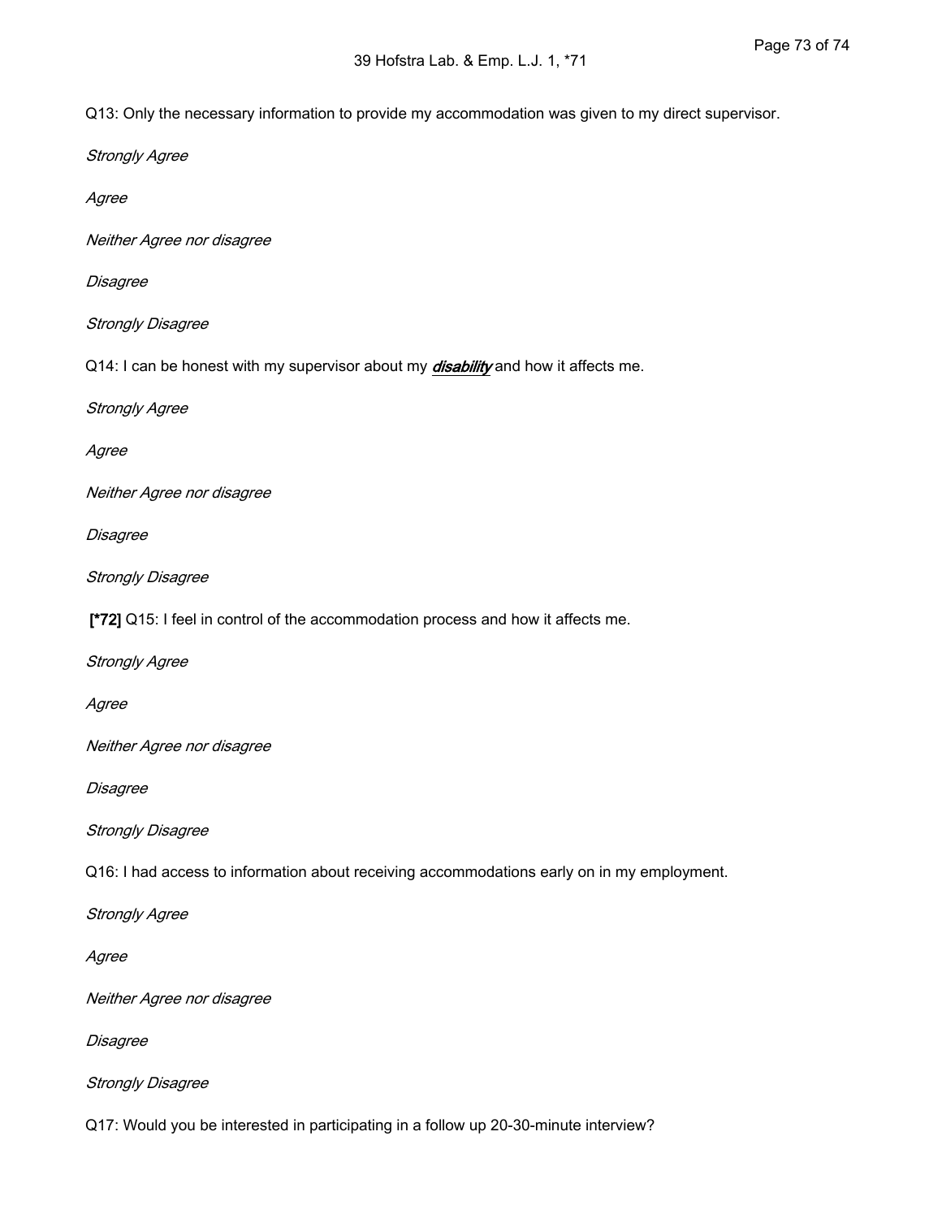Q13: Only the necessary information to provide my accommodation was given to my direct supervisor.

*Strongly Agree*

*Agree*

*Neither Agree nor disagree*

*Disagree*

*Strongly Disagree*

Q14: I can be honest with my supervisor about my ***disability*** and how it affects me.

*Strongly Agree*

*Agree*

*Neither Agree nor disagree*

*Disagree*

*Strongly Disagree*

**[*72]** Q15: I feel in control of the accommodation process and how it affects me.

*Strongly Agree*

*Agree*

*Neither Agree nor disagree*

*Disagree*

*Strongly Disagree*

Q16: I had access to information about receiving accommodations early on in my employment.

*Strongly Agree*

*Agree*

*Neither Agree nor disagree*

*Disagree*

*Strongly Disagree*

Q17: Would you be interested in participating in a follow up 20-30-minute interview?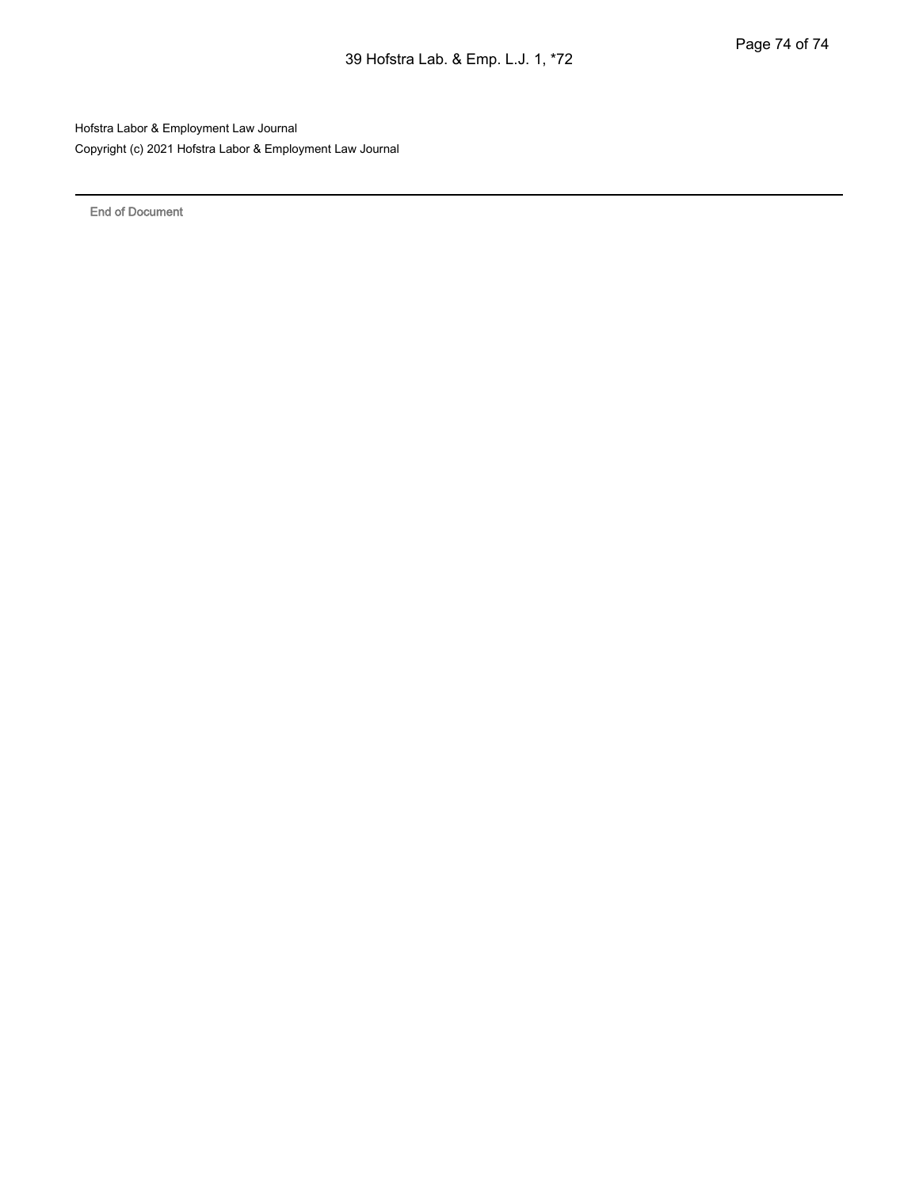Hofstra Labor & Employment Law Journal
Copyright (c) 2021 Hofstra Labor & Employment Law Journal

---

End of Document